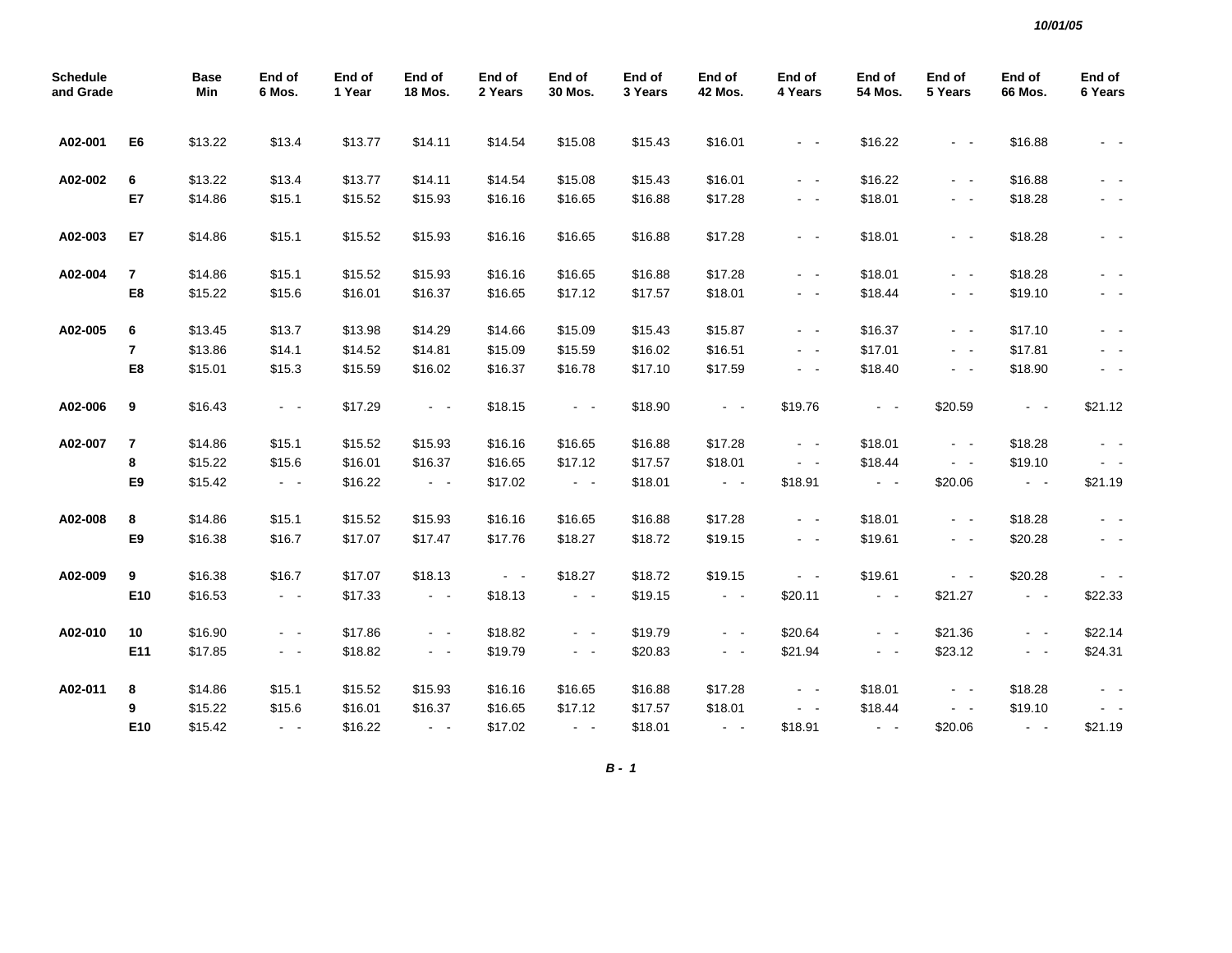10/01/05

| Schedule and Grade | | Base Min | End of 6 Mos. | End of 1 Year | End of 18 Mos. | End of 2 Years | End of 30 Mos. | End of 3 Years | End of 42 Mos. | End of 4 Years | End of 54 Mos. | End of 5 Years | End of 66 Mos. | End of 6 Years |
|---|---|---|---|---|---|---|---|---|---|---|---|---|---|---|
| A02-001 | E6 | $13.22 | $13.4 | $13.77 | $14.11 | $14.54 | $15.08 | $15.43 | $16.01 | - - | $16.22 | - - | $16.88 | - - |
| A02-002 | 6 | $13.22 | $13.4 | $13.77 | $14.11 | $14.54 | $15.08 | $15.43 | $16.01 | - - | $16.22 | - - | $16.88 | - - |
| | E7 | $14.86 | $15.1 | $15.52 | $15.93 | $16.16 | $16.65 | $16.88 | $17.28 | - - | $18.01 | - - | $18.28 | - - |
| A02-003 | E7 | $14.86 | $15.1 | $15.52 | $15.93 | $16.16 | $16.65 | $16.88 | $17.28 | - - | $18.01 | - - | $18.28 | - - |
| A02-004 | 7 | $14.86 | $15.1 | $15.52 | $15.93 | $16.16 | $16.65 | $16.88 | $17.28 | - - | $18.01 | - - | $18.28 | - - |
| | E8 | $15.22 | $15.6 | $16.01 | $16.37 | $16.65 | $17.12 | $17.57 | $18.01 | - - | $18.44 | - - | $19.10 | - - |
| A02-005 | 6 | $13.45 | $13.7 | $13.98 | $14.29 | $14.66 | $15.09 | $15.43 | $15.87 | - - | $16.37 | - - | $17.10 | - - |
| | 7 | $13.86 | $14.1 | $14.52 | $14.81 | $15.09 | $15.59 | $16.02 | $16.51 | - - | $17.01 | - - | $17.81 | - - |
| | E8 | $15.01 | $15.3 | $15.59 | $16.02 | $16.37 | $16.78 | $17.10 | $17.59 | - - | $18.40 | - - | $18.90 | - - |
| A02-006 | 9 | $16.43 | - - | $17.29 | - - | $18.15 | - - | $18.90 | - - | $19.76 | - - | $20.59 | - - | $21.12 |
| A02-007 | 7 | $14.86 | $15.1 | $15.52 | $15.93 | $16.16 | $16.65 | $16.88 | $17.28 | - - | $18.01 | - - | $18.28 | - - |
| | 8 | $15.22 | $15.6 | $16.01 | $16.37 | $16.65 | $17.12 | $17.57 | $18.01 | - - | $18.44 | - - | $19.10 | - - |
| | E9 | $15.42 | - - | $16.22 | - - | $17.02 | - - | $18.01 | - - | $18.91 | - - | $20.06 | - - | $21.19 |
| A02-008 | 8 | $14.86 | $15.1 | $15.52 | $15.93 | $16.16 | $16.65 | $16.88 | $17.28 | - - | $18.01 | - - | $18.28 | - - |
| | E9 | $16.38 | $16.7 | $17.07 | $17.47 | $17.76 | $18.27 | $18.72 | $19.15 | - - | $19.61 | - - | $20.28 | - - |
| A02-009 | 9 | $16.38 | $16.7 | $17.07 | $18.13 | - - | $18.27 | $18.72 | $19.15 | - - | $19.61 | - - | $20.28 | - - |
| | E10 | $16.53 | - - | $17.33 | - - | $18.13 | - - | $19.15 | - - | $20.11 | - - | $21.27 | - - | $22.33 |
| A02-010 | 10 | $16.90 | - - | $17.86 | - - | $18.82 | - - | $19.79 | - - | $20.64 | - - | $21.36 | - - | $22.14 |
| | E11 | $17.85 | - - | $18.82 | - - | $19.79 | - - | $20.83 | - - | $21.94 | - - | $23.12 | - - | $24.31 |
| A02-011 | 8 | $14.86 | $15.1 | $15.52 | $15.93 | $16.16 | $16.65 | $16.88 | $17.28 | - - | $18.01 | - - | $18.28 | - - |
| | 9 | $15.22 | $15.6 | $16.01 | $16.37 | $16.65 | $17.12 | $17.57 | $18.01 | - - | $18.44 | - - | $19.10 | - - |
| | E10 | $15.42 | - - | $16.22 | - - | $17.02 | - - | $18.01 | - - | $18.91 | - - | $20.06 | - - | $21.19 |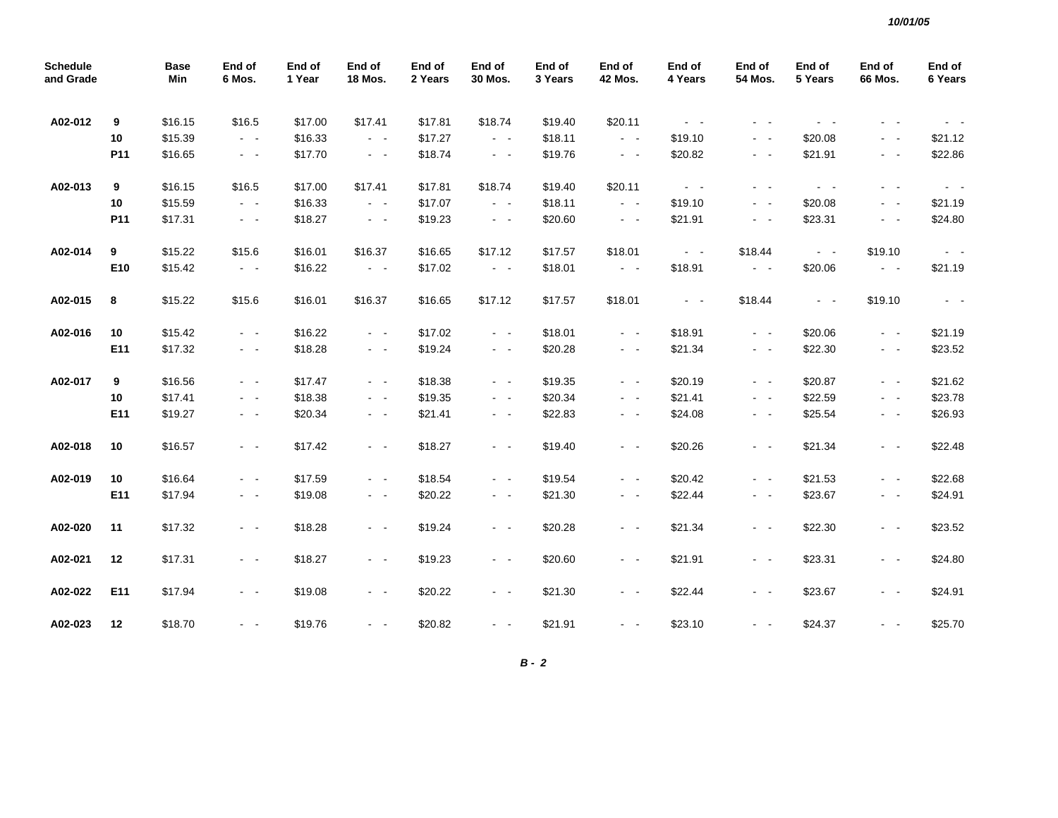| Schedule and Grade | | Base Min | End of 6 Mos. | End of 1 Year | End of 18 Mos. | End of 2 Years | End of 30 Mos. | End of 3 Years | End of 42 Mos. | End of 4 Years | End of 54 Mos. | End of 5 Years | End of 66 Mos. | End of 6 Years |
|---|---|---|---|---|---|---|---|---|---|---|---|---|---|---|
| A02-012 | 9 | $16.15 | $16.5 | $17.00 | $17.41 | $17.81 | $18.74 | $19.40 | $20.11 | - - | - - | - - | - - | - - |
| | 10 | $15.39 | - - | $16.33 | - - | $17.27 | - - | $18.11 | - - | $19.10 | - - | $20.08 | - - | $21.12 |
| | P11 | $16.65 | - - | $17.70 | - - | $18.74 | - - | $19.76 | - - | $20.82 | - - | $21.91 | - - | $22.86 |
| A02-013 | 9 | $16.15 | $16.5 | $17.00 | $17.41 | $17.81 | $18.74 | $19.40 | $20.11 | - - | - - | - - | - - | - - |
| | 10 | $15.59 | - - | $16.33 | - - | $17.07 | - - | $18.11 | - - | $19.10 | - - | $20.08 | - - | $21.19 |
| | P11 | $17.31 | - - | $18.27 | - - | $19.23 | - - | $20.60 | - - | $21.91 | - - | $23.31 | - - | $24.80 |
| A02-014 | 9 | $15.22 | $15.6 | $16.01 | $16.37 | $16.65 | $17.12 | $17.57 | $18.01 | - - | $18.44 | - - | $19.10 | - - |
| | E10 | $15.42 | - - | $16.22 | - - | $17.02 | - - | $18.01 | - - | $18.91 | - - | $20.06 | - - | $21.19 |
| A02-015 | 8 | $15.22 | $15.6 | $16.01 | $16.37 | $16.65 | $17.12 | $17.57 | $18.01 | - - | $18.44 | - - | $19.10 | - - |
| A02-016 | 10 | $15.42 | - - | $16.22 | - - | $17.02 | - - | $18.01 | - - | $18.91 | - - | $20.06 | - - | $21.19 |
| | E11 | $17.32 | - - | $18.28 | - - | $19.24 | - - | $20.28 | - - | $21.34 | - - | $22.30 | - - | $23.52 |
| A02-017 | 9 | $16.56 | - - | $17.47 | - - | $18.38 | - - | $19.35 | - - | $20.19 | - - | $20.87 | - - | $21.62 |
| | 10 | $17.41 | - - | $18.38 | - - | $19.35 | - - | $20.34 | - - | $21.41 | - - | $22.59 | - - | $23.78 |
| | E11 | $19.27 | - - | $20.34 | - - | $21.41 | - - | $22.83 | - - | $24.08 | - - | $25.54 | - - | $26.93 |
| A02-018 | 10 | $16.57 | - - | $17.42 | - - | $18.27 | - - | $19.40 | - - | $20.26 | - - | $21.34 | - - | $22.48 |
| A02-019 | 10 | $16.64 | - - | $17.59 | - - | $18.54 | - - | $19.54 | - - | $20.42 | - - | $21.53 | - - | $22.68 |
| | E11 | $17.94 | - - | $19.08 | - - | $20.22 | - - | $21.30 | - - | $22.44 | - - | $23.67 | - - | $24.91 |
| A02-020 | 11 | $17.32 | - - | $18.28 | - - | $19.24 | - - | $20.28 | - - | $21.34 | - - | $22.30 | - - | $23.52 |
| A02-021 | 12 | $17.31 | - - | $18.27 | - - | $19.23 | - - | $20.60 | - - | $21.91 | - - | $23.31 | - - | $24.80 |
| A02-022 | E11 | $17.94 | - - | $19.08 | - - | $20.22 | - - | $21.30 | - - | $22.44 | - - | $23.67 | - - | $24.91 |
| A02-023 | 12 | $18.70 | - - | $19.76 | - - | $20.82 | - - | $21.91 | - - | $23.10 | - - | $24.37 | - - | $25.70 |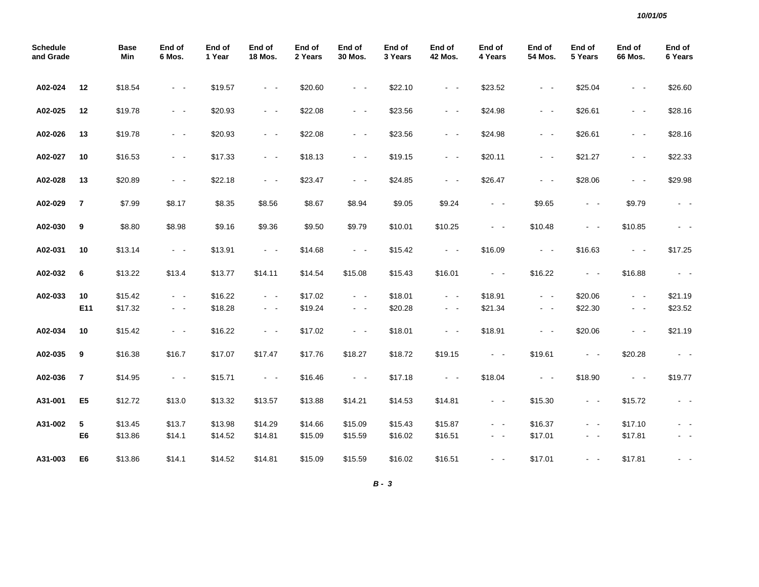| Schedule and Grade | | Base Min | End of 6 Mos. | End of 1 Year | End of 18 Mos. | End of 2 Years | End of 30 Mos. | End of 3 Years | End of 42 Mos. | End of 4 Years | End of 54 Mos. | End of 5 Years | End of 66 Mos. | End of 6 Years |
|---|---|---|---|---|---|---|---|---|---|---|---|---|---|---|
| A02-024 | 12 | $18.54 | - - | $19.57 | - - | $20.60 | - - | $22.10 | - - | $23.52 | - - | $25.04 | - - | $26.60 |
| A02-025 | 12 | $19.78 | - - | $20.93 | - - | $22.08 | - - | $23.56 | - - | $24.98 | - - | $26.61 | - - | $28.16 |
| A02-026 | 13 | $19.78 | - - | $20.93 | - - | $22.08 | - - | $23.56 | - - | $24.98 | - - | $26.61 | - - | $28.16 |
| A02-027 | 10 | $16.53 | - - | $17.33 | - - | $18.13 | - - | $19.15 | - - | $20.11 | - - | $21.27 | - - | $22.33 |
| A02-028 | 13 | $20.89 | - - | $22.18 | - - | $23.47 | - - | $24.85 | - - | $26.47 | - - | $28.06 | - - | $29.98 |
| A02-029 | 7 | $7.99 | $8.17 | $8.35 | $8.56 | $8.67 | $8.94 | $9.05 | $9.24 | - - | $9.65 | - - | $9.79 | - - |
| A02-030 | 9 | $8.80 | $8.98 | $9.16 | $9.36 | $9.50 | $9.79 | $10.01 | $10.25 | - - | $10.48 | - - | $10.85 | - - |
| A02-031 | 10 | $13.14 | - - | $13.91 | - - | $14.68 | - - | $15.42 | - - | $16.09 | - - | $16.63 | - - | $17.25 |
| A02-032 | 6 | $13.22 | $13.4 | $13.77 | $14.11 | $14.54 | $15.08 | $15.43 | $16.01 | - - | $16.22 | - - | $16.88 | - - |
| A02-033 | 10 | $15.42 | - - | $16.22 | - - | $17.02 | - - | $18.01 | - - | $18.91 | - - | $20.06 | - - | $21.19 |
| | E11 | $17.32 | - - | $18.28 | - - | $19.24 | - - | $20.28 | - - | $21.34 | - - | $22.30 | - - | $23.52 |
| A02-034 | 10 | $15.42 | - - | $16.22 | - - | $17.02 | - - | $18.01 | - - | $18.91 | - - | $20.06 | - - | $21.19 |
| A02-035 | 9 | $16.38 | $16.7 | $17.07 | $17.47 | $17.76 | $18.27 | $18.72 | $19.15 | - - | $19.61 | - - | $20.28 | - - |
| A02-036 | 7 | $14.95 | - - | $15.71 | - - | $16.46 | - - | $17.18 | - - | $18.04 | - - | $18.90 | - - | $19.77 |
| A31-001 | E5 | $12.72 | $13.0 | $13.32 | $13.57 | $13.88 | $14.21 | $14.53 | $14.81 | - - | $15.30 | - - | $15.72 | - - |
| A31-002 | 5 | $13.45 | $13.7 | $13.98 | $14.29 | $14.66 | $15.09 | $15.43 | $15.87 | - - | $16.37 | - - | $17.10 | - - |
| | E6 | $13.86 | $14.1 | $14.52 | $14.81 | $15.09 | $15.59 | $16.02 | $16.51 | - - | $17.01 | - - | $17.81 | - - |
| A31-003 | E6 | $13.86 | $14.1 | $14.52 | $14.81 | $15.09 | $15.59 | $16.02 | $16.51 | - - | $17.01 | - - | $17.81 | - - |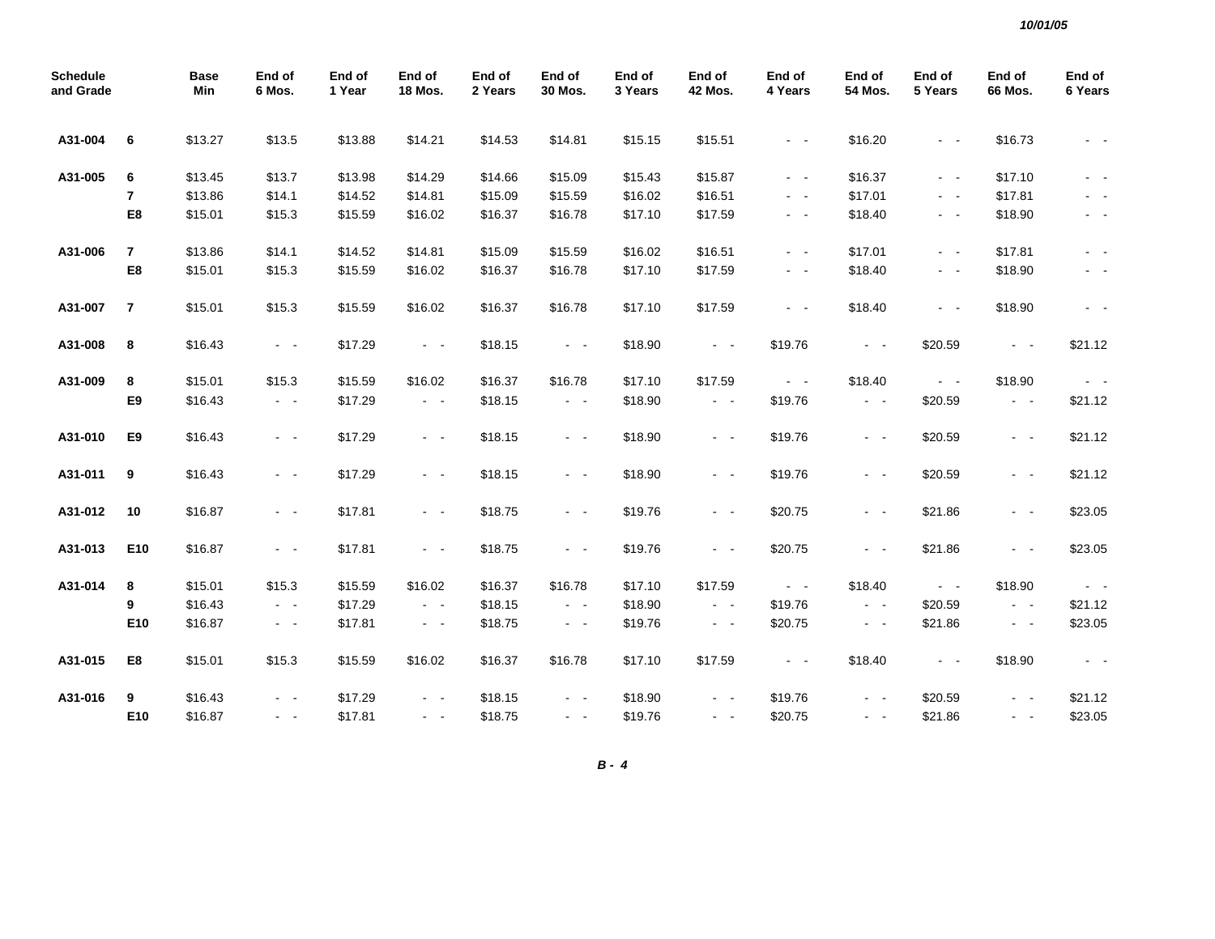| Schedule and Grade | | Base Min | End of 6 Mos. | End of 1 Year | End of 18 Mos. | End of 2 Years | End of 30 Mos. | End of 3 Years | End of 42 Mos. | End of 4 Years | End of 54 Mos. | End of 5 Years | End of 66 Mos. | End of 6 Years |
|---|---|---|---|---|---|---|---|---|---|---|---|---|---|---|
| A31-004 | 6 | $13.27 | $13.5 | $13.88 | $14.21 | $14.53 | $14.81 | $15.15 | $15.51 | - - | $16.20 | - - | $16.73 | - - |
| A31-005 | 6 | $13.45 | $13.7 | $13.98 | $14.29 | $14.66 | $15.09 | $15.43 | $15.87 | - - | $16.37 | - - | $17.10 | - - |
| | 7 | $13.86 | $14.1 | $14.52 | $14.81 | $15.09 | $15.59 | $16.02 | $16.51 | - - | $17.01 | - - | $17.81 | - - |
| | E8 | $15.01 | $15.3 | $15.59 | $16.02 | $16.37 | $16.78 | $17.10 | $17.59 | - - | $18.40 | - - | $18.90 | - - |
| A31-006 | 7 | $13.86 | $14.1 | $14.52 | $14.81 | $15.09 | $15.59 | $16.02 | $16.51 | - - | $17.01 | - - | $17.81 | - - |
| | E8 | $15.01 | $15.3 | $15.59 | $16.02 | $16.37 | $16.78 | $17.10 | $17.59 | - - | $18.40 | - - | $18.90 | - - |
| A31-007 | 7 | $15.01 | $15.3 | $15.59 | $16.02 | $16.37 | $16.78 | $17.10 | $17.59 | - - | $18.40 | - - | $18.90 | - - |
| A31-008 | 8 | $16.43 | - - | $17.29 | - - | $18.15 | - - | $18.90 | - - | $19.76 | - - | $20.59 | - - | $21.12 |
| A31-009 | 8 | $15.01 | $15.3 | $15.59 | $16.02 | $16.37 | $16.78 | $17.10 | $17.59 | - - | $18.40 | - - | $18.90 | - - |
| | E9 | $16.43 | - - | $17.29 | - - | $18.15 | - - | $18.90 | - - | $19.76 | - - | $20.59 | - - | $21.12 |
| A31-010 | E9 | $16.43 | - - | $17.29 | - - | $18.15 | - - | $18.90 | - - | $19.76 | - - | $20.59 | - - | $21.12 |
| A31-011 | 9 | $16.43 | - - | $17.29 | - - | $18.15 | - - | $18.90 | - - | $19.76 | - - | $20.59 | - - | $21.12 |
| A31-012 | 10 | $16.87 | - - | $17.81 | - - | $18.75 | - - | $19.76 | - - | $20.75 | - - | $21.86 | - - | $23.05 |
| A31-013 | E10 | $16.87 | - - | $17.81 | - - | $18.75 | - - | $19.76 | - - | $20.75 | - - | $21.86 | - - | $23.05 |
| A31-014 | 8 | $15.01 | $15.3 | $15.59 | $16.02 | $16.37 | $16.78 | $17.10 | $17.59 | - - | $18.40 | - - | $18.90 | - - |
| | 9 | $16.43 | - - | $17.29 | - - | $18.15 | - - | $18.90 | - - | $19.76 | - - | $20.59 | - - | $21.12 |
| | E10 | $16.87 | - - | $17.81 | - - | $18.75 | - - | $19.76 | - - | $20.75 | - - | $21.86 | - - | $23.05 |
| A31-015 | E8 | $15.01 | $15.3 | $15.59 | $16.02 | $16.37 | $16.78 | $17.10 | $17.59 | - - | $18.40 | - - | $18.90 | - - |
| A31-016 | 9 | $16.43 | - - | $17.29 | - - | $18.15 | - - | $18.90 | - - | $19.76 | - - | $20.59 | - - | $21.12 |
| | E10 | $16.87 | - - | $17.81 | - - | $18.75 | - - | $19.76 | - - | $20.75 | - - | $21.86 | - - | $23.05 |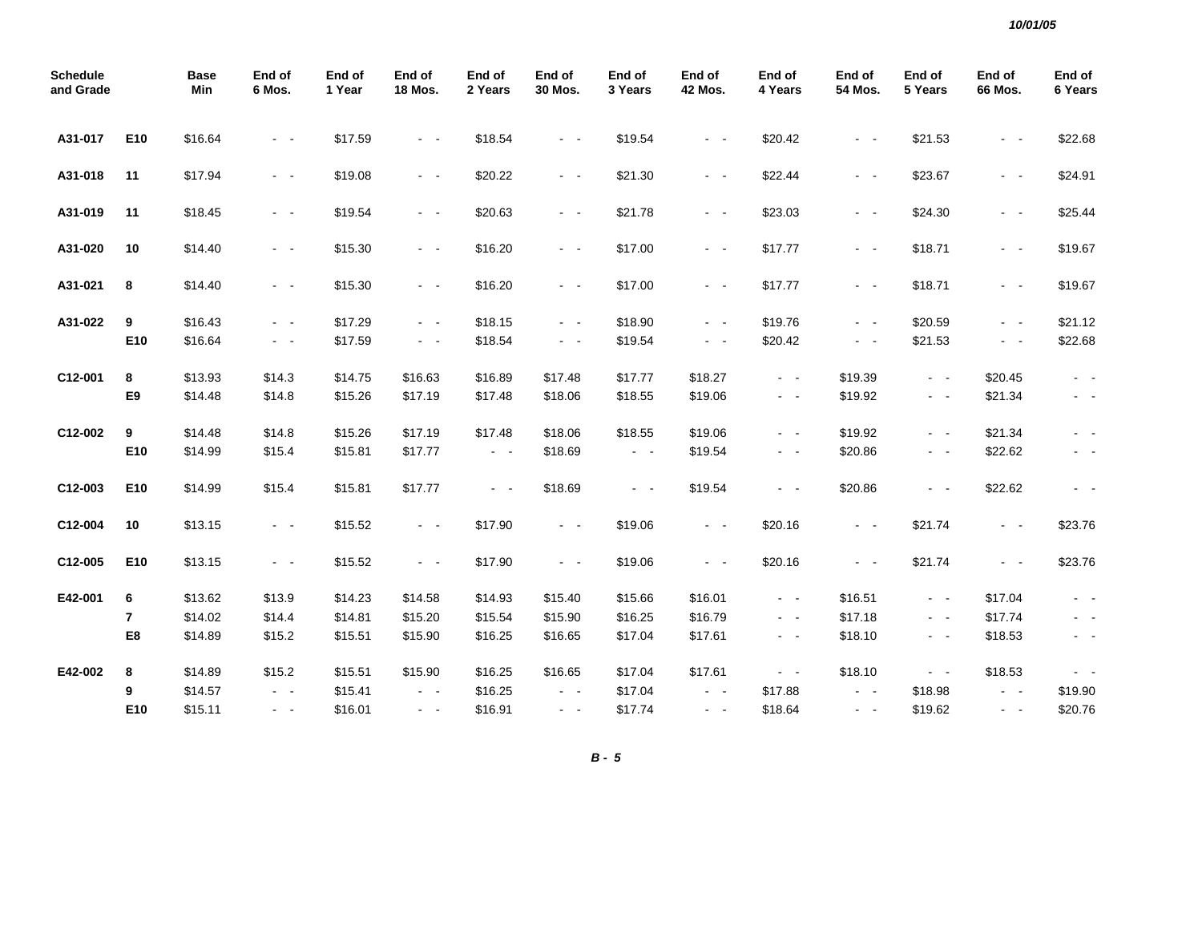10/01/05

| Schedule and Grade | | Base Min | End of 6 Mos. | End of 1 Year | End of 18 Mos. | End of 2 Years | End of 30 Mos. | End of 3 Years | End of 42 Mos. | End of 4 Years | End of 54 Mos. | End of 5 Years | End of 66 Mos. | End of 6 Years |
|---|---|---|---|---|---|---|---|---|---|---|---|---|---|---|
| A31-017 | E10 | $16.64 | - - | $17.59 | - - | $18.54 | - - | $19.54 | - - | $20.42 | - - | $21.53 | - - | $22.68 |
| A31-018 | 11 | $17.94 | - - | $19.08 | - - | $20.22 | - - | $21.30 | - - | $22.44 | - - | $23.67 | - - | $24.91 |
| A31-019 | 11 | $18.45 | - - | $19.54 | - - | $20.63 | - - | $21.78 | - - | $23.03 | - - | $24.30 | - - | $25.44 |
| A31-020 | 10 | $14.40 | - - | $15.30 | - - | $16.20 | - - | $17.00 | - - | $17.77 | - - | $18.71 | - - | $19.67 |
| A31-021 | 8 | $14.40 | - - | $15.30 | - - | $16.20 | - - | $17.00 | - - | $17.77 | - - | $18.71 | - - | $19.67 |
| A31-022 | 9 | $16.43 | - - | $17.29 | - - | $18.15 | - - | $18.90 | - - | $19.76 | - - | $20.59 | - - | $21.12 |
| | E10 | $16.64 | - - | $17.59 | - - | $18.54 | - - | $19.54 | - - | $20.42 | - - | $21.53 | - - | $22.68 |
| C12-001 | 8 | $13.93 | $14.3 | $14.75 | $16.63 | $16.89 | $17.48 | $17.77 | $18.27 | - - | $19.39 | - - | $20.45 | - - |
| | E9 | $14.48 | $14.8 | $15.26 | $17.19 | $17.48 | $18.06 | $18.55 | $19.06 | - - | $19.92 | - - | $21.34 | - - |
| C12-002 | 9 | $14.48 | $14.8 | $15.26 | $17.19 | $17.48 | $18.06 | $18.55 | $19.06 | - - | $19.92 | - - | $21.34 | - - |
| | E10 | $14.99 | $15.4 | $15.81 | $17.77 | - - | $18.69 | - - | $19.54 | - - | $20.86 | - - | $22.62 | - - |
| C12-003 | E10 | $14.99 | $15.4 | $15.81 | $17.77 | - - | $18.69 | - - | $19.54 | - - | $20.86 | - - | $22.62 | - - |
| C12-004 | 10 | $13.15 | - - | $15.52 | - - | $17.90 | - - | $19.06 | - - | $20.16 | - - | $21.74 | - - | $23.76 |
| C12-005 | E10 | $13.15 | - - | $15.52 | - - | $17.90 | - - | $19.06 | - - | $20.16 | - - | $21.74 | - - | $23.76 |
| E42-001 | 6 | $13.62 | $13.9 | $14.23 | $14.58 | $14.93 | $15.40 | $15.66 | $16.01 | - - | $16.51 | - - | $17.04 | - - |
| | 7 | $14.02 | $14.4 | $14.81 | $15.20 | $15.54 | $15.90 | $16.25 | $16.79 | - - | $17.18 | - - | $17.74 | - - |
| | E8 | $14.89 | $15.2 | $15.51 | $15.90 | $16.25 | $16.65 | $17.04 | $17.61 | - - | $18.10 | - - | $18.53 | - - |
| E42-002 | 8 | $14.89 | $15.2 | $15.51 | $15.90 | $16.25 | $16.65 | $17.04 | $17.61 | - - | $18.10 | - - | $18.53 | - - |
| | 9 | $14.57 | - - | $15.41 | - - | $16.25 | - - | $17.04 | - - | $17.88 | - - | $18.98 | - - | $19.90 |
| | E10 | $15.11 | - - | $16.01 | - - | $16.91 | - - | $17.74 | - - | $18.64 | - - | $19.62 | - - | $20.76 |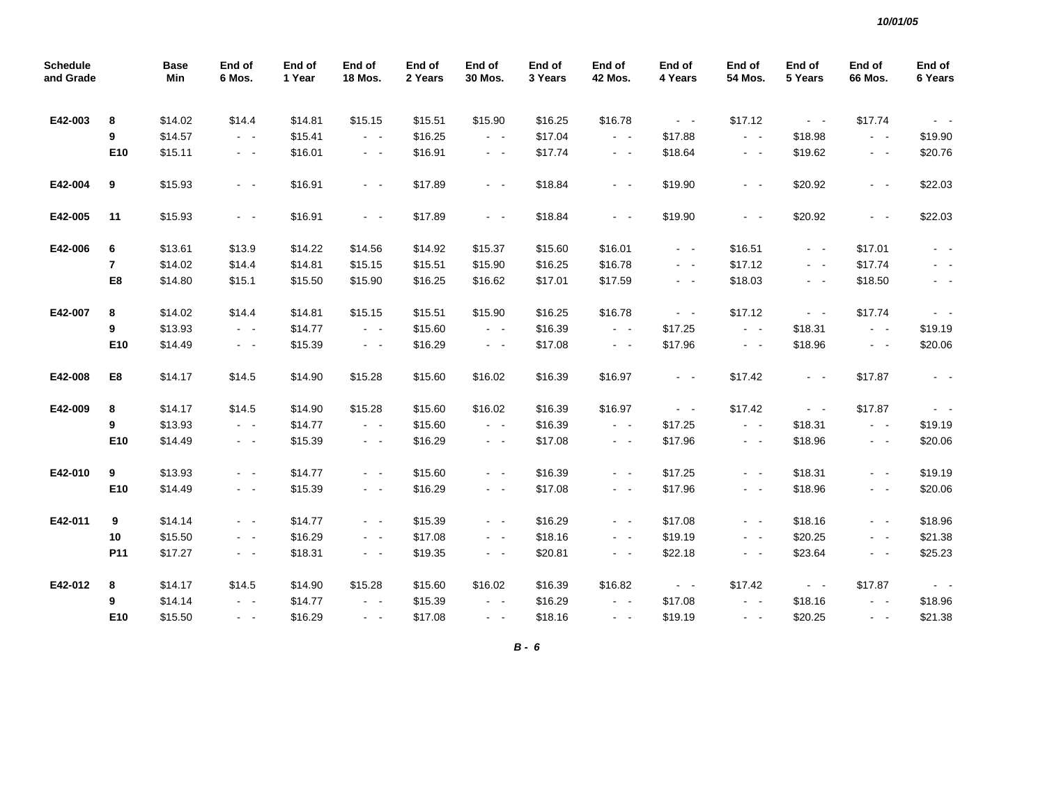| Schedule and Grade | | Base Min | End of 6 Mos. | End of 1 Year | End of 18 Mos. | End of 2 Years | End of 30 Mos. | End of 3 Years | End of 42 Mos. | End of 4 Years | End of 54 Mos. | End of 5 Years | End of 66 Mos. | End of 6 Years |
|---|---|---|---|---|---|---|---|---|---|---|---|---|---|---|
| E42-003 | 8 | $14.02 | $14.4 | $14.81 | $15.15 | $15.51 | $15.90 | $16.25 | $16.78 | - - | $17.12 | - - | $17.74 | - - |
| | 9 | $14.57 | - - | $15.41 | - - | $16.25 | - - | $17.04 | - - | $17.88 | - - | $18.98 | - - | $19.90 |
| | E10 | $15.11 | - - | $16.01 | - - | $16.91 | - - | $17.74 | - - | $18.64 | - - | $19.62 | - - | $20.76 |
| E42-004 | 9 | $15.93 | - - | $16.91 | - - | $17.89 | - - | $18.84 | - - | $19.90 | - - | $20.92 | - - | $22.03 |
| E42-005 | 11 | $15.93 | - - | $16.91 | - - | $17.89 | - - | $18.84 | - - | $19.90 | - - | $20.92 | - - | $22.03 |
| E42-006 | 6 | $13.61 | $13.9 | $14.22 | $14.56 | $14.92 | $15.37 | $15.60 | $16.01 | - - | $16.51 | - - | $17.01 | - - |
| | 7 | $14.02 | $14.4 | $14.81 | $15.15 | $15.51 | $15.90 | $16.25 | $16.78 | - - | $17.12 | - - | $17.74 | - - |
| | E8 | $14.80 | $15.1 | $15.50 | $15.90 | $16.25 | $16.62 | $17.01 | $17.59 | - - | $18.03 | - - | $18.50 | - - |
| E42-007 | 8 | $14.02 | $14.4 | $14.81 | $15.15 | $15.51 | $15.90 | $16.25 | $16.78 | - - | $17.12 | - - | $17.74 | - - |
| | 9 | $13.93 | - - | $14.77 | - - | $15.60 | - - | $16.39 | - - | $17.25 | - - | $18.31 | - - | $19.19 |
| | E10 | $14.49 | - - | $15.39 | - - | $16.29 | - - | $17.08 | - - | $17.96 | - - | $18.96 | - - | $20.06 |
| E42-008 | E8 | $14.17 | $14.5 | $14.90 | $15.28 | $15.60 | $16.02 | $16.39 | $16.97 | - - | $17.42 | - - | $17.87 | - - |
| E42-009 | 8 | $14.17 | $14.5 | $14.90 | $15.28 | $15.60 | $16.02 | $16.39 | $16.97 | - - | $17.42 | - - | $17.87 | - - |
| | 9 | $13.93 | - - | $14.77 | - - | $15.60 | - - | $16.39 | - - | $17.25 | - - | $18.31 | - - | $19.19 |
| | E10 | $14.49 | - - | $15.39 | - - | $16.29 | - - | $17.08 | - - | $17.96 | - - | $18.96 | - - | $20.06 |
| E42-010 | 9 | $13.93 | - - | $14.77 | - - | $15.60 | - - | $16.39 | - - | $17.25 | - - | $18.31 | - - | $19.19 |
| | E10 | $14.49 | - - | $15.39 | - - | $16.29 | - - | $17.08 | - - | $17.96 | - - | $18.96 | - - | $20.06 |
| E42-011 | 9 | $14.14 | - - | $14.77 | - - | $15.39 | - - | $16.29 | - - | $17.08 | - - | $18.16 | - - | $18.96 |
| | 10 | $15.50 | - - | $16.29 | - - | $17.08 | - - | $18.16 | - - | $19.19 | - - | $20.25 | - - | $21.38 |
| | P11 | $17.27 | - - | $18.31 | - - | $19.35 | - - | $20.81 | - - | $22.18 | - - | $23.64 | - - | $25.23 |
| E42-012 | 8 | $14.17 | $14.5 | $14.90 | $15.28 | $15.60 | $16.02 | $16.39 | $16.82 | - - | $17.42 | - - | $17.87 | - - |
| | 9 | $14.14 | - - | $14.77 | - - | $15.39 | - - | $16.29 | - - | $17.08 | - - | $18.16 | - - | $18.96 |
| | E10 | $15.50 | - - | $16.29 | - - | $17.08 | - - | $18.16 | - - | $19.19 | - - | $20.25 | - - | $21.38 |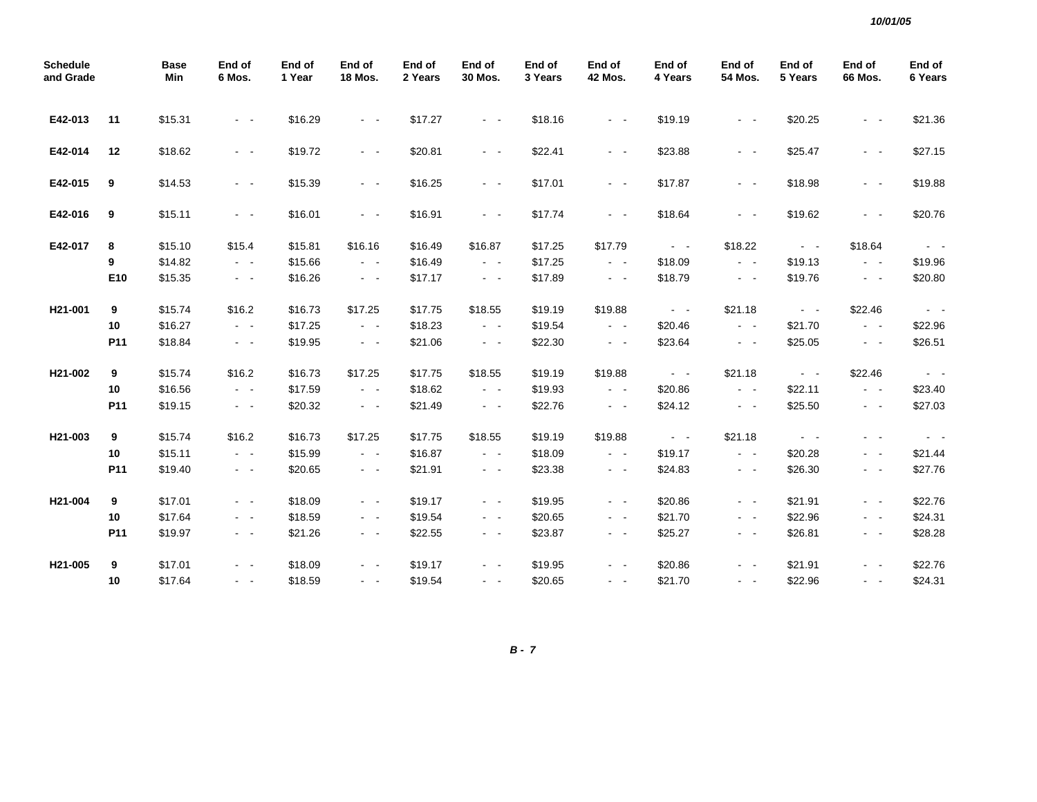| Schedule and Grade | | Base Min | End of 6 Mos. | End of 1 Year | End of 18 Mos. | End of 2 Years | End of 30 Mos. | End of 3 Years | End of 42 Mos. | End of 4 Years | End of 54 Mos. | End of 5 Years | End of 66 Mos. | End of 6 Years |
|---|---|---|---|---|---|---|---|---|---|---|---|---|---|---|
| E42-013 | 11 | $15.31 | - - | $16.29 | - - | $17.27 | - - | $18.16 | - - | $19.19 | - - | $20.25 | - - | $21.36 |
| E42-014 | 12 | $18.62 | - - | $19.72 | - - | $20.81 | - - | $22.41 | - - | $23.88 | - - | $25.47 | - - | $27.15 |
| E42-015 | 9 | $14.53 | - - | $15.39 | - - | $16.25 | - - | $17.01 | - - | $17.87 | - - | $18.98 | - - | $19.88 |
| E42-016 | 9 | $15.11 | - - | $16.01 | - - | $16.91 | - - | $17.74 | - - | $18.64 | - - | $19.62 | - - | $20.76 |
| E42-017 | 8 | $15.10 | $15.4 | $15.81 | $16.16 | $16.49 | $16.87 | $17.25 | $17.79 | - - | $18.22 | - - | $18.64 | - - |
| | 9 | $14.82 | - - | $15.66 | - - | $16.49 | - - | $17.25 | - - | $18.09 | - - | $19.13 | - - | $19.96 |
| | E10 | $15.35 | - - | $16.26 | - - | $17.17 | - - | $17.89 | - - | $18.79 | - - | $19.76 | - - | $20.80 |
| H21-001 | 9 | $15.74 | $16.2 | $16.73 | $17.25 | $17.75 | $18.55 | $19.19 | $19.88 | - - | $21.18 | - - | $22.46 | - - |
| | 10 | $16.27 | - - | $17.25 | - - | $18.23 | - - | $19.54 | - - | $20.46 | - - | $21.70 | - - | $22.96 |
| | P11 | $18.84 | - - | $19.95 | - - | $21.06 | - - | $22.30 | - - | $23.64 | - - | $25.05 | - - | $26.51 |
| H21-002 | 9 | $15.74 | $16.2 | $16.73 | $17.25 | $17.75 | $18.55 | $19.19 | $19.88 | - - | $21.18 | - - | $22.46 | - - |
| | 10 | $16.56 | - - | $17.59 | - - | $18.62 | - - | $19.93 | - - | $20.86 | - - | $22.11 | - - | $23.40 |
| | P11 | $19.15 | - - | $20.32 | - - | $21.49 | - - | $22.76 | - - | $24.12 | - - | $25.50 | - - | $27.03 |
| H21-003 | 9 | $15.74 | $16.2 | $16.73 | $17.25 | $17.75 | $18.55 | $19.19 | $19.88 | - - | $21.18 | - - | - - | - - |
| | 10 | $15.11 | - - | $15.99 | - - | $16.87 | - - | $18.09 | - - | $19.17 | - - | $20.28 | - - | $21.44 |
| | P11 | $19.40 | - - | $20.65 | - - | $21.91 | - - | $23.38 | - - | $24.83 | - - | $26.30 | - - | $27.76 |
| H21-004 | 9 | $17.01 | - - | $18.09 | - - | $19.17 | - - | $19.95 | - - | $20.86 | - - | $21.91 | - - | $22.76 |
| | 10 | $17.64 | - - | $18.59 | - - | $19.54 | - - | $20.65 | - - | $21.70 | - - | $22.96 | - - | $24.31 |
| | P11 | $19.97 | - - | $21.26 | - - | $22.55 | - - | $23.87 | - - | $25.27 | - - | $26.81 | - - | $28.28 |
| H21-005 | 9 | $17.01 | - - | $18.09 | - - | $19.17 | - - | $19.95 | - - | $20.86 | - - | $21.91 | - - | $22.76 |
| | 10 | $17.64 | - - | $18.59 | - - | $19.54 | - - | $20.65 | - - | $21.70 | - - | $22.96 | - - | $24.31 |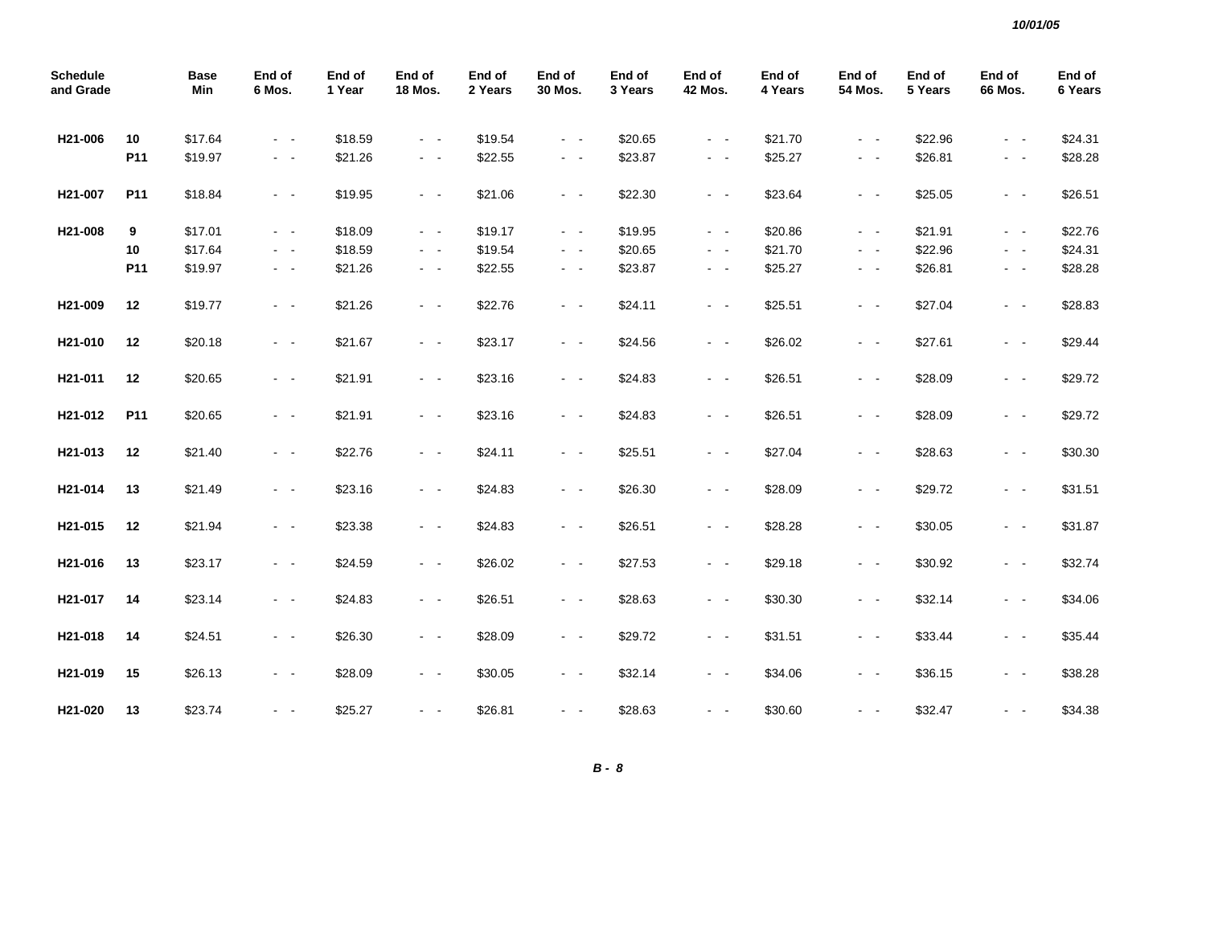| Schedule and Grade | | Base Min | End of 6 Mos. | End of 1 Year | End of 18 Mos. | End of 2 Years | End of 30 Mos. | End of 3 Years | End of 42 Mos. | End of 4 Years | End of 54 Mos. | End of 5 Years | End of 66 Mos. | End of 6 Years |
|---|---|---|---|---|---|---|---|---|---|---|---|---|---|---|
| H21-006 | 10 | $17.64 | - - | $18.59 | - - | $19.54 | - - | $20.65 | - - | $21.70 | - - | $22.96 | - - | $24.31 |
| | P11 | $19.97 | - - | $21.26 | - - | $22.55 | - - | $23.87 | - - | $25.27 | - - | $26.81 | - - | $28.28 |
| H21-007 | P11 | $18.84 | - - | $19.95 | - - | $21.06 | - - | $22.30 | - - | $23.64 | - - | $25.05 | - - | $26.51 |
| H21-008 | 9 | $17.01 | - - | $18.09 | - - | $19.17 | - - | $19.95 | - - | $20.86 | - - | $21.91 | - - | $22.76 |
| | 10 | $17.64 | - - | $18.59 | - - | $19.54 | - - | $20.65 | - - | $21.70 | - - | $22.96 | - - | $24.31 |
| | P11 | $19.97 | - - | $21.26 | - - | $22.55 | - - | $23.87 | - - | $25.27 | - - | $26.81 | - - | $28.28 |
| H21-009 | 12 | $19.77 | - - | $21.26 | - - | $22.76 | - - | $24.11 | - - | $25.51 | - - | $27.04 | - - | $28.83 |
| H21-010 | 12 | $20.18 | - - | $21.67 | - - | $23.17 | - - | $24.56 | - - | $26.02 | - - | $27.61 | - - | $29.44 |
| H21-011 | 12 | $20.65 | - - | $21.91 | - - | $23.16 | - - | $24.83 | - - | $26.51 | - - | $28.09 | - - | $29.72 |
| H21-012 | P11 | $20.65 | - - | $21.91 | - - | $23.16 | - - | $24.83 | - - | $26.51 | - - | $28.09 | - - | $29.72 |
| H21-013 | 12 | $21.40 | - - | $22.76 | - - | $24.11 | - - | $25.51 | - - | $27.04 | - - | $28.63 | - - | $30.30 |
| H21-014 | 13 | $21.49 | - - | $23.16 | - - | $24.83 | - - | $26.30 | - - | $28.09 | - - | $29.72 | - - | $31.51 |
| H21-015 | 12 | $21.94 | - - | $23.38 | - - | $24.83 | - - | $26.51 | - - | $28.28 | - - | $30.05 | - - | $31.87 |
| H21-016 | 13 | $23.17 | - - | $24.59 | - - | $26.02 | - - | $27.53 | - - | $29.18 | - - | $30.92 | - - | $32.74 |
| H21-017 | 14 | $23.14 | - - | $24.83 | - - | $26.51 | - - | $28.63 | - - | $30.30 | - - | $32.14 | - - | $34.06 |
| H21-018 | 14 | $24.51 | - - | $26.30 | - - | $28.09 | - - | $29.72 | - - | $31.51 | - - | $33.44 | - - | $35.44 |
| H21-019 | 15 | $26.13 | - - | $28.09 | - - | $30.05 | - - | $32.14 | - - | $34.06 | - - | $36.15 | - - | $38.28 |
| H21-020 | 13 | $23.74 | - - | $25.27 | - - | $26.81 | - - | $28.63 | - - | $30.60 | - - | $32.47 | - - | $34.38 |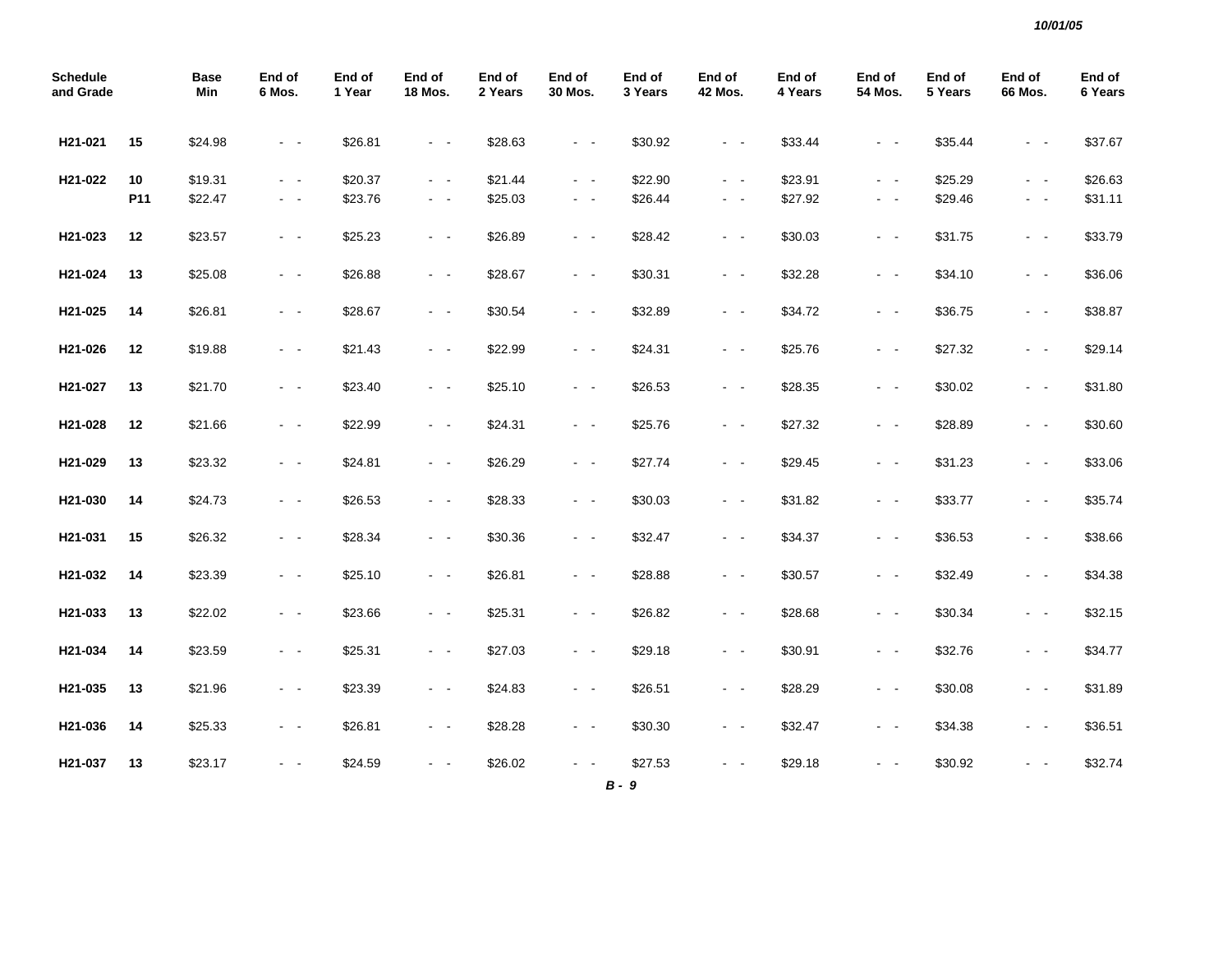| Schedule and Grade | | Base Min | End of 6 Mos. | End of 1 Year | End of 18 Mos. | End of 2 Years | End of 30 Mos. | End of 3 Years | End of 42 Mos. | End of 4 Years | End of 54 Mos. | End of 5 Years | End of 66 Mos. | End of 6 Years |
|---|---|---|---|---|---|---|---|---|---|---|---|---|---|---|
| H21-021 | 15 | $24.98 | - - | $26.81 | - - | $28.63 | - - | $30.92 | - - | $33.44 | - - | $35.44 | - - | $37.67 |
| H21-022 | 10 | $19.31 | - - | $20.37 | - - | $21.44 | - - | $22.90 | - - | $23.91 | - - | $25.29 | - - | $26.63 |
| | P11 | $22.47 | - - | $23.76 | - - | $25.03 | - - | $26.44 | - - | $27.92 | - - | $29.46 | - - | $31.11 |
| H21-023 | 12 | $23.57 | - - | $25.23 | - - | $26.89 | - - | $28.42 | - - | $30.03 | - - | $31.75 | - - | $33.79 |
| H21-024 | 13 | $25.08 | - - | $26.88 | - - | $28.67 | - - | $30.31 | - - | $32.28 | - - | $34.10 | - - | $36.06 |
| H21-025 | 14 | $26.81 | - - | $28.67 | - - | $30.54 | - - | $32.89 | - - | $34.72 | - - | $36.75 | - - | $38.87 |
| H21-026 | 12 | $19.88 | - - | $21.43 | - - | $22.99 | - - | $24.31 | - - | $25.76 | - - | $27.32 | - - | $29.14 |
| H21-027 | 13 | $21.70 | - - | $23.40 | - - | $25.10 | - - | $26.53 | - - | $28.35 | - - | $30.02 | - - | $31.80 |
| H21-028 | 12 | $21.66 | - - | $22.99 | - - | $24.31 | - - | $25.76 | - - | $27.32 | - - | $28.89 | - - | $30.60 |
| H21-029 | 13 | $23.32 | - - | $24.81 | - - | $26.29 | - - | $27.74 | - - | $29.45 | - - | $31.23 | - - | $33.06 |
| H21-030 | 14 | $24.73 | - - | $26.53 | - - | $28.33 | - - | $30.03 | - - | $31.82 | - - | $33.77 | - - | $35.74 |
| H21-031 | 15 | $26.32 | - - | $28.34 | - - | $30.36 | - - | $32.47 | - - | $34.37 | - - | $36.53 | - - | $38.66 |
| H21-032 | 14 | $23.39 | - - | $25.10 | - - | $26.81 | - - | $28.88 | - - | $30.57 | - - | $32.49 | - - | $34.38 |
| H21-033 | 13 | $22.02 | - - | $23.66 | - - | $25.31 | - - | $26.82 | - - | $28.68 | - - | $30.34 | - - | $32.15 |
| H21-034 | 14 | $23.59 | - - | $25.31 | - - | $27.03 | - - | $29.18 | - - | $30.91 | - - | $32.76 | - - | $34.77 |
| H21-035 | 13 | $21.96 | - - | $23.39 | - - | $24.83 | - - | $26.51 | - - | $28.29 | - - | $30.08 | - - | $31.89 |
| H21-036 | 14 | $25.33 | - - | $26.81 | - - | $28.28 | - - | $30.30 | - - | $32.47 | - - | $34.38 | - - | $36.51 |
| H21-037 | 13 | $23.17 | - - | $24.59 | - - | $26.02 | - - | $27.53 | - - | $29.18 | - - | $30.92 | - - | $32.74 |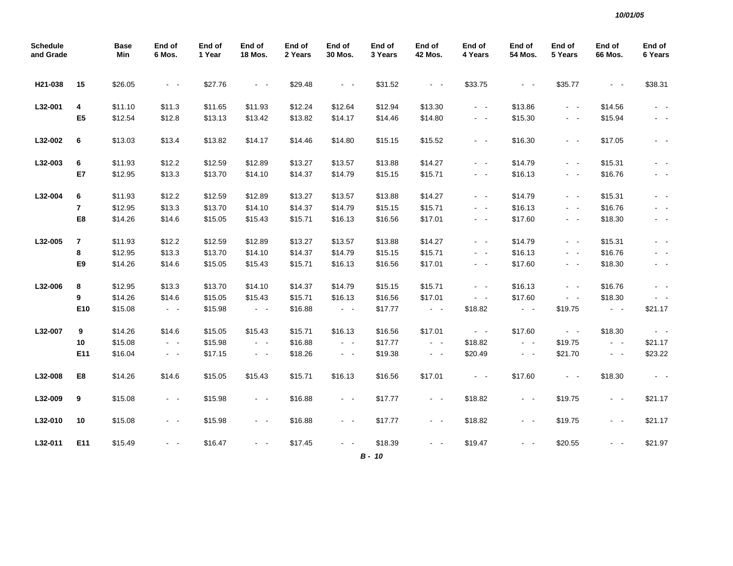10/01/05

| Schedule and Grade | | Base Min | End of 6 Mos. | End of 1 Year | End of 18 Mos. | End of 2 Years | End of 30 Mos. | End of 3 Years | End of 42 Mos. | End of 4 Years | End of 54 Mos. | End of 5 Years | End of 66 Mos. | End of 6 Years |
|---|---|---|---|---|---|---|---|---|---|---|---|---|---|---|
| H21-038 | 15 | $26.05 | - - | $27.76 | - - | $29.48 | - - | $31.52 | - - | $33.75 | - - | $35.77 | - - | $38.31 |
| L32-001 | 4 | $11.10 | $11.3 | $11.65 | $11.93 | $12.24 | $12.64 | $12.94 | $13.30 | - - | $13.86 | - - | $14.56 | - - |
| | E5 | $12.54 | $12.8 | $13.13 | $13.42 | $13.82 | $14.17 | $14.46 | $14.80 | - - | $15.30 | - - | $15.94 | - - |
| L32-002 | 6 | $13.03 | $13.4 | $13.82 | $14.17 | $14.46 | $14.80 | $15.15 | $15.52 | - - | $16.30 | - - | $17.05 | - - |
| L32-003 | 6 | $11.93 | $12.2 | $12.59 | $12.89 | $13.27 | $13.57 | $13.88 | $14.27 | - - | $14.79 | - - | $15.31 | - - |
| | E7 | $12.95 | $13.3 | $13.70 | $14.10 | $14.37 | $14.79 | $15.15 | $15.71 | - - | $16.13 | - - | $16.76 | - - |
| L32-004 | 6 | $11.93 | $12.2 | $12.59 | $12.89 | $13.27 | $13.57 | $13.88 | $14.27 | - - | $14.79 | - - | $15.31 | - - |
| | 7 | $12.95 | $13.3 | $13.70 | $14.10 | $14.37 | $14.79 | $15.15 | $15.71 | - - | $16.13 | - - | $16.76 | - - |
| | E8 | $14.26 | $14.6 | $15.05 | $15.43 | $15.71 | $16.13 | $16.56 | $17.01 | - - | $17.60 | - - | $18.30 | - - |
| L32-005 | 7 | $11.93 | $12.2 | $12.59 | $12.89 | $13.27 | $13.57 | $13.88 | $14.27 | - - | $14.79 | - - | $15.31 | - - |
| | 8 | $12.95 | $13.3 | $13.70 | $14.10 | $14.37 | $14.79 | $15.15 | $15.71 | - - | $16.13 | - - | $16.76 | - - |
| | E9 | $14.26 | $14.6 | $15.05 | $15.43 | $15.71 | $16.13 | $16.56 | $17.01 | - - | $17.60 | - - | $18.30 | - - |
| L32-006 | 8 | $12.95 | $13.3 | $13.70 | $14.10 | $14.37 | $14.79 | $15.15 | $15.71 | - - | $16.13 | - - | $16.76 | - - |
| | 9 | $14.26 | $14.6 | $15.05 | $15.43 | $15.71 | $16.13 | $16.56 | $17.01 | - - | $17.60 | - - | $18.30 | - - |
| | E10 | $15.08 | - - | $15.98 | - - | $16.88 | - - | $17.77 | - - | $18.82 | - - | $19.75 | - - | $21.17 |
| L32-007 | 9 | $14.26 | $14.6 | $15.05 | $15.43 | $15.71 | $16.13 | $16.56 | $17.01 | - - | $17.60 | - - | $18.30 | - - |
| | 10 | $15.08 | - - | $15.98 | - - | $16.88 | - - | $17.77 | - - | $18.82 | - - | $19.75 | - - | $21.17 |
| | E11 | $16.04 | - - | $17.15 | - - | $18.26 | - - | $19.38 | - - | $20.49 | - - | $21.70 | - - | $23.22 |
| L32-008 | E8 | $14.26 | $14.6 | $15.05 | $15.43 | $15.71 | $16.13 | $16.56 | $17.01 | - - | $17.60 | - - | $18.30 | - - |
| L32-009 | 9 | $15.08 | - - | $15.98 | - - | $16.88 | - - | $17.77 | - - | $18.82 | - - | $19.75 | - - | $21.17 |
| L32-010 | 10 | $15.08 | - - | $15.98 | - - | $16.88 | - - | $17.77 | - - | $18.82 | - - | $19.75 | - - | $21.17 |
| L32-011 | E11 | $15.49 | - - | $16.47 | - - | $17.45 | - - | $18.39 | - - | $19.47 | - - | $20.55 | - - | $21.97 |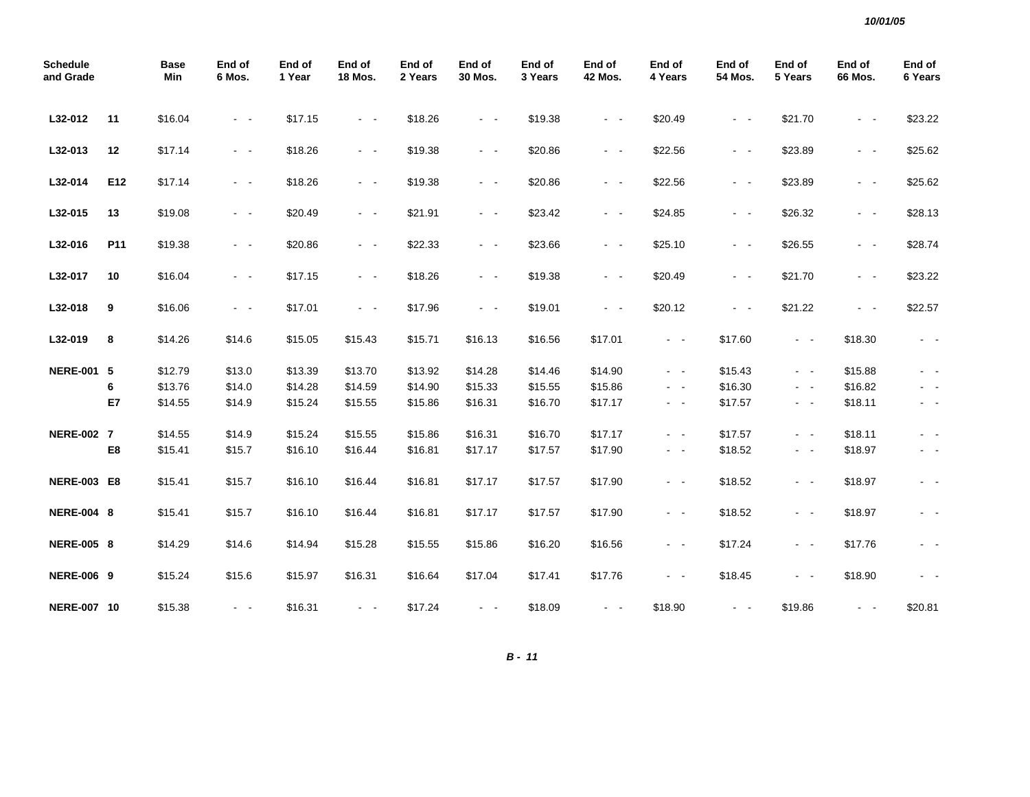| Schedule and Grade | | Base Min | End of 6 Mos. | End of 1 Year | End of 18 Mos. | End of 2 Years | End of 30 Mos. | End of 3 Years | End of 42 Mos. | End of 4 Years | End of 54 Mos. | End of 5 Years | End of 66 Mos. | End of 6 Years |
|---|---|---|---|---|---|---|---|---|---|---|---|---|---|---|
| **L32-012** | **11** | $16.04 | - - | $17.15 | - - | $18.26 | - - | $19.38 | - - | $20.49 | - - | $21.70 | - - | $23.22 |
| **L32-013** | **12** | $17.14 | - - | $18.26 | - - | $19.38 | - - | $20.86 | - - | $22.56 | - - | $23.89 | - - | $25.62 |
| **L32-014** | **E12** | $17.14 | - - | $18.26 | - - | $19.38 | - - | $20.86 | - - | $22.56 | - - | $23.89 | - - | $25.62 |
| **L32-015** | **13** | $19.08 | - - | $20.49 | - - | $21.91 | - - | $23.42 | - - | $24.85 | - - | $26.32 | - - | $28.13 |
| **L32-016** | **P11** | $19.38 | - - | $20.86 | - - | $22.33 | - - | $23.66 | - - | $25.10 | - - | $26.55 | - - | $28.74 |
| **L32-017** | **10** | $16.04 | - - | $17.15 | - - | $18.26 | - - | $19.38 | - - | $20.49 | - - | $21.70 | - - | $23.22 |
| **L32-018** | **9** | $16.06 | - - | $17.01 | - - | $17.96 | - - | $19.01 | - - | $20.12 | - - | $21.22 | - - | $22.57 |
| **L32-019** | **8** | $14.26 | $14.6 | $15.05 | $15.43 | $15.71 | $16.13 | $16.56 | $17.01 | - - | $17.60 | - - | $18.30 | - - |
| **NERE-001** | **5** | $12.79 | $13.0 | $13.39 | $13.70 | $13.92 | $14.28 | $14.46 | $14.90 | - - | $15.43 | - - | $15.88 | - - |
| | **6** | $13.76 | $14.0 | $14.28 | $14.59 | $14.90 | $15.33 | $15.55 | $15.86 | - - | $16.30 | - - | $16.82 | - - |
| | **E7** | $14.55 | $14.9 | $15.24 | $15.55 | $15.86 | $16.31 | $16.70 | $17.17 | - - | $17.57 | - - | $18.11 | - - |
| **NERE-002** | **7** | $14.55 | $14.9 | $15.24 | $15.55 | $15.86 | $16.31 | $16.70 | $17.17 | - - | $17.57 | - - | $18.11 | - - |
| | **E8** | $15.41 | $15.7 | $16.10 | $16.44 | $16.81 | $17.17 | $17.57 | $17.90 | - - | $18.52 | - - | $18.97 | - - |
| **NERE-003** | **E8** | $15.41 | $15.7 | $16.10 | $16.44 | $16.81 | $17.17 | $17.57 | $17.90 | - - | $18.52 | - - | $18.97 | - - |
| **NERE-004** | **8** | $15.41 | $15.7 | $16.10 | $16.44 | $16.81 | $17.17 | $17.57 | $17.90 | - - | $18.52 | - - | $18.97 | - - |
| **NERE-005** | **8** | $14.29 | $14.6 | $14.94 | $15.28 | $15.55 | $15.86 | $16.20 | $16.56 | - - | $17.24 | - - | $17.76 | - - |
| **NERE-006** | **9** | $15.24 | $15.6 | $15.97 | $16.31 | $16.64 | $17.04 | $17.41 | $17.76 | - - | $18.45 | - - | $18.90 | - - |
| **NERE-007** | **10** | $15.38 | - - | $16.31 | - - | $17.24 | - - | $18.09 | - - | $18.90 | - - | $19.86 | - - | $20.81 |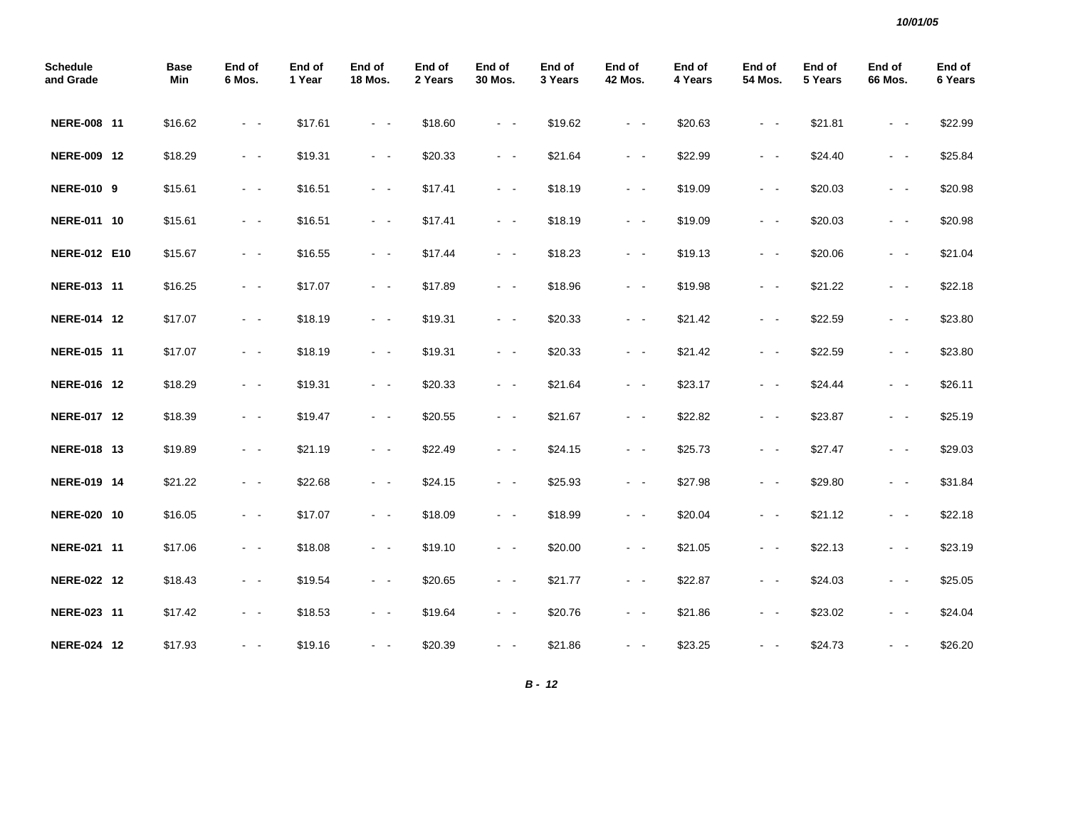| Schedule and Grade | Base Min | End of 6 Mos. | End of 1 Year | End of 18 Mos. | End of 2 Years | End of 30 Mos. | End of 3 Years | End of 42 Mos. | End of 4 Years | End of 54 Mos. | End of 5 Years | End of 66 Mos. | End of 6 Years |
|---|---|---|---|---|---|---|---|---|---|---|---|---|---|
| **NERE-008 11** | $16.62 | - - | $17.61 | - - | $18.60 | - - | $19.62 | - - | $20.63 | - - | $21.81 | - - | $22.99 |
| **NERE-009 12** | $18.29 | - - | $19.31 | - - | $20.33 | - - | $21.64 | - - | $22.99 | - - | $24.40 | - - | $25.84 |
| **NERE-010 9** | $15.61 | - - | $16.51 | - - | $17.41 | - - | $18.19 | - - | $19.09 | - - | $20.03 | - - | $20.98 |
| **NERE-011 10** | $15.61 | - - | $16.51 | - - | $17.41 | - - | $18.19 | - - | $19.09 | - - | $20.03 | - - | $20.98 |
| **NERE-012 E10** | $15.67 | - - | $16.55 | - - | $17.44 | - - | $18.23 | - - | $19.13 | - - | $20.06 | - - | $21.04 |
| **NERE-013 11** | $16.25 | - - | $17.07 | - - | $17.89 | - - | $18.96 | - - | $19.98 | - - | $21.22 | - - | $22.18 |
| **NERE-014 12** | $17.07 | - - | $18.19 | - - | $19.31 | - - | $20.33 | - - | $21.42 | - - | $22.59 | - - | $23.80 |
| **NERE-015 11** | $17.07 | - - | $18.19 | - - | $19.31 | - - | $20.33 | - - | $21.42 | - - | $22.59 | - - | $23.80 |
| **NERE-016 12** | $18.29 | - - | $19.31 | - - | $20.33 | - - | $21.64 | - - | $23.17 | - - | $24.44 | - - | $26.11 |
| **NERE-017 12** | $18.39 | - - | $19.47 | - - | $20.55 | - - | $21.67 | - - | $22.82 | - - | $23.87 | - - | $25.19 |
| **NERE-018 13** | $19.89 | - - | $21.19 | - - | $22.49 | - - | $24.15 | - - | $25.73 | - - | $27.47 | - - | $29.03 |
| **NERE-019 14** | $21.22 | - - | $22.68 | - - | $24.15 | - - | $25.93 | - - | $27.98 | - - | $29.80 | - - | $31.84 |
| **NERE-020 10** | $16.05 | - - | $17.07 | - - | $18.09 | - - | $18.99 | - - | $20.04 | - - | $21.12 | - - | $22.18 |
| **NERE-021 11** | $17.06 | - - | $18.08 | - - | $19.10 | - - | $20.00 | - - | $21.05 | - - | $22.13 | - - | $23.19 |
| **NERE-022 12** | $18.43 | - - | $19.54 | - - | $20.65 | - - | $21.77 | - - | $22.87 | - - | $24.03 | - - | $25.05 |
| **NERE-023 11** | $17.42 | - - | $18.53 | - - | $19.64 | - - | $20.76 | - - | $21.86 | - - | $23.02 | - - | $24.04 |
| **NERE-024 12** | $17.93 | - - | $19.16 | - - | $20.39 | - - | $21.86 | - - | $23.25 | - - | $24.73 | - - | $26.20 |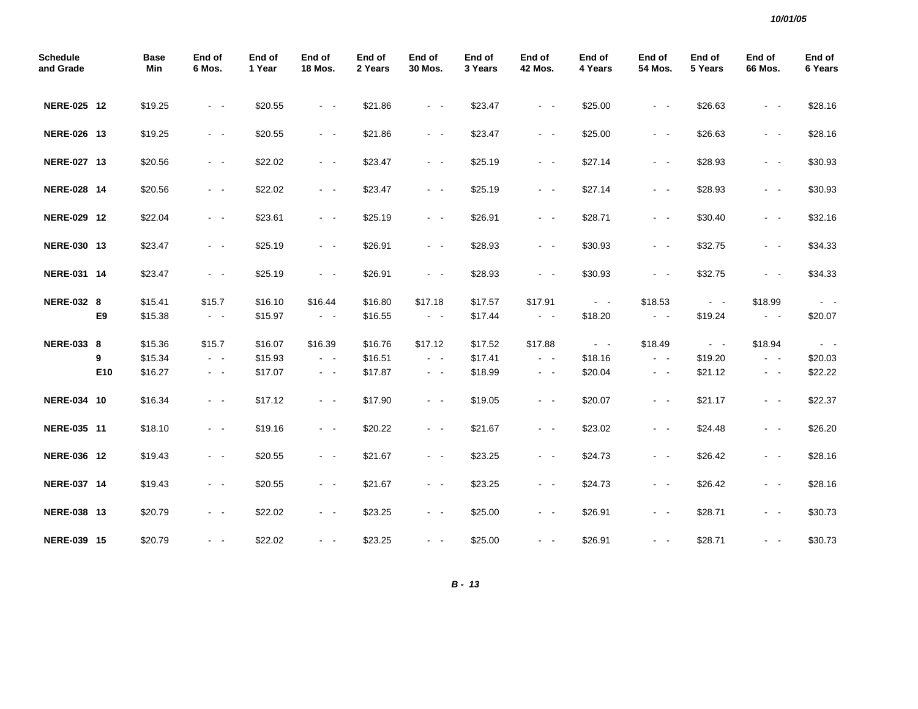| Schedule and Grade | | Base Min | End of 6 Mos. | End of 1 Year | End of 18 Mos. | End of 2 Years | End of 30 Mos. | End of 3 Years | End of 42 Mos. | End of 4 Years | End of 54 Mos. | End of 5 Years | End of 66 Mos. | End of 6 Years |
|---|---|---|---|---|---|---|---|---|---|---|---|---|---|---|
| **NERE-025** | **12** | $19.25 | - - | $20.55 | - - | $21.86 | - - | $23.47 | - - | $25.00 | - - | $26.63 | - - | $28.16 |
| **NERE-026** | **13** | $19.25 | - - | $20.55 | - - | $21.86 | - - | $23.47 | - - | $25.00 | - - | $26.63 | - - | $28.16 |
| **NERE-027** | **13** | $20.56 | - - | $22.02 | - - | $23.47 | - - | $25.19 | - - | $27.14 | - - | $28.93 | - - | $30.93 |
| **NERE-028** | **14** | $20.56 | - - | $22.02 | - - | $23.47 | - - | $25.19 | - - | $27.14 | - - | $28.93 | - - | $30.93 |
| **NERE-029** | **12** | $22.04 | - - | $23.61 | - - | $25.19 | - - | $26.91 | - - | $28.71 | - - | $30.40 | - - | $32.16 |
| **NERE-030** | **13** | $23.47 | - - | $25.19 | - - | $26.91 | - - | $28.93 | - - | $30.93 | - - | $32.75 | - - | $34.33 |
| **NERE-031** | **14** | $23.47 | - - | $25.19 | - - | $26.91 | - - | $28.93 | - - | $30.93 | - - | $32.75 | - - | $34.33 |
| **NERE-032** | **8** | $15.41 | $15.7 | $16.10 | $16.44 | $16.80 | $17.18 | $17.57 | $17.91 | - - | $18.53 | - - | $18.99 | - - |
| | **E9** | $15.38 | - - | $15.97 | - - | $16.55 | - - | $17.44 | - - | $18.20 | - - | $19.24 | - - | $20.07 |
| **NERE-033** | **8** | $15.36 | $15.7 | $16.07 | $16.39 | $16.76 | $17.12 | $17.52 | $17.88 | - - | $18.49 | - - | $18.94 | - - |
| | **9** | $15.34 | - - | $15.93 | - - | $16.51 | - - | $17.41 | - - | $18.16 | - - | $19.20 | - - | $20.03 |
| | **E10** | $16.27 | - - | $17.07 | - - | $17.87 | - - | $18.99 | - - | $20.04 | - - | $21.12 | - - | $22.22 |
| **NERE-034** | **10** | $16.34 | - - | $17.12 | - - | $17.90 | - - | $19.05 | - - | $20.07 | - - | $21.17 | - - | $22.37 |
| **NERE-035** | **11** | $18.10 | - - | $19.16 | - - | $20.22 | - - | $21.67 | - - | $23.02 | - - | $24.48 | - - | $26.20 |
| **NERE-036** | **12** | $19.43 | - - | $20.55 | - - | $21.67 | - - | $23.25 | - - | $24.73 | - - | $26.42 | - - | $28.16 |
| **NERE-037** | **14** | $19.43 | - - | $20.55 | - - | $21.67 | - - | $23.25 | - - | $24.73 | - - | $26.42 | - - | $28.16 |
| **NERE-038** | **13** | $20.79 | - - | $22.02 | - - | $23.25 | - - | $25.00 | - - | $26.91 | - - | $28.71 | - - | $30.73 |
| **NERE-039** | **15** | $20.79 | - - | $22.02 | - - | $23.25 | - - | $25.00 | - - | $26.91 | - - | $28.71 | - - | $30.73 |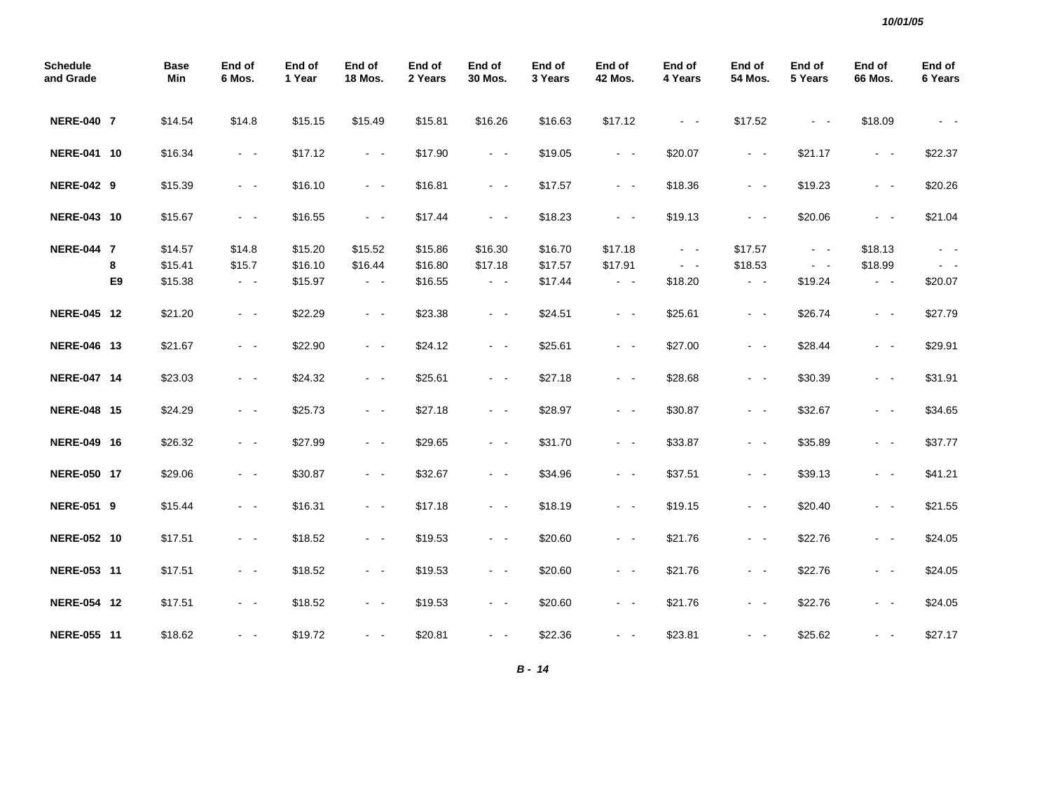| Schedule and Grade | | Base Min | End of 6 Mos. | End of 1 Year | End of 18 Mos. | End of 2 Years | End of 30 Mos. | End of 3 Years | End of 42 Mos. | End of 4 Years | End of 54 Mos. | End of 5 Years | End of 66 Mos. | End of 6 Years |
|---|---|---|---|---|---|---|---|---|---|---|---|---|---|---|
| **NERE-040** | **7** | $14.54 | $14.8 | $15.15 | $15.49 | $15.81 | $16.26 | $16.63 | $17.12 | - - | $17.52 | - - | $18.09 | - - |
| **NERE-041** | **10** | $16.34 | - - | $17.12 | - - | $17.90 | - - | $19.05 | - - | $20.07 | - - | $21.17 | - - | $22.37 |
| **NERE-042** | **9** | $15.39 | - - | $16.10 | - - | $16.81 | - - | $17.57 | - - | $18.36 | - - | $19.23 | - - | $20.26 |
| **NERE-043** | **10** | $15.67 | - - | $16.55 | - - | $17.44 | - - | $18.23 | - - | $19.13 | - - | $20.06 | - - | $21.04 |
| **NERE-044** | **7** | $14.57 | $14.8 | $15.20 | $15.52 | $15.86 | $16.30 | $16.70 | $17.18 | - - | $17.57 | - - | $18.13 | - - |
| | **8** | $15.41 | $15.7 | $16.10 | $16.44 | $16.80 | $17.18 | $17.57 | $17.91 | - - | $18.53 | - - | $18.99 | - - |
| | **E9** | $15.38 | - - | $15.97 | - - | $16.55 | - - | $17.44 | - - | $18.20 | - - | $19.24 | - - | $20.07 |
| **NERE-045** | **12** | $21.20 | - - | $22.29 | - - | $23.38 | - - | $24.51 | - - | $25.61 | - - | $26.74 | - - | $27.79 |
| **NERE-046** | **13** | $21.67 | - - | $22.90 | - - | $24.12 | - - | $25.61 | - - | $27.00 | - - | $28.44 | - - | $29.91 |
| **NERE-047** | **14** | $23.03 | - - | $24.32 | - - | $25.61 | - - | $27.18 | - - | $28.68 | - - | $30.39 | - - | $31.91 |
| **NERE-048** | **15** | $24.29 | - - | $25.73 | - - | $27.18 | - - | $28.97 | - - | $30.87 | - - | $32.67 | - - | $34.65 |
| **NERE-049** | **16** | $26.32 | - - | $27.99 | - - | $29.65 | - - | $31.70 | - - | $33.87 | - - | $35.89 | - - | $37.77 |
| **NERE-050** | **17** | $29.06 | - - | $30.87 | - - | $32.67 | - - | $34.96 | - - | $37.51 | - - | $39.13 | - - | $41.21 |
| **NERE-051** | **9** | $15.44 | - - | $16.31 | - - | $17.18 | - - | $18.19 | - - | $19.15 | - - | $20.40 | - - | $21.55 |
| **NERE-052** | **10** | $17.51 | - - | $18.52 | - - | $19.53 | - - | $20.60 | - - | $21.76 | - - | $22.76 | - - | $24.05 |
| **NERE-053** | **11** | $17.51 | - - | $18.52 | - - | $19.53 | - - | $20.60 | - - | $21.76 | - - | $22.76 | - - | $24.05 |
| **NERE-054** | **12** | $17.51 | - - | $18.52 | - - | $19.53 | - - | $20.60 | - - | $21.76 | - - | $22.76 | - - | $24.05 |
| **NERE-055** | **11** | $18.62 | - - | $19.72 | - - | $20.81 | - - | $22.36 | - - | $23.81 | - - | $25.62 | - - | $27.17 |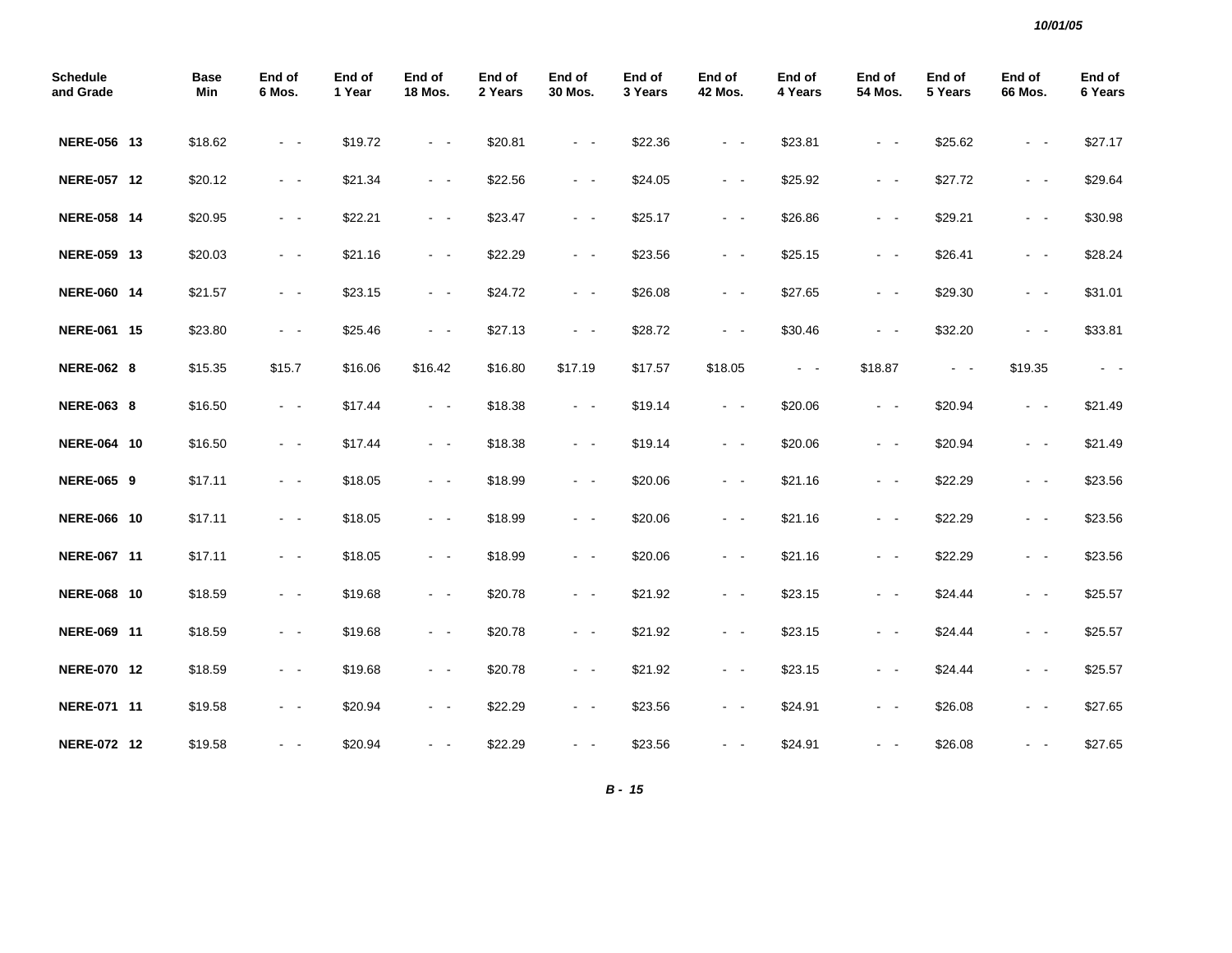| Schedule and Grade | Base Min | End of 6 Mos. | End of 1 Year | End of 18 Mos. | End of 2 Years | End of 30 Mos. | End of 3 Years | End of 42 Mos. | End of 4 Years | End of 54 Mos. | End of 5 Years | End of 66 Mos. | End of 6 Years |
|---|---|---|---|---|---|---|---|---|---|---|---|---|---|
| **NERE-056 13** | $18.62 | - - | $19.72 | - - | $20.81 | - - | $22.36 | - - | $23.81 | - - | $25.62 | - - | $27.17 |
| **NERE-057 12** | $20.12 | - - | $21.34 | - - | $22.56 | - - | $24.05 | - - | $25.92 | - - | $27.72 | - - | $29.64 |
| **NERE-058 14** | $20.95 | - - | $22.21 | - - | $23.47 | - - | $25.17 | - - | $26.86 | - - | $29.21 | - - | $30.98 |
| **NERE-059 13** | $20.03 | - - | $21.16 | - - | $22.29 | - - | $23.56 | - - | $25.15 | - - | $26.41 | - - | $28.24 |
| **NERE-060 14** | $21.57 | - - | $23.15 | - - | $24.72 | - - | $26.08 | - - | $27.65 | - - | $29.30 | - - | $31.01 |
| **NERE-061 15** | $23.80 | - - | $25.46 | - - | $27.13 | - - | $28.72 | - - | $30.46 | - - | $32.20 | - - | $33.81 |
| **NERE-062 8** | $15.35 | $15.7 | $16.06 | $16.42 | $16.80 | $17.19 | $17.57 | $18.05 | - - | $18.87 | - - | $19.35 | - - |
| **NERE-063 8** | $16.50 | - - | $17.44 | - - | $18.38 | - - | $19.14 | - - | $20.06 | - - | $20.94 | - - | $21.49 |
| **NERE-064 10** | $16.50 | - - | $17.44 | - - | $18.38 | - - | $19.14 | - - | $20.06 | - - | $20.94 | - - | $21.49 |
| **NERE-065 9** | $17.11 | - - | $18.05 | - - | $18.99 | - - | $20.06 | - - | $21.16 | - - | $22.29 | - - | $23.56 |
| **NERE-066 10** | $17.11 | - - | $18.05 | - - | $18.99 | - - | $20.06 | - - | $21.16 | - - | $22.29 | - - | $23.56 |
| **NERE-067 11** | $17.11 | - - | $18.05 | - - | $18.99 | - - | $20.06 | - - | $21.16 | - - | $22.29 | - - | $23.56 |
| **NERE-068 10** | $18.59 | - - | $19.68 | - - | $20.78 | - - | $21.92 | - - | $23.15 | - - | $24.44 | - - | $25.57 |
| **NERE-069 11** | $18.59 | - - | $19.68 | - - | $20.78 | - - | $21.92 | - - | $23.15 | - - | $24.44 | - - | $25.57 |
| **NERE-070 12** | $18.59 | - - | $19.68 | - - | $20.78 | - - | $21.92 | - - | $23.15 | - - | $24.44 | - - | $25.57 |
| **NERE-071 11** | $19.58 | - - | $20.94 | - - | $22.29 | - - | $23.56 | - - | $24.91 | - - | $26.08 | - - | $27.65 |
| **NERE-072 12** | $19.58 | - - | $20.94 | - - | $22.29 | - - | $23.56 | - - | $24.91 | - - | $26.08 | - - | $27.65 |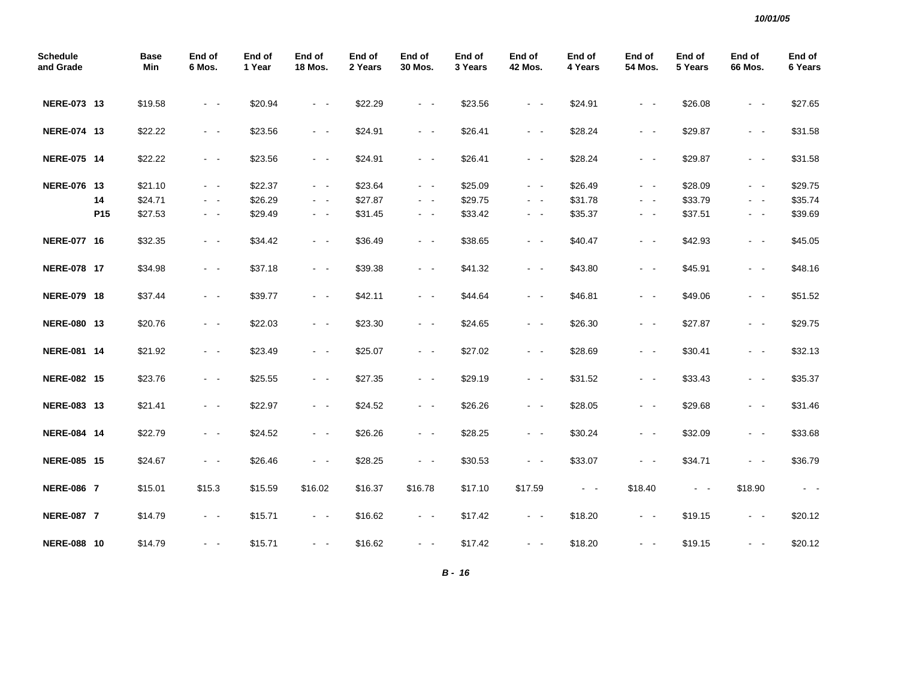10/01/05

| Schedule and Grade | | Base Min | End of 6 Mos. | End of 1 Year | End of 18 Mos. | End of 2 Years | End of 30 Mos. | End of 3 Years | End of 42 Mos. | End of 4 Years | End of 54 Mos. | End of 5 Years | End of 66 Mos. | End of 6 Years |
|---|---|---|---|---|---|---|---|---|---|---|---|---|---|---|
| **NERE-073** | **13** | $19.58 | - - | $20.94 | - - | $22.29 | - - | $23.56 | - - | $24.91 | - - | $26.08 | - - | $27.65 |
| **NERE-074** | **13** | $22.22 | - - | $23.56 | - - | $24.91 | - - | $26.41 | - - | $28.24 | - - | $29.87 | - - | $31.58 |
| **NERE-075** | **14** | $22.22 | - - | $23.56 | - - | $24.91 | - - | $26.41 | - - | $28.24 | - - | $29.87 | - - | $31.58 |
| **NERE-076** | **13** | $21.10 | - - | $22.37 | - - | $23.64 | - - | $25.09 | - - | $26.49 | - - | $28.09 | - - | $29.75 |
| | **14** | $24.71 | - - | $26.29 | - - | $27.87 | - - | $29.75 | - - | $31.78 | - - | $33.79 | - - | $35.74 |
| | **P15** | $27.53 | - - | $29.49 | - - | $31.45 | - - | $33.42 | - - | $35.37 | - - | $37.51 | - - | $39.69 |
| **NERE-077** | **16** | $32.35 | - - | $34.42 | - - | $36.49 | - - | $38.65 | - - | $40.47 | - - | $42.93 | - - | $45.05 |
| **NERE-078** | **17** | $34.98 | - - | $37.18 | - - | $39.38 | - - | $41.32 | - - | $43.80 | - - | $45.91 | - - | $48.16 |
| **NERE-079** | **18** | $37.44 | - - | $39.77 | - - | $42.11 | - - | $44.64 | - - | $46.81 | - - | $49.06 | - - | $51.52 |
| **NERE-080** | **13** | $20.76 | - - | $22.03 | - - | $23.30 | - - | $24.65 | - - | $26.30 | - - | $27.87 | - - | $29.75 |
| **NERE-081** | **14** | $21.92 | - - | $23.49 | - - | $25.07 | - - | $27.02 | - - | $28.69 | - - | $30.41 | - - | $32.13 |
| **NERE-082** | **15** | $23.76 | - - | $25.55 | - - | $27.35 | - - | $29.19 | - - | $31.52 | - - | $33.43 | - - | $35.37 |
| **NERE-083** | **13** | $21.41 | - - | $22.97 | - - | $24.52 | - - | $26.26 | - - | $28.05 | - - | $29.68 | - - | $31.46 |
| **NERE-084** | **14** | $22.79 | - - | $24.52 | - - | $26.26 | - - | $28.25 | - - | $30.24 | - - | $32.09 | - - | $33.68 |
| **NERE-085** | **15** | $24.67 | - - | $26.46 | - - | $28.25 | - - | $30.53 | - - | $33.07 | - - | $34.71 | - - | $36.79 |
| **NERE-086** | **7** | $15.01 | $15.3 | $15.59 | $16.02 | $16.37 | $16.78 | $17.10 | $17.59 | - - | $18.40 | - - | $18.90 | - - |
| **NERE-087** | **7** | $14.79 | - - | $15.71 | - - | $16.62 | - - | $17.42 | - - | $18.20 | - - | $19.15 | - - | $20.12 |
| **NERE-088** | **10** | $14.79 | - - | $15.71 | - - | $16.62 | - - | $17.42 | - - | $18.20 | - - | $19.15 | - - | $20.12 |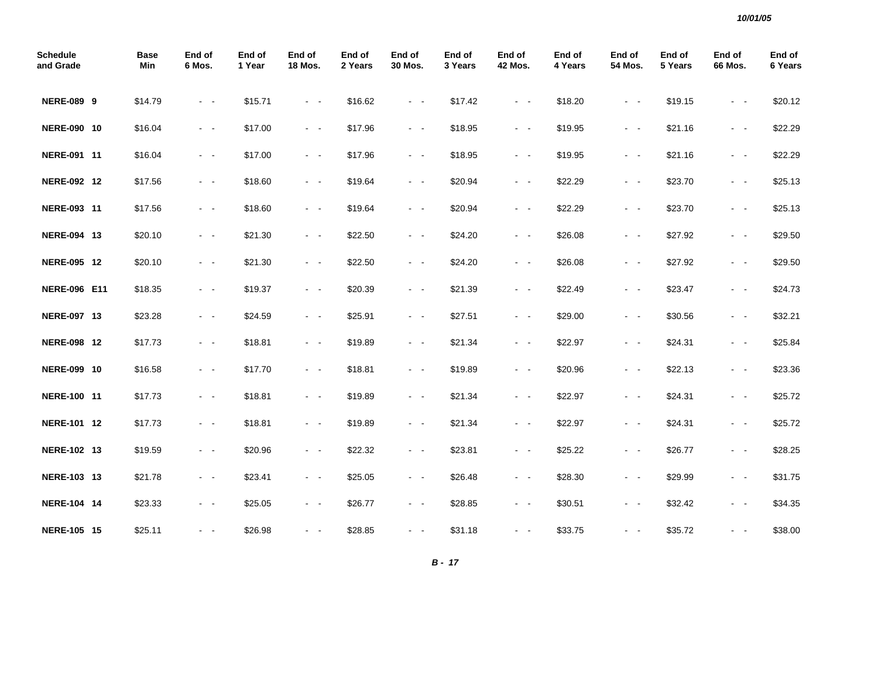| Schedule and Grade | Base Min | End of 6 Mos. | End of 1 Year | End of 18 Mos. | End of 2 Years | End of 30 Mos. | End of 3 Years | End of 42 Mos. | End of 4 Years | End of 54 Mos. | End of 5 Years | End of 66 Mos. | End of 6 Years |
|---|---|---|---|---|---|---|---|---|---|---|---|---|---|
| **NERE-089 9** | $14.79 | - - | $15.71 | - - | $16.62 | - - | $17.42 | - - | $18.20 | - - | $19.15 | - - | $20.12 |
| **NERE-090 10** | $16.04 | - - | $17.00 | - - | $17.96 | - - | $18.95 | - - | $19.95 | - - | $21.16 | - - | $22.29 |
| **NERE-091 11** | $16.04 | - - | $17.00 | - - | $17.96 | - - | $18.95 | - - | $19.95 | - - | $21.16 | - - | $22.29 |
| **NERE-092 12** | $17.56 | - - | $18.60 | - - | $19.64 | - - | $20.94 | - - | $22.29 | - - | $23.70 | - - | $25.13 |
| **NERE-093 11** | $17.56 | - - | $18.60 | - - | $19.64 | - - | $20.94 | - - | $22.29 | - - | $23.70 | - - | $25.13 |
| **NERE-094 13** | $20.10 | - - | $21.30 | - - | $22.50 | - - | $24.20 | - - | $26.08 | - - | $27.92 | - - | $29.50 |
| **NERE-095 12** | $20.10 | - - | $21.30 | - - | $22.50 | - - | $24.20 | - - | $26.08 | - - | $27.92 | - - | $29.50 |
| **NERE-096 E11** | $18.35 | - - | $19.37 | - - | $20.39 | - - | $21.39 | - - | $22.49 | - - | $23.47 | - - | $24.73 |
| **NERE-097 13** | $23.28 | - - | $24.59 | - - | $25.91 | - - | $27.51 | - - | $29.00 | - - | $30.56 | - - | $32.21 |
| **NERE-098 12** | $17.73 | - - | $18.81 | - - | $19.89 | - - | $21.34 | - - | $22.97 | - - | $24.31 | - - | $25.84 |
| **NERE-099 10** | $16.58 | - - | $17.70 | - - | $18.81 | - - | $19.89 | - - | $20.96 | - - | $22.13 | - - | $23.36 |
| **NERE-100 11** | $17.73 | - - | $18.81 | - - | $19.89 | - - | $21.34 | - - | $22.97 | - - | $24.31 | - - | $25.72 |
| **NERE-101 12** | $17.73 | - - | $18.81 | - - | $19.89 | - - | $21.34 | - - | $22.97 | - - | $24.31 | - - | $25.72 |
| **NERE-102 13** | $19.59 | - - | $20.96 | - - | $22.32 | - - | $23.81 | - - | $25.22 | - - | $26.77 | - - | $28.25 |
| **NERE-103 13** | $21.78 | - - | $23.41 | - - | $25.05 | - - | $26.48 | - - | $28.30 | - - | $29.99 | - - | $31.75 |
| **NERE-104 14** | $23.33 | - - | $25.05 | - - | $26.77 | - - | $28.85 | - - | $30.51 | - - | $32.42 | - - | $34.35 |
| **NERE-105 15** | $25.11 | - - | $26.98 | - - | $28.85 | - - | $31.18 | - - | $33.75 | - - | $35.72 | - - | $38.00 |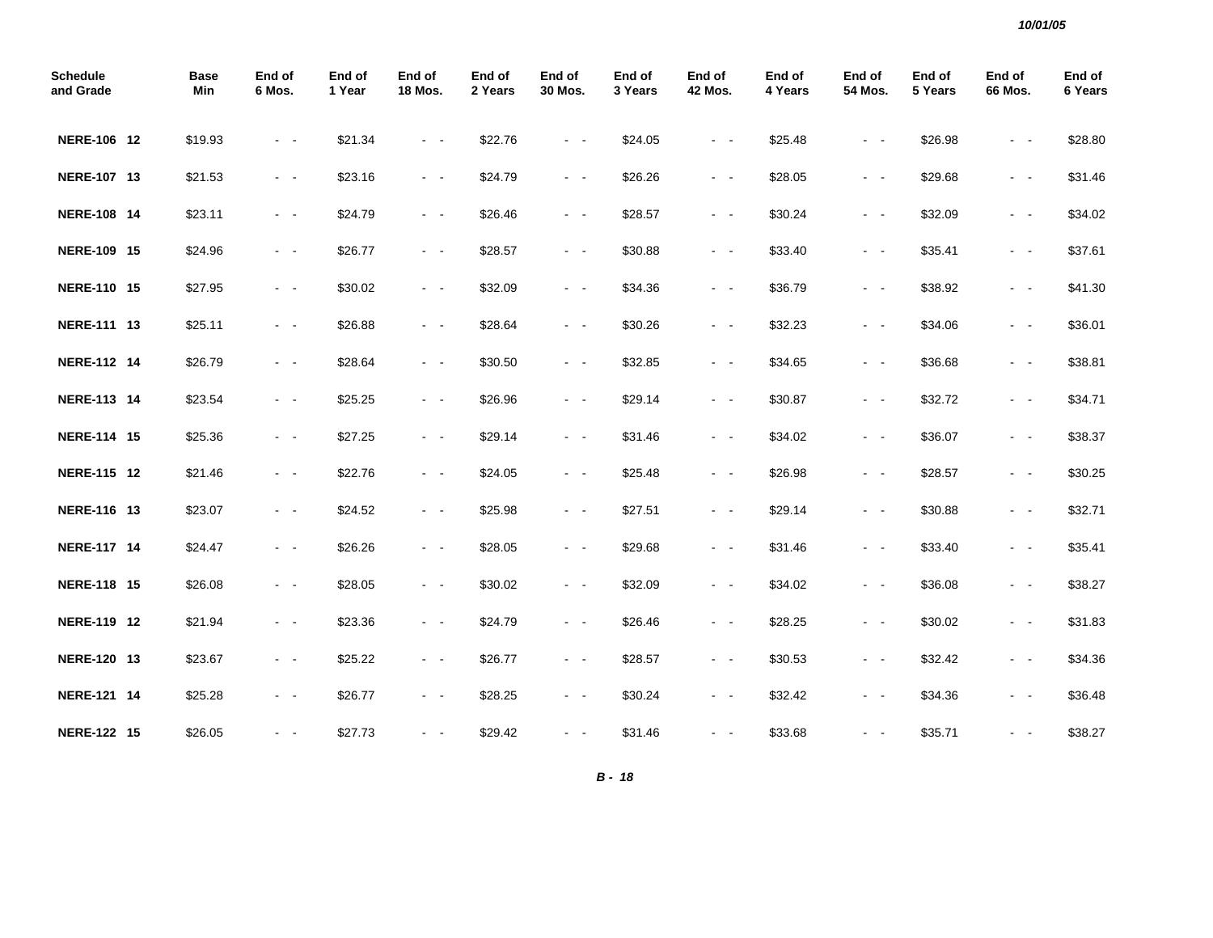| Schedule and Grade | Base Min | End of 6 Mos. | End of 1 Year | End of 18 Mos. | End of 2 Years | End of 30 Mos. | End of 3 Years | End of 42 Mos. | End of 4 Years | End of 54 Mos. | End of 5 Years | End of 66 Mos. | End of 6 Years |
|---|---|---|---|---|---|---|---|---|---|---|---|---|---|
| **NERE-106 12** | $19.93 | - - | $21.34 | - - | $22.76 | - - | $24.05 | - - | $25.48 | - - | $26.98 | - - | $28.80 |
| **NERE-107 13** | $21.53 | - - | $23.16 | - - | $24.79 | - - | $26.26 | - - | $28.05 | - - | $29.68 | - - | $31.46 |
| **NERE-108 14** | $23.11 | - - | $24.79 | - - | $26.46 | - - | $28.57 | - - | $30.24 | - - | $32.09 | - - | $34.02 |
| **NERE-109 15** | $24.96 | - - | $26.77 | - - | $28.57 | - - | $30.88 | - - | $33.40 | - - | $35.41 | - - | $37.61 |
| **NERE-110 15** | $27.95 | - - | $30.02 | - - | $32.09 | - - | $34.36 | - - | $36.79 | - - | $38.92 | - - | $41.30 |
| **NERE-111 13** | $25.11 | - - | $26.88 | - - | $28.64 | - - | $30.26 | - - | $32.23 | - - | $34.06 | - - | $36.01 |
| **NERE-112 14** | $26.79 | - - | $28.64 | - - | $30.50 | - - | $32.85 | - - | $34.65 | - - | $36.68 | - - | $38.81 |
| **NERE-113 14** | $23.54 | - - | $25.25 | - - | $26.96 | - - | $29.14 | - - | $30.87 | - - | $32.72 | - - | $34.71 |
| **NERE-114 15** | $25.36 | - - | $27.25 | - - | $29.14 | - - | $31.46 | - - | $34.02 | - - | $36.07 | - - | $38.37 |
| **NERE-115 12** | $21.46 | - - | $22.76 | - - | $24.05 | - - | $25.48 | - - | $26.98 | - - | $28.57 | - - | $30.25 |
| **NERE-116 13** | $23.07 | - - | $24.52 | - - | $25.98 | - - | $27.51 | - - | $29.14 | - - | $30.88 | - - | $32.71 |
| **NERE-117 14** | $24.47 | - - | $26.26 | - - | $28.05 | - - | $29.68 | - - | $31.46 | - - | $33.40 | - - | $35.41 |
| **NERE-118 15** | $26.08 | - - | $28.05 | - - | $30.02 | - - | $32.09 | - - | $34.02 | - - | $36.08 | - - | $38.27 |
| **NERE-119 12** | $21.94 | - - | $23.36 | - - | $24.79 | - - | $26.46 | - - | $28.25 | - - | $30.02 | - - | $31.83 |
| **NERE-120 13** | $23.67 | - - | $25.22 | - - | $26.77 | - - | $28.57 | - - | $30.53 | - - | $32.42 | - - | $34.36 |
| **NERE-121 14** | $25.28 | - - | $26.77 | - - | $28.25 | - - | $30.24 | - - | $32.42 | - - | $34.36 | - - | $36.48 |
| **NERE-122 15** | $26.05 | - - | $27.73 | - - | $29.42 | - - | $31.46 | - - | $33.68 | - - | $35.71 | - - | $38.27 |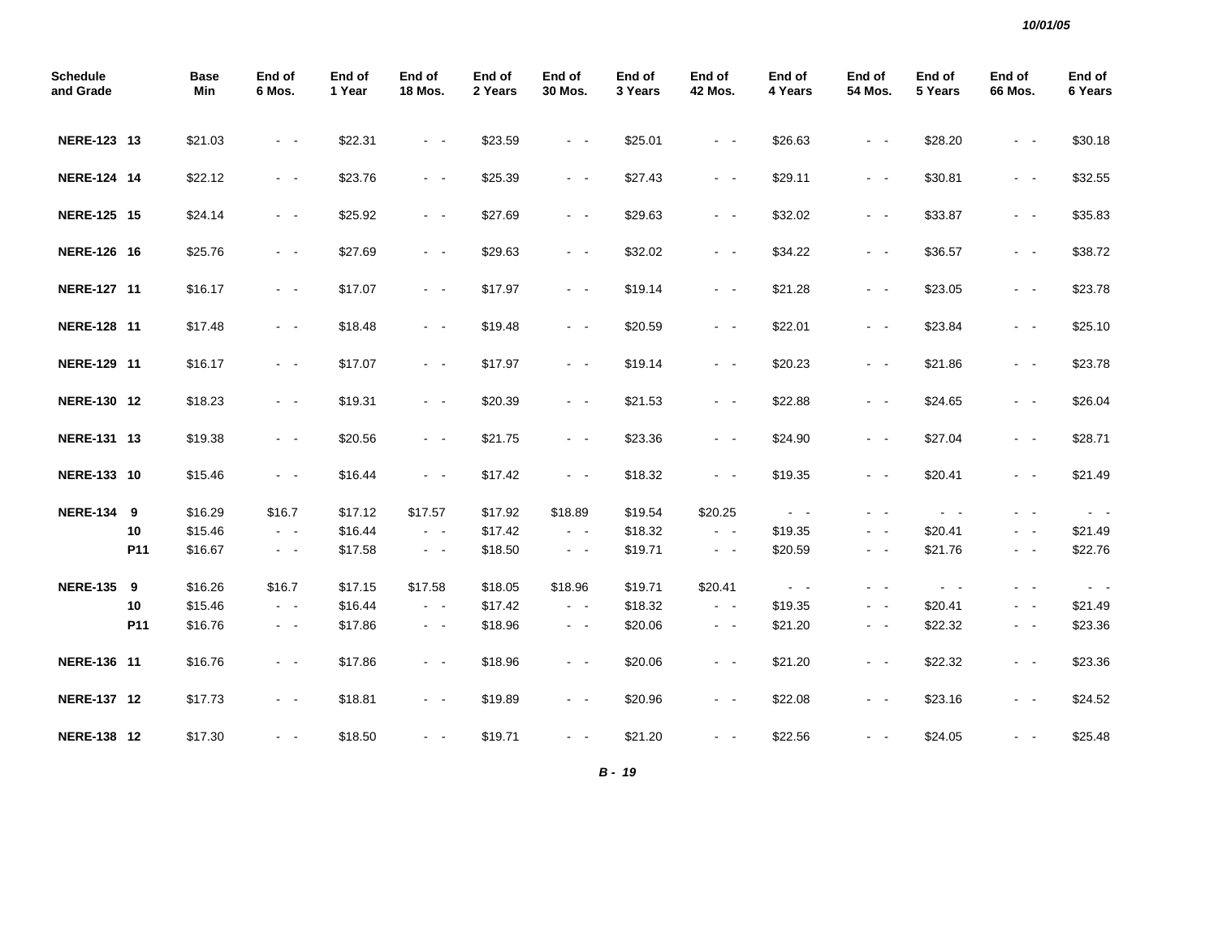| Schedule and Grade | | Base Min | End of 6 Mos. | End of 1 Year | End of 18 Mos. | End of 2 Years | End of 30 Mos. | End of 3 Years | End of 42 Mos. | End of 4 Years | End of 54 Mos. | End of 5 Years | End of 66 Mos. | End of 6 Years |
|---|---|---|---|---|---|---|---|---|---|---|---|---|---|---|
| **NERE-123** | **13** | $21.03 | - - | $22.31 | - - | $23.59 | - - | $25.01 | - - | $26.63 | - - | $28.20 | - - | $30.18 |
| **NERE-124** | **14** | $22.12 | - - | $23.76 | - - | $25.39 | - - | $27.43 | - - | $29.11 | - - | $30.81 | - - | $32.55 |
| **NERE-125** | **15** | $24.14 | - - | $25.92 | - - | $27.69 | - - | $29.63 | - - | $32.02 | - - | $33.87 | - - | $35.83 |
| **NERE-126** | **16** | $25.76 | - - | $27.69 | - - | $29.63 | - - | $32.02 | - - | $34.22 | - - | $36.57 | - - | $38.72 |
| **NERE-127** | **11** | $16.17 | - - | $17.07 | - - | $17.97 | - - | $19.14 | - - | $21.28 | - - | $23.05 | - - | $23.78 |
| **NERE-128** | **11** | $17.48 | - - | $18.48 | - - | $19.48 | - - | $20.59 | - - | $22.01 | - - | $23.84 | - - | $25.10 |
| **NERE-129** | **11** | $16.17 | - - | $17.07 | - - | $17.97 | - - | $19.14 | - - | $20.23 | - - | $21.86 | - - | $23.78 |
| **NERE-130** | **12** | $18.23 | - - | $19.31 | - - | $20.39 | - - | $21.53 | - - | $22.88 | - - | $24.65 | - - | $26.04 |
| **NERE-131** | **13** | $19.38 | - - | $20.56 | - - | $21.75 | - - | $23.36 | - - | $24.90 | - - | $27.04 | - - | $28.71 |
| **NERE-133** | **10** | $15.46 | - - | $16.44 | - - | $17.42 | - - | $18.32 | - - | $19.35 | - - | $20.41 | - - | $21.49 |
| **NERE-134** | **9** | $16.29 | $16.7 | $17.12 | $17.57 | $17.92 | $18.89 | $19.54 | $20.25 | - - | - - | - - | - - | - - |
| | **10** | $15.46 | - - | $16.44 | - - | $17.42 | - - | $18.32 | - - | $19.35 | - - | $20.41 | - - | $21.49 |
| | **P11** | $16.67 | - - | $17.58 | - - | $18.50 | - - | $19.71 | - - | $20.59 | - - | $21.76 | - - | $22.76 |
| **NERE-135** | **9** | $16.26 | $16.7 | $17.15 | $17.58 | $18.05 | $18.96 | $19.71 | $20.41 | - - | - - | - - | - - | - - |
| | **10** | $15.46 | - - | $16.44 | - - | $17.42 | - - | $18.32 | - - | $19.35 | - - | $20.41 | - - | $21.49 |
| | **P11** | $16.76 | - - | $17.86 | - - | $18.96 | - - | $20.06 | - - | $21.20 | - - | $22.32 | - - | $23.36 |
| **NERE-136** | **11** | $16.76 | - - | $17.86 | - - | $18.96 | - - | $20.06 | - - | $21.20 | - - | $22.32 | - - | $23.36 |
| **NERE-137** | **12** | $17.73 | - - | $18.81 | - - | $19.89 | - - | $20.96 | - - | $22.08 | - - | $23.16 | - - | $24.52 |
| **NERE-138** | **12** | $17.30 | - - | $18.50 | - - | $19.71 | - - | $21.20 | - - | $22.56 | - - | $24.05 | - - | $25.48 |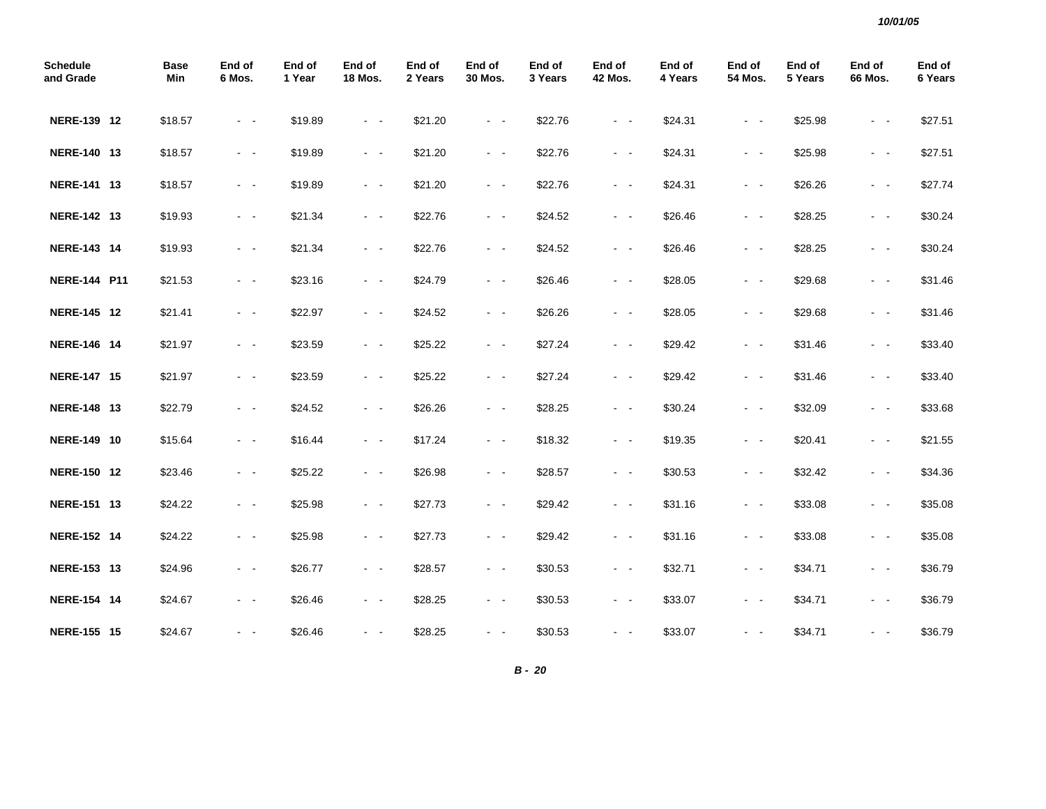| Schedule and Grade | Base Min | End of 6 Mos. | End of 1 Year | End of 18 Mos. | End of 2 Years | End of 30 Mos. | End of 3 Years | End of 42 Mos. | End of 4 Years | End of 54 Mos. | End of 5 Years | End of 66 Mos. | End of 6 Years |
|---|---|---|---|---|---|---|---|---|---|---|---|---|---|
| **NERE-139 12** | $18.57 | - - | $19.89 | - - | $21.20 | - - | $22.76 | - - | $24.31 | - - | $25.98 | - - | $27.51 |
| **NERE-140 13** | $18.57 | - - | $19.89 | - - | $21.20 | - - | $22.76 | - - | $24.31 | - - | $25.98 | - - | $27.51 |
| **NERE-141 13** | $18.57 | - - | $19.89 | - - | $21.20 | - - | $22.76 | - - | $24.31 | - - | $26.26 | - - | $27.74 |
| **NERE-142 13** | $19.93 | - - | $21.34 | - - | $22.76 | - - | $24.52 | - - | $26.46 | - - | $28.25 | - - | $30.24 |
| **NERE-143 14** | $19.93 | - - | $21.34 | - - | $22.76 | - - | $24.52 | - - | $26.46 | - - | $28.25 | - - | $30.24 |
| **NERE-144 P11** | $21.53 | - - | $23.16 | - - | $24.79 | - - | $26.46 | - - | $28.05 | - - | $29.68 | - - | $31.46 |
| **NERE-145 12** | $21.41 | - - | $22.97 | - - | $24.52 | - - | $26.26 | - - | $28.05 | - - | $29.68 | - - | $31.46 |
| **NERE-146 14** | $21.97 | - - | $23.59 | - - | $25.22 | - - | $27.24 | - - | $29.42 | - - | $31.46 | - - | $33.40 |
| **NERE-147 15** | $21.97 | - - | $23.59 | - - | $25.22 | - - | $27.24 | - - | $29.42 | - - | $31.46 | - - | $33.40 |
| **NERE-148 13** | $22.79 | - - | $24.52 | - - | $26.26 | - - | $28.25 | - - | $30.24 | - - | $32.09 | - - | $33.68 |
| **NERE-149 10** | $15.64 | - - | $16.44 | - - | $17.24 | - - | $18.32 | - - | $19.35 | - - | $20.41 | - - | $21.55 |
| **NERE-150 12** | $23.46 | - - | $25.22 | - - | $26.98 | - - | $28.57 | - - | $30.53 | - - | $32.42 | - - | $34.36 |
| **NERE-151 13** | $24.22 | - - | $25.98 | - - | $27.73 | - - | $29.42 | - - | $31.16 | - - | $33.08 | - - | $35.08 |
| **NERE-152 14** | $24.22 | - - | $25.98 | - - | $27.73 | - - | $29.42 | - - | $31.16 | - - | $33.08 | - - | $35.08 |
| **NERE-153 13** | $24.96 | - - | $26.77 | - - | $28.57 | - - | $30.53 | - - | $32.71 | - - | $34.71 | - - | $36.79 |
| **NERE-154 14** | $24.67 | - - | $26.46 | - - | $28.25 | - - | $30.53 | - - | $33.07 | - - | $34.71 | - - | $36.79 |
| **NERE-155 15** | $24.67 | - - | $26.46 | - - | $28.25 | - - | $30.53 | - - | $33.07 | - - | $34.71 | - - | $36.79 |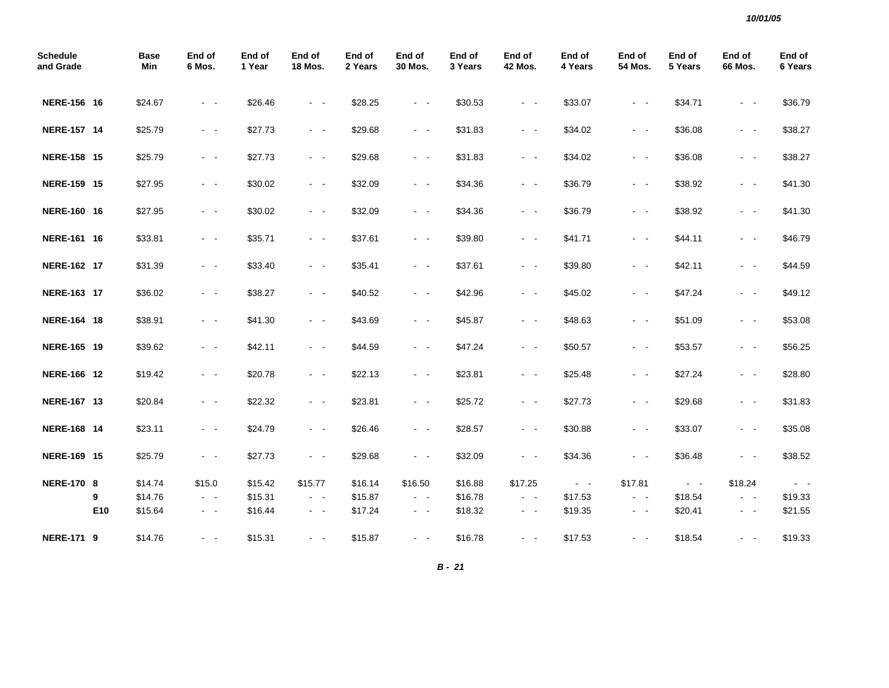| Schedule and Grade | | Base Min | End of 6 Mos. | End of 1 Year | End of 18 Mos. | End of 2 Years | End of 30 Mos. | End of 3 Years | End of 42 Mos. | End of 4 Years | End of 54 Mos. | End of 5 Years | End of 66 Mos. | End of 6 Years |
|---|---|---|---|---|---|---|---|---|---|---|---|---|---|---|
| **NERE-156** | **16** | $24.67 | - - | $26.46 | - - | $28.25 | - - | $30.53 | - - | $33.07 | - - | $34.71 | - - | $36.79 |
| **NERE-157** | **14** | $25.79 | - - | $27.73 | - - | $29.68 | - - | $31.83 | - - | $34.02 | - - | $36.08 | - - | $38.27 |
| **NERE-158** | **15** | $25.79 | - - | $27.73 | - - | $29.68 | - - | $31.83 | - - | $34.02 | - - | $36.08 | - - | $38.27 |
| **NERE-159** | **15** | $27.95 | - - | $30.02 | - - | $32.09 | - - | $34.36 | - - | $36.79 | - - | $38.92 | - - | $41.30 |
| **NERE-160** | **16** | $27.95 | - - | $30.02 | - - | $32.09 | - - | $34.36 | - - | $36.79 | - - | $38.92 | - - | $41.30 |
| **NERE-161** | **16** | $33.81 | - - | $35.71 | - - | $37.61 | - - | $39.80 | - - | $41.71 | - - | $44.11 | - - | $46.79 |
| **NERE-162** | **17** | $31.39 | - - | $33.40 | - - | $35.41 | - - | $37.61 | - - | $39.80 | - - | $42.11 | - - | $44.59 |
| **NERE-163** | **17** | $36.02 | - - | $38.27 | - - | $40.52 | - - | $42.96 | - - | $45.02 | - - | $47.24 | - - | $49.12 |
| **NERE-164** | **18** | $38.91 | - - | $41.30 | - - | $43.69 | - - | $45.87 | - - | $48.63 | - - | $51.09 | - - | $53.08 |
| **NERE-165** | **19** | $39.62 | - - | $42.11 | - - | $44.59 | - - | $47.24 | - - | $50.57 | - - | $53.57 | - - | $56.25 |
| **NERE-166** | **12** | $19.42 | - - | $20.78 | - - | $22.13 | - - | $23.81 | - - | $25.48 | - - | $27.24 | - - | $28.80 |
| **NERE-167** | **13** | $20.84 | - - | $22.32 | - - | $23.81 | - - | $25.72 | - - | $27.73 | - - | $29.68 | - - | $31.83 |
| **NERE-168** | **14** | $23.11 | - - | $24.79 | - - | $26.46 | - - | $28.57 | - - | $30.88 | - - | $33.07 | - - | $35.08 |
| **NERE-169** | **15** | $25.79 | - - | $27.73 | - - | $29.68 | - - | $32.09 | - - | $34.36 | - - | $36.48 | - - | $38.52 |
| **NERE-170** | **8** | $14.74 | $15.0 | $15.42 | $15.77 | $16.14 | $16.50 | $16.88 | $17.25 | - - | $17.81 | - - | $18.24 | - - |
| | **9** | $14.76 | - - | $15.31 | - - | $15.87 | - - | $16.78 | - - | $17.53 | - - | $18.54 | - - | $19.33 |
| | **E10** | $15.64 | - - | $16.44 | - - | $17.24 | - - | $18.32 | - - | $19.35 | - - | $20.41 | - - | $21.55 |
| **NERE-171** | **9** | $14.76 | - - | $15.31 | - - | $15.87 | - - | $16.78 | - - | $17.53 | - - | $18.54 | - - | $19.33 |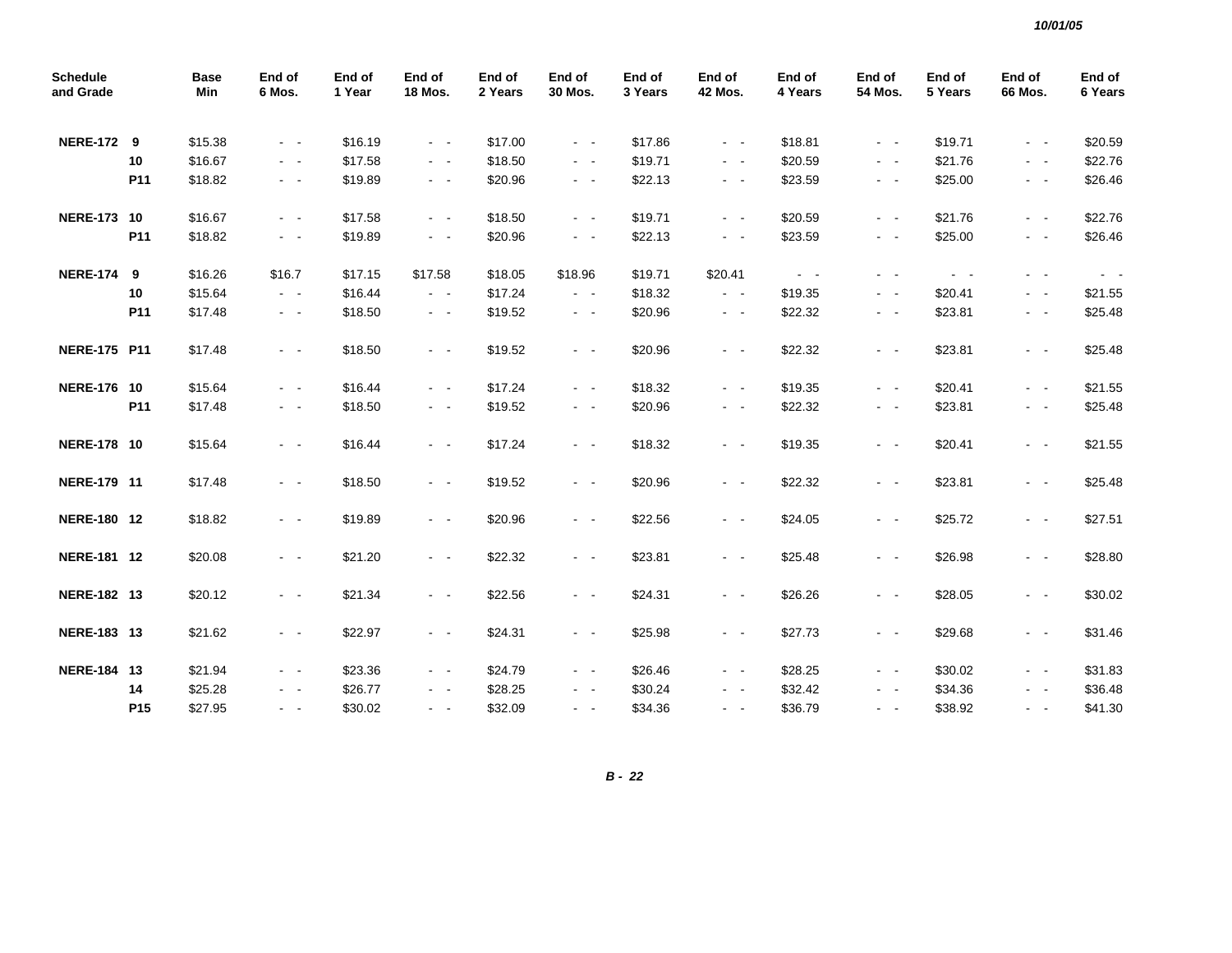10/01/05

| Schedule and Grade | | Base Min | End of 6 Mos. | End of 1 Year | End of 18 Mos. | End of 2 Years | End of 30 Mos. | End of 3 Years | End of 42 Mos. | End of 4 Years | End of 54 Mos. | End of 5 Years | End of 66 Mos. | End of 6 Years |
|---|---|---|---|---|---|---|---|---|---|---|---|---|---|---|
| **NERE-172** | **9** | $15.38 | - - | $16.19 | - - | $17.00 | - - | $17.86 | - - | $18.81 | - - | $19.71 | - - | $20.59 |
| | **10** | $16.67 | - - | $17.58 | - - | $18.50 | - - | $19.71 | - - | $20.59 | - - | $21.76 | - - | $22.76 |
| | **P11** | $18.82 | - - | $19.89 | - - | $20.96 | - - | $22.13 | - - | $23.59 | - - | $25.00 | - - | $26.46 |
| **NERE-173** | **10** | $16.67 | - - | $17.58 | - - | $18.50 | - - | $19.71 | - - | $20.59 | - - | $21.76 | - - | $22.76 |
| | **P11** | $18.82 | - - | $19.89 | - - | $20.96 | - - | $22.13 | - - | $23.59 | - - | $25.00 | - - | $26.46 |
| **NERE-174** | **9** | $16.26 | $16.7 | $17.15 | $17.58 | $18.05 | $18.96 | $19.71 | $20.41 | - - | - - | - - | - - | - - |
| | **10** | $15.64 | - - | $16.44 | - - | $17.24 | - - | $18.32 | - - | $19.35 | - - | $20.41 | - - | $21.55 |
| | **P11** | $17.48 | - - | $18.50 | - - | $19.52 | - - | $20.96 | - - | $22.32 | - - | $23.81 | - - | $25.48 |
| **NERE-175** | **P11** | $17.48 | - - | $18.50 | - - | $19.52 | - - | $20.96 | - - | $22.32 | - - | $23.81 | - - | $25.48 |
| **NERE-176** | **10** | $15.64 | - - | $16.44 | - - | $17.24 | - - | $18.32 | - - | $19.35 | - - | $20.41 | - - | $21.55 |
| | **P11** | $17.48 | - - | $18.50 | - - | $19.52 | - - | $20.96 | - - | $22.32 | - - | $23.81 | - - | $25.48 |
| **NERE-178** | **10** | $15.64 | - - | $16.44 | - - | $17.24 | - - | $18.32 | - - | $19.35 | - - | $20.41 | - - | $21.55 |
| **NERE-179** | **11** | $17.48 | - - | $18.50 | - - | $19.52 | - - | $20.96 | - - | $22.32 | - - | $23.81 | - - | $25.48 |
| **NERE-180** | **12** | $18.82 | - - | $19.89 | - - | $20.96 | - - | $22.56 | - - | $24.05 | - - | $25.72 | - - | $27.51 |
| **NERE-181** | **12** | $20.08 | - - | $21.20 | - - | $22.32 | - - | $23.81 | - - | $25.48 | - - | $26.98 | - - | $28.80 |
| **NERE-182** | **13** | $20.12 | - - | $21.34 | - - | $22.56 | - - | $24.31 | - - | $26.26 | - - | $28.05 | - - | $30.02 |
| **NERE-183** | **13** | $21.62 | - - | $22.97 | - - | $24.31 | - - | $25.98 | - - | $27.73 | - - | $29.68 | - - | $31.46 |
| **NERE-184** | **13** | $21.94 | - - | $23.36 | - - | $24.79 | - - | $26.46 | - - | $28.25 | - - | $30.02 | - - | $31.83 |
| | **14** | $25.28 | - - | $26.77 | - - | $28.25 | - - | $30.24 | - - | $32.42 | - - | $34.36 | - - | $36.48 |
| | **P15** | $27.95 | - - | $30.02 | - - | $32.09 | - - | $34.36 | - - | $36.79 | - - | $38.92 | - - | $41.30 |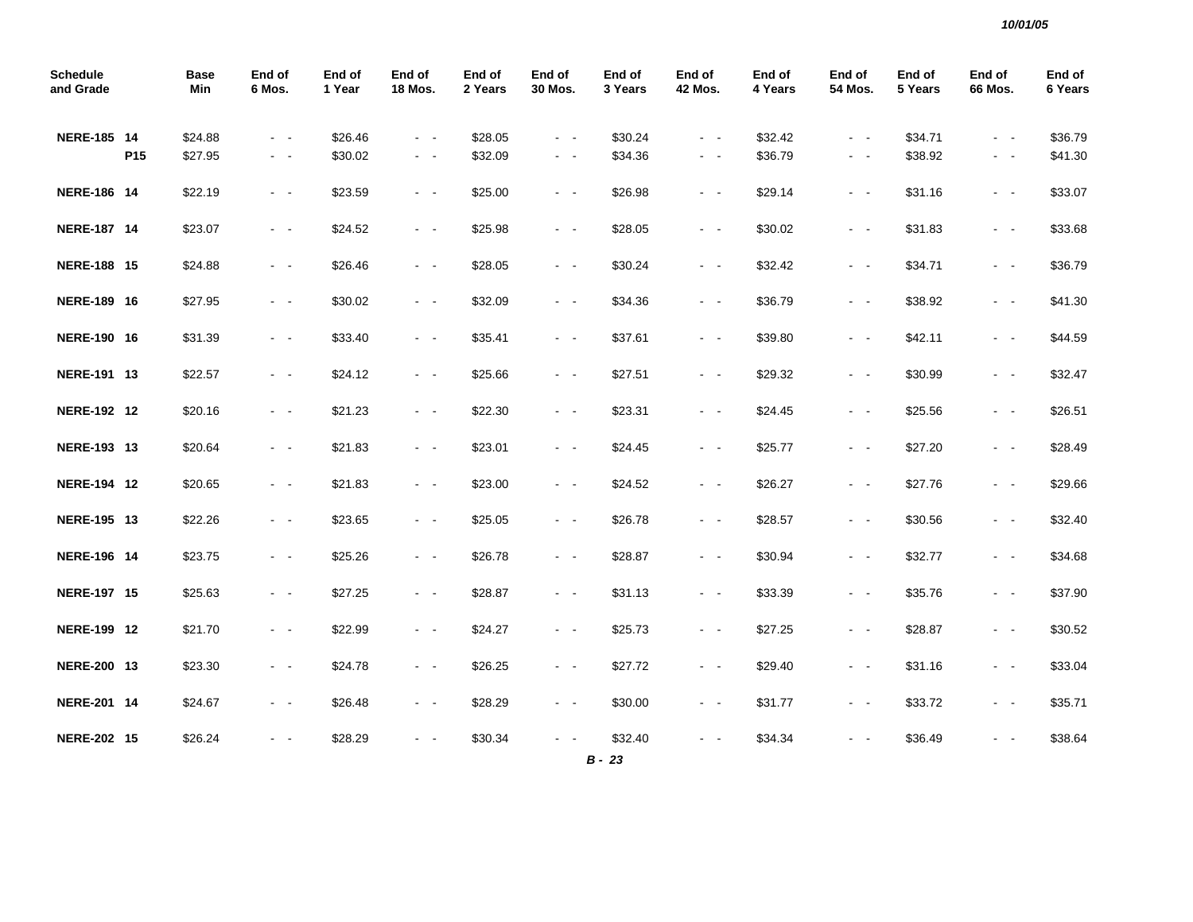10/01/05

| Schedule and Grade | | Base Min | End of 6 Mos. | End of 1 Year | End of 18 Mos. | End of 2 Years | End of 30 Mos. | End of 3 Years | End of 42 Mos. | End of 4 Years | End of 54 Mos. | End of 5 Years | End of 66 Mos. | End of 6 Years |
|---|---|---|---|---|---|---|---|---|---|---|---|---|---|---|
| **NERE-185** | **14** | $24.88 | - - | $26.46 | - - | $28.05 | - - | $30.24 | - - | $32.42 | - - | $34.71 | - - | $36.79 |
| | **P15** | $27.95 | - - | $30.02 | - - | $32.09 | - - | $34.36 | - - | $36.79 | - - | $38.92 | - - | $41.30 |
| **NERE-186** | **14** | $22.19 | - - | $23.59 | - - | $25.00 | - - | $26.98 | - - | $29.14 | - - | $31.16 | - - | $33.07 |
| **NERE-187** | **14** | $23.07 | - - | $24.52 | - - | $25.98 | - - | $28.05 | - - | $30.02 | - - | $31.83 | - - | $33.68 |
| **NERE-188** | **15** | $24.88 | - - | $26.46 | - - | $28.05 | - - | $30.24 | - - | $32.42 | - - | $34.71 | - - | $36.79 |
| **NERE-189** | **16** | $27.95 | - - | $30.02 | - - | $32.09 | - - | $34.36 | - - | $36.79 | - - | $38.92 | - - | $41.30 |
| **NERE-190** | **16** | $31.39 | - - | $33.40 | - - | $35.41 | - - | $37.61 | - - | $39.80 | - - | $42.11 | - - | $44.59 |
| **NERE-191** | **13** | $22.57 | - - | $24.12 | - - | $25.66 | - - | $27.51 | - - | $29.32 | - - | $30.99 | - - | $32.47 |
| **NERE-192** | **12** | $20.16 | - - | $21.23 | - - | $22.30 | - - | $23.31 | - - | $24.45 | - - | $25.56 | - - | $26.51 |
| **NERE-193** | **13** | $20.64 | - - | $21.83 | - - | $23.01 | - - | $24.45 | - - | $25.77 | - - | $27.20 | - - | $28.49 |
| **NERE-194** | **12** | $20.65 | - - | $21.83 | - - | $23.00 | - - | $24.52 | - - | $26.27 | - - | $27.76 | - - | $29.66 |
| **NERE-195** | **13** | $22.26 | - - | $23.65 | - - | $25.05 | - - | $26.78 | - - | $28.57 | - - | $30.56 | - - | $32.40 |
| **NERE-196** | **14** | $23.75 | - - | $25.26 | - - | $26.78 | - - | $28.87 | - - | $30.94 | - - | $32.77 | - - | $34.68 |
| **NERE-197** | **15** | $25.63 | - - | $27.25 | - - | $28.87 | - - | $31.13 | - - | $33.39 | - - | $35.76 | - - | $37.90 |
| **NERE-199** | **12** | $21.70 | - - | $22.99 | - - | $24.27 | - - | $25.73 | - - | $27.25 | - - | $28.87 | - - | $30.52 |
| **NERE-200** | **13** | $23.30 | - - | $24.78 | - - | $26.25 | - - | $27.72 | - - | $29.40 | - - | $31.16 | - - | $33.04 |
| **NERE-201** | **14** | $24.67 | - - | $26.48 | - - | $28.29 | - - | $30.00 | - - | $31.77 | - - | $33.72 | - - | $35.71 |
| **NERE-202** | **15** | $26.24 | - - | $28.29 | - - | $30.34 | - - | $32.40 | - - | $34.34 | - - | $36.49 | - - | $38.64 |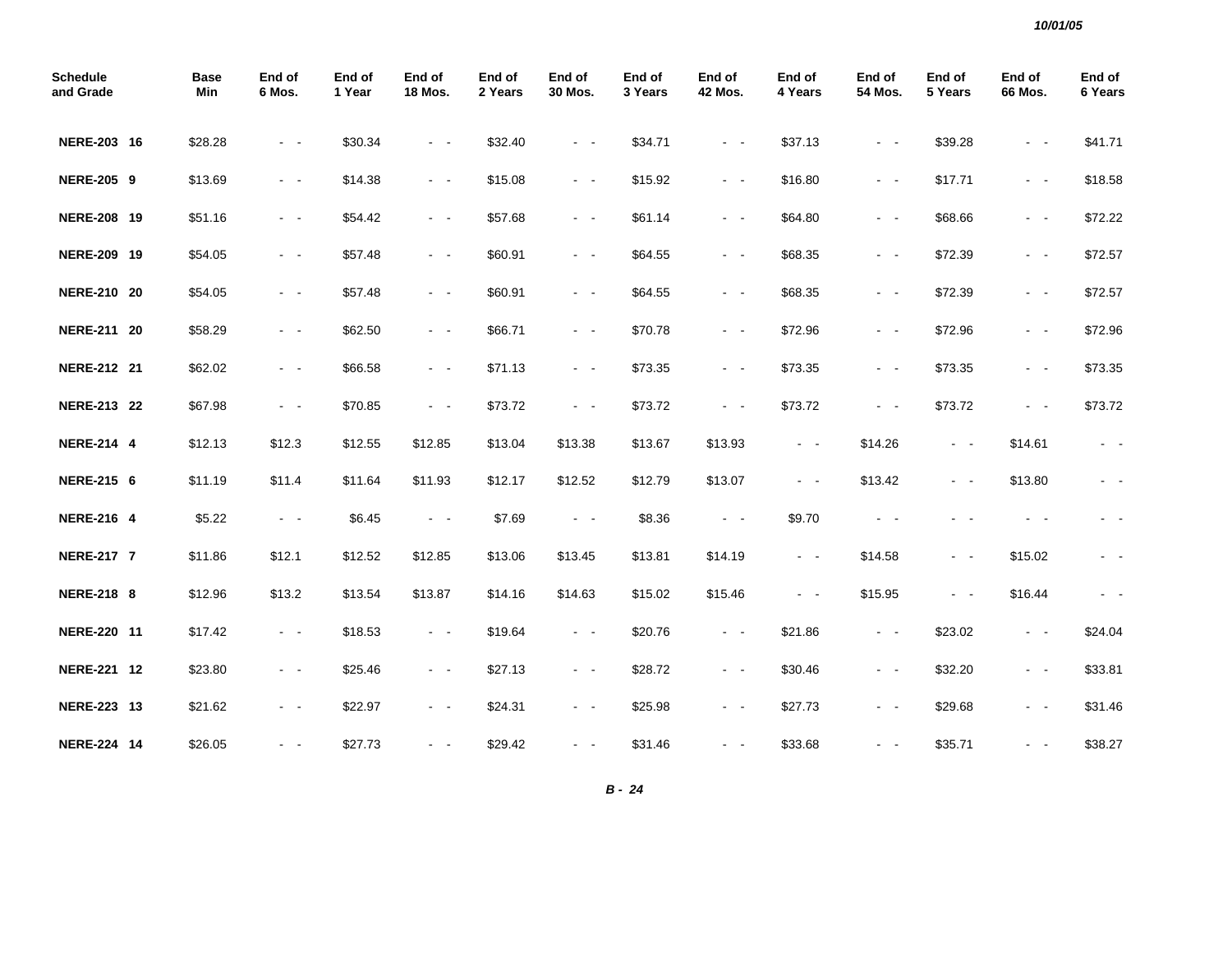| Schedule and Grade | Base Min | End of 6 Mos. | End of 1 Year | End of 18 Mos. | End of 2 Years | End of 30 Mos. | End of 3 Years | End of 42 Mos. | End of 4 Years | End of 54 Mos. | End of 5 Years | End of 66 Mos. | End of 6 Years |
|---|---|---|---|---|---|---|---|---|---|---|---|---|---|
| **NERE-203 16** | $28.28 | - - | $30.34 | - - | $32.40 | - - | $34.71 | - - | $37.13 | - - | $39.28 | - - | $41.71 |
| **NERE-205 9** | $13.69 | - - | $14.38 | - - | $15.08 | - - | $15.92 | - - | $16.80 | - - | $17.71 | - - | $18.58 |
| **NERE-208 19** | $51.16 | - - | $54.42 | - - | $57.68 | - - | $61.14 | - - | $64.80 | - - | $68.66 | - - | $72.22 |
| **NERE-209 19** | $54.05 | - - | $57.48 | - - | $60.91 | - - | $64.55 | - - | $68.35 | - - | $72.39 | - - | $72.57 |
| **NERE-210 20** | $54.05 | - - | $57.48 | - - | $60.91 | - - | $64.55 | - - | $68.35 | - - | $72.39 | - - | $72.57 |
| **NERE-211 20** | $58.29 | - - | $62.50 | - - | $66.71 | - - | $70.78 | - - | $72.96 | - - | $72.96 | - - | $72.96 |
| **NERE-212 21** | $62.02 | - - | $66.58 | - - | $71.13 | - - | $73.35 | - - | $73.35 | - - | $73.35 | - - | $73.35 |
| **NERE-213 22** | $67.98 | - - | $70.85 | - - | $73.72 | - - | $73.72 | - - | $73.72 | - - | $73.72 | - - | $73.72 |
| **NERE-214 4** | $12.13 | $12.3 | $12.55 | $12.85 | $13.04 | $13.38 | $13.67 | $13.93 | - - | $14.26 | - - | $14.61 | - - |
| **NERE-215 6** | $11.19 | $11.4 | $11.64 | $11.93 | $12.17 | $12.52 | $12.79 | $13.07 | - - | $13.42 | - - | $13.80 | - - |
| **NERE-216 4** | $5.22 | - - | $6.45 | - - | $7.69 | - - | $8.36 | - - | $9.70 | - - | - - | - - | - - |
| **NERE-217 7** | $11.86 | $12.1 | $12.52 | $12.85 | $13.06 | $13.45 | $13.81 | $14.19 | - - | $14.58 | - - | $15.02 | - - |
| **NERE-218 8** | $12.96 | $13.2 | $13.54 | $13.87 | $14.16 | $14.63 | $15.02 | $15.46 | - - | $15.95 | - - | $16.44 | - - |
| **NERE-220 11** | $17.42 | - - | $18.53 | - - | $19.64 | - - | $20.76 | - - | $21.86 | - - | $23.02 | - - | $24.04 |
| **NERE-221 12** | $23.80 | - - | $25.46 | - - | $27.13 | - - | $28.72 | - - | $30.46 | - - | $32.20 | - - | $33.81 |
| **NERE-223 13** | $21.62 | - - | $22.97 | - - | $24.31 | - - | $25.98 | - - | $27.73 | - - | $29.68 | - - | $31.46 |
| **NERE-224 14** | $26.05 | - - | $27.73 | - - | $29.42 | - - | $31.46 | - - | $33.68 | - - | $35.71 | - - | $38.27 |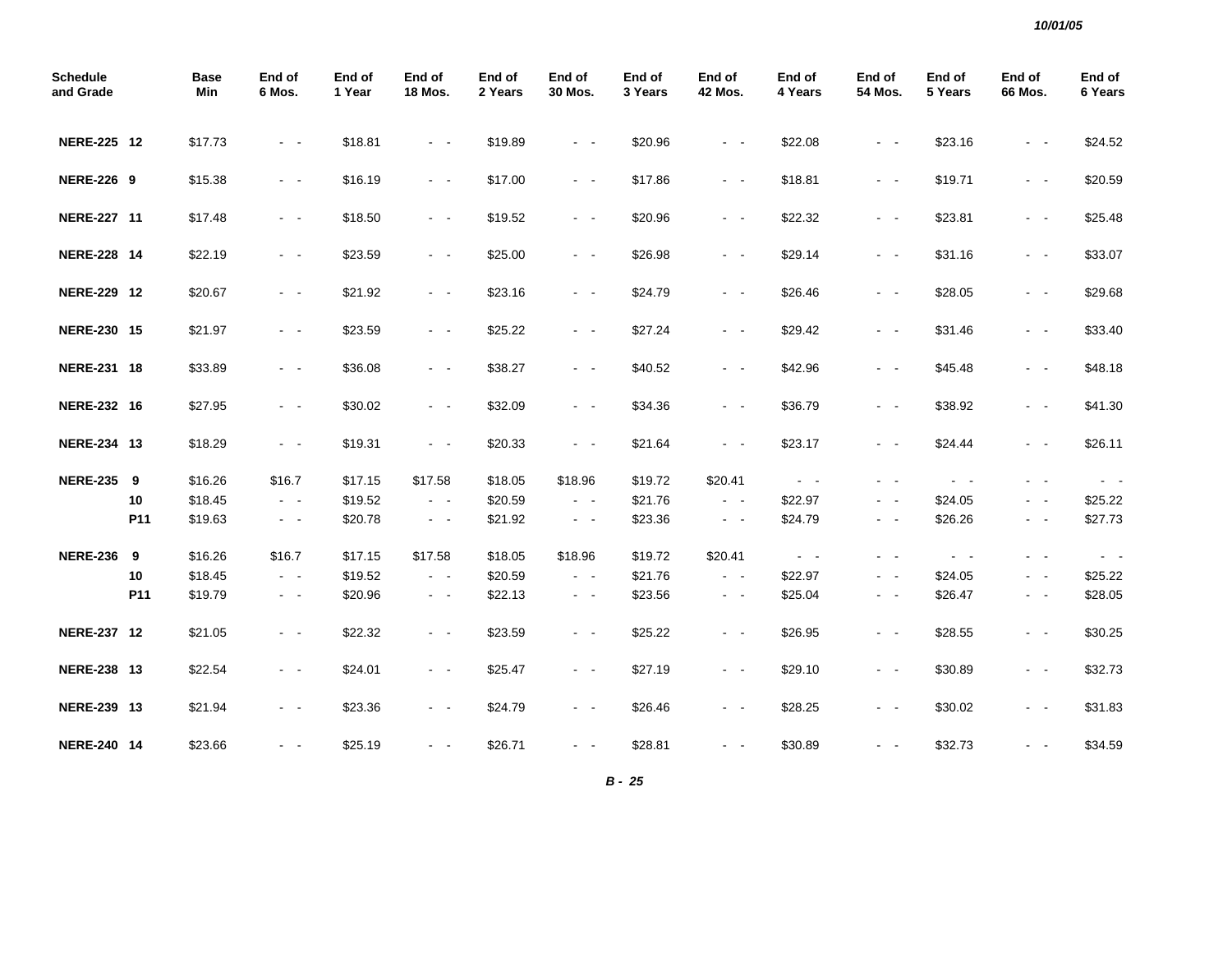*10/01/05*

| Schedule and Grade | | Base Min | End of 6 Mos. | End of 1 Year | End of 18 Mos. | End of 2 Years | End of 30 Mos. | End of 3 Years | End of 42 Mos. | End of 4 Years | End of 54 Mos. | End of 5 Years | End of 66 Mos. | End of 6 Years |
|---|---|---|---|---|---|---|---|---|---|---|---|---|---|---|
| **NERE-225** | **12** | $17.73 | - - | $18.81 | - - | $19.89 | - - | $20.96 | - - | $22.08 | - - | $23.16 | - - | $24.52 |
| **NERE-226** | **9** | $15.38 | - - | $16.19 | - - | $17.00 | - - | $17.86 | - - | $18.81 | - - | $19.71 | - - | $20.59 |
| **NERE-227** | **11** | $17.48 | - - | $18.50 | - - | $19.52 | - - | $20.96 | - - | $22.32 | - - | $23.81 | - - | $25.48 |
| **NERE-228** | **14** | $22.19 | - - | $23.59 | - - | $25.00 | - - | $26.98 | - - | $29.14 | - - | $31.16 | - - | $33.07 |
| **NERE-229** | **12** | $20.67 | - - | $21.92 | - - | $23.16 | - - | $24.79 | - - | $26.46 | - - | $28.05 | - - | $29.68 |
| **NERE-230** | **15** | $21.97 | - - | $23.59 | - - | $25.22 | - - | $27.24 | - - | $29.42 | - - | $31.46 | - - | $33.40 |
| **NERE-231** | **18** | $33.89 | - - | $36.08 | - - | $38.27 | - - | $40.52 | - - | $42.96 | - - | $45.48 | - - | $48.18 |
| **NERE-232** | **16** | $27.95 | - - | $30.02 | - - | $32.09 | - - | $34.36 | - - | $36.79 | - - | $38.92 | - - | $41.30 |
| **NERE-234** | **13** | $18.29 | - - | $19.31 | - - | $20.33 | - - | $21.64 | - - | $23.17 | - - | $24.44 | - - | $26.11 |
| **NERE-235** | **9** | $16.26 | $16.7 | $17.15 | $17.58 | $18.05 | $18.96 | $19.72 | $20.41 | - - | - - | - - | - - | - - |
| | **10** | $18.45 | - - | $19.52 | - - | $20.59 | - - | $21.76 | - - | $22.97 | - - | $24.05 | - - | $25.22 |
| | **P11** | $19.63 | - - | $20.78 | - - | $21.92 | - - | $23.36 | - - | $24.79 | - - | $26.26 | - - | $27.73 |
| **NERE-236** | **9** | $16.26 | $16.7 | $17.15 | $17.58 | $18.05 | $18.96 | $19.72 | $20.41 | - - | - - | - - | - - | - - |
| | **10** | $18.45 | - - | $19.52 | - - | $20.59 | - - | $21.76 | - - | $22.97 | - - | $24.05 | - - | $25.22 |
| | **P11** | $19.79 | - - | $20.96 | - - | $22.13 | - - | $23.56 | - - | $25.04 | - - | $26.47 | - - | $28.05 |
| **NERE-237** | **12** | $21.05 | - - | $22.32 | - - | $23.59 | - - | $25.22 | - - | $26.95 | - - | $28.55 | - - | $30.25 |
| **NERE-238** | **13** | $22.54 | - - | $24.01 | - - | $25.47 | - - | $27.19 | - - | $29.10 | - - | $30.89 | - - | $32.73 |
| **NERE-239** | **13** | $21.94 | - - | $23.36 | - - | $24.79 | - - | $26.46 | - - | $28.25 | - - | $30.02 | - - | $31.83 |
| **NERE-240** | **14** | $23.66 | - - | $25.19 | - - | $26.71 | - - | $28.81 | - - | $30.89 | - - | $32.73 | - - | $34.59 |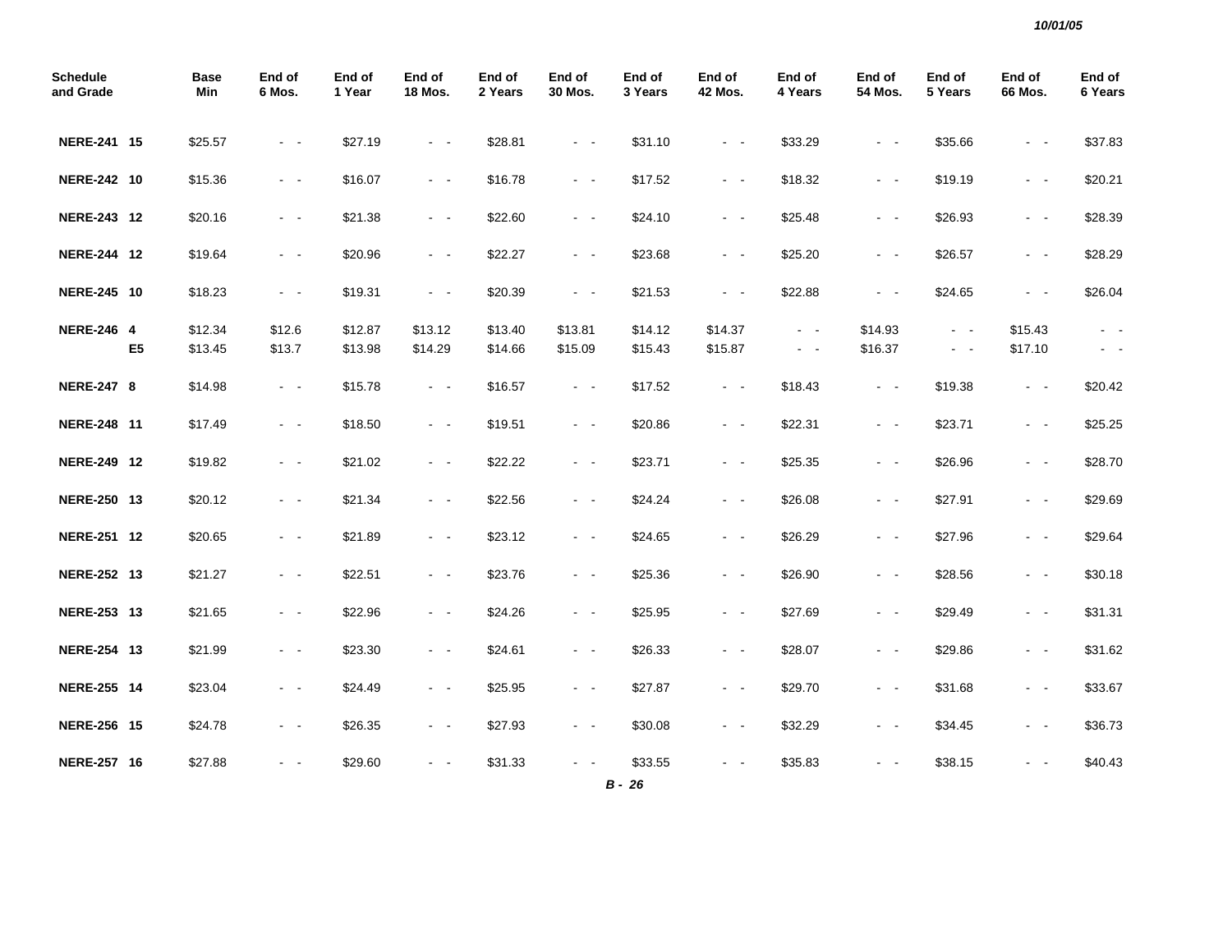| Schedule and Grade | | Base Min | End of 6 Mos. | End of 1 Year | End of 18 Mos. | End of 2 Years | End of 30 Mos. | End of 3 Years | End of 42 Mos. | End of 4 Years | End of 54 Mos. | End of 5 Years | End of 66 Mos. | End of 6 Years |
|---|---|---|---|---|---|---|---|---|---|---|---|---|---|---|
| **NERE-241** | **15** | $25.57 | - - | $27.19 | - - | $28.81 | - - | $31.10 | - - | $33.29 | - - | $35.66 | - - | $37.83 |
| **NERE-242** | **10** | $15.36 | - - | $16.07 | - - | $16.78 | - - | $17.52 | - - | $18.32 | - - | $19.19 | - - | $20.21 |
| **NERE-243** | **12** | $20.16 | - - | $21.38 | - - | $22.60 | - - | $24.10 | - - | $25.48 | - - | $26.93 | - - | $28.39 |
| **NERE-244** | **12** | $19.64 | - - | $20.96 | - - | $22.27 | - - | $23.68 | - - | $25.20 | - - | $26.57 | - - | $28.29 |
| **NERE-245** | **10** | $18.23 | - - | $19.31 | - - | $20.39 | - - | $21.53 | - - | $22.88 | - - | $24.65 | - - | $26.04 |
| **NERE-246** | **4** | $12.34 | $12.6 | $12.87 | $13.12 | $13.40 | $13.81 | $14.12 | $14.37 | - - | $14.93 | - - | $15.43 | - - |
| | **E5** | $13.45 | $13.7 | $13.98 | $14.29 | $14.66 | $15.09 | $15.43 | $15.87 | - - | $16.37 | - - | $17.10 | - - |
| **NERE-247** | **8** | $14.98 | - - | $15.78 | - - | $16.57 | - - | $17.52 | - - | $18.43 | - - | $19.38 | - - | $20.42 |
| **NERE-248** | **11** | $17.49 | - - | $18.50 | - - | $19.51 | - - | $20.86 | - - | $22.31 | - - | $23.71 | - - | $25.25 |
| **NERE-249** | **12** | $19.82 | - - | $21.02 | - - | $22.22 | - - | $23.71 | - - | $25.35 | - - | $26.96 | - - | $28.70 |
| **NERE-250** | **13** | $20.12 | - - | $21.34 | - - | $22.56 | - - | $24.24 | - - | $26.08 | - - | $27.91 | - - | $29.69 |
| **NERE-251** | **12** | $20.65 | - - | $21.89 | - - | $23.12 | - - | $24.65 | - - | $26.29 | - - | $27.96 | - - | $29.64 |
| **NERE-252** | **13** | $21.27 | - - | $22.51 | - - | $23.76 | - - | $25.36 | - - | $26.90 | - - | $28.56 | - - | $30.18 |
| **NERE-253** | **13** | $21.65 | - - | $22.96 | - - | $24.26 | - - | $25.95 | - - | $27.69 | - - | $29.49 | - - | $31.31 |
| **NERE-254** | **13** | $21.99 | - - | $23.30 | - - | $24.61 | - - | $26.33 | - - | $28.07 | - - | $29.86 | - - | $31.62 |
| **NERE-255** | **14** | $23.04 | - - | $24.49 | - - | $25.95 | - - | $27.87 | - - | $29.70 | - - | $31.68 | - - | $33.67 |
| **NERE-256** | **15** | $24.78 | - - | $26.35 | - - | $27.93 | - - | $30.08 | - - | $32.29 | - - | $34.45 | - - | $36.73 |
| **NERE-257** | **16** | $27.88 | - - | $29.60 | - - | $31.33 | - - | $33.55 | - - | $35.83 | - - | $38.15 | - - | $40.43 |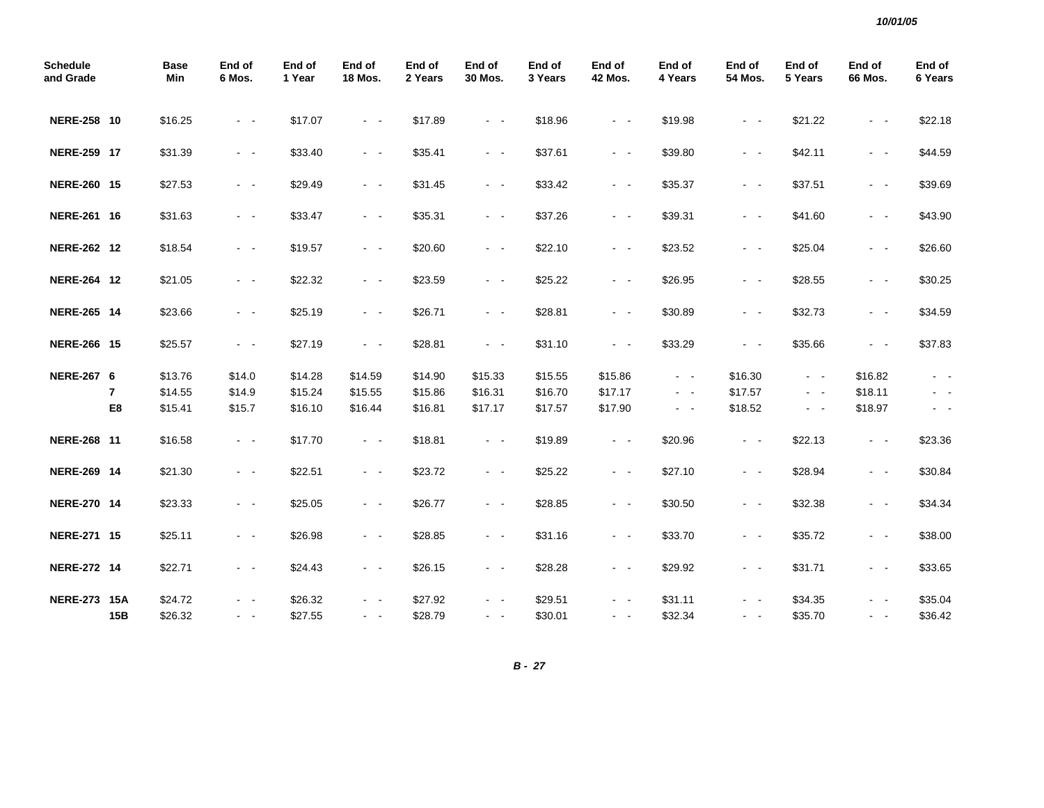| Schedule and Grade | | Base Min | End of 6 Mos. | End of 1 Year | End of 18 Mos. | End of 2 Years | End of 30 Mos. | End of 3 Years | End of 42 Mos. | End of 4 Years | End of 54 Mos. | End of 5 Years | End of 66 Mos. | End of 6 Years |
|---|---|---|---|---|---|---|---|---|---|---|---|---|---|---|
| **NERE-258** | **10** | $16.25 | - - | $17.07 | - - | $17.89 | - - | $18.96 | - - | $19.98 | - - | $21.22 | - - | $22.18 |
| **NERE-259** | **17** | $31.39 | - - | $33.40 | - - | $35.41 | - - | $37.61 | - - | $39.80 | - - | $42.11 | - - | $44.59 |
| **NERE-260** | **15** | $27.53 | - - | $29.49 | - - | $31.45 | - - | $33.42 | - - | $35.37 | - - | $37.51 | - - | $39.69 |
| **NERE-261** | **16** | $31.63 | - - | $33.47 | - - | $35.31 | - - | $37.26 | - - | $39.31 | - - | $41.60 | - - | $43.90 |
| **NERE-262** | **12** | $18.54 | - - | $19.57 | - - | $20.60 | - - | $22.10 | - - | $23.52 | - - | $25.04 | - - | $26.60 |
| **NERE-264** | **12** | $21.05 | - - | $22.32 | - - | $23.59 | - - | $25.22 | - - | $26.95 | - - | $28.55 | - - | $30.25 |
| **NERE-265** | **14** | $23.66 | - - | $25.19 | - - | $26.71 | - - | $28.81 | - - | $30.89 | - - | $32.73 | - - | $34.59 |
| **NERE-266** | **15** | $25.57 | - - | $27.19 | - - | $28.81 | - - | $31.10 | - - | $33.29 | - - | $35.66 | - - | $37.83 |
| **NERE-267** | **6** | $13.76 | $14.0 | $14.28 | $14.59 | $14.90 | $15.33 | $15.55 | $15.86 | - - | $16.30 | - - | $16.82 | - - |
| | **7** | $14.55 | $14.9 | $15.24 | $15.55 | $15.86 | $16.31 | $16.70 | $17.17 | - - | $17.57 | - - | $18.11 | - - |
| | **E8** | $15.41 | $15.7 | $16.10 | $16.44 | $16.81 | $17.17 | $17.57 | $17.90 | - - | $18.52 | - - | $18.97 | - - |
| **NERE-268** | **11** | $16.58 | - - | $17.70 | - - | $18.81 | - - | $19.89 | - - | $20.96 | - - | $22.13 | - - | $23.36 |
| **NERE-269** | **14** | $21.30 | - - | $22.51 | - - | $23.72 | - - | $25.22 | - - | $27.10 | - - | $28.94 | - - | $30.84 |
| **NERE-270** | **14** | $23.33 | - - | $25.05 | - - | $26.77 | - - | $28.85 | - - | $30.50 | - - | $32.38 | - - | $34.34 |
| **NERE-271** | **15** | $25.11 | - - | $26.98 | - - | $28.85 | - - | $31.16 | - - | $33.70 | - - | $35.72 | - - | $38.00 |
| **NERE-272** | **14** | $22.71 | - - | $24.43 | - - | $26.15 | - - | $28.28 | - - | $29.92 | - - | $31.71 | - - | $33.65 |
| **NERE-273** | **15A** | $24.72 | - - | $26.32 | - - | $27.92 | - - | $29.51 | - - | $31.11 | - - | $34.35 | - - | $35.04 |
| | **15B** | $26.32 | - - | $27.55 | - - | $28.79 | - - | $30.01 | - - | $32.34 | - - | $35.70 | - - | $36.42 |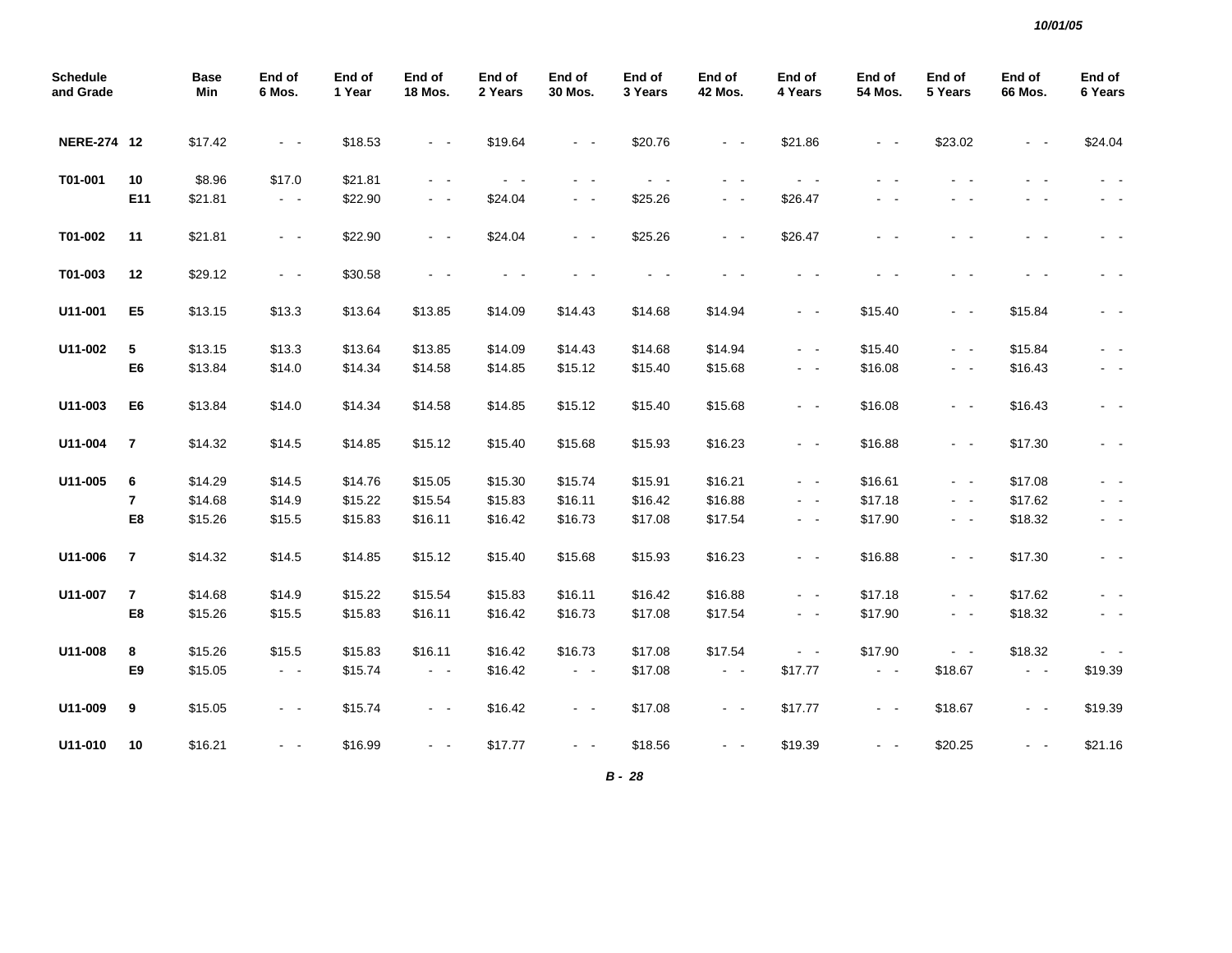| Schedule and Grade | | Base Min | End of 6 Mos. | End of 1 Year | End of 18 Mos. | End of 2 Years | End of 30 Mos. | End of 3 Years | End of 42 Mos. | End of 4 Years | End of 54 Mos. | End of 5 Years | End of 66 Mos. | End of 6 Years |
|---|---|---|---|---|---|---|---|---|---|---|---|---|---|---|
| **NERE-274** | **12** | $17.42 | - - | $18.53 | - - | $19.64 | - - | $20.76 | - - | $21.86 | - - | $23.02 | - - | $24.04 |
| **T01-001** | **10** | $8.96 | $17.0 | $21.81 | - - | - - | - - | - - | - - | - - | - - | - - | - - | - - |
| | **E11** | $21.81 | - - | $22.90 | - - | $24.04 | - - | $25.26 | - - | $26.47 | - - | - - | - - | - - |
| **T01-002** | **11** | $21.81 | - - | $22.90 | - - | $24.04 | - - | $25.26 | - - | $26.47 | - - | - - | - - | - - |
| **T01-003** | **12** | $29.12 | - - | $30.58 | - - | - - | - - | - - | - - | - - | - - | - - | - - | - - |
| **U11-001** | **E5** | $13.15 | $13.3 | $13.64 | $13.85 | $14.09 | $14.43 | $14.68 | $14.94 | - - | $15.40 | - - | $15.84 | - - |
| **U11-002** | **5** | $13.15 | $13.3 | $13.64 | $13.85 | $14.09 | $14.43 | $14.68 | $14.94 | - - | $15.40 | - - | $15.84 | - - |
| | **E6** | $13.84 | $14.0 | $14.34 | $14.58 | $14.85 | $15.12 | $15.40 | $15.68 | - - | $16.08 | - - | $16.43 | - - |
| **U11-003** | **E6** | $13.84 | $14.0 | $14.34 | $14.58 | $14.85 | $15.12 | $15.40 | $15.68 | - - | $16.08 | - - | $16.43 | - - |
| **U11-004** | **7** | $14.32 | $14.5 | $14.85 | $15.12 | $15.40 | $15.68 | $15.93 | $16.23 | - - | $16.88 | - - | $17.30 | - - |
| **U11-005** | **6** | $14.29 | $14.5 | $14.76 | $15.05 | $15.30 | $15.74 | $15.91 | $16.21 | - - | $16.61 | - - | $17.08 | - - |
| | **7** | $14.68 | $14.9 | $15.22 | $15.54 | $15.83 | $16.11 | $16.42 | $16.88 | - - | $17.18 | - - | $17.62 | - - |
| | **E8** | $15.26 | $15.5 | $15.83 | $16.11 | $16.42 | $16.73 | $17.08 | $17.54 | - - | $17.90 | - - | $18.32 | - - |
| **U11-006** | **7** | $14.32 | $14.5 | $14.85 | $15.12 | $15.40 | $15.68 | $15.93 | $16.23 | - - | $16.88 | - - | $17.30 | - - |
| **U11-007** | **7** | $14.68 | $14.9 | $15.22 | $15.54 | $15.83 | $16.11 | $16.42 | $16.88 | - - | $17.18 | - - | $17.62 | - - |
| | **E8** | $15.26 | $15.5 | $15.83 | $16.11 | $16.42 | $16.73 | $17.08 | $17.54 | - - | $17.90 | - - | $18.32 | - - |
| **U11-008** | **8** | $15.26 | $15.5 | $15.83 | $16.11 | $16.42 | $16.73 | $17.08 | $17.54 | - - | $17.90 | - - | $18.32 | - - |
| | **E9** | $15.05 | - - | $15.74 | - - | $16.42 | - - | $17.08 | - - | $17.77 | - - | $18.67 | - - | $19.39 |
| **U11-009** | **9** | $15.05 | - - | $15.74 | - - | $16.42 | - - | $17.08 | - - | $17.77 | - - | $18.67 | - - | $19.39 |
| **U11-010** | **10** | $16.21 | - - | $16.99 | - - | $17.77 | - - | $18.56 | - - | $19.39 | - - | $20.25 | - - | $21.16 |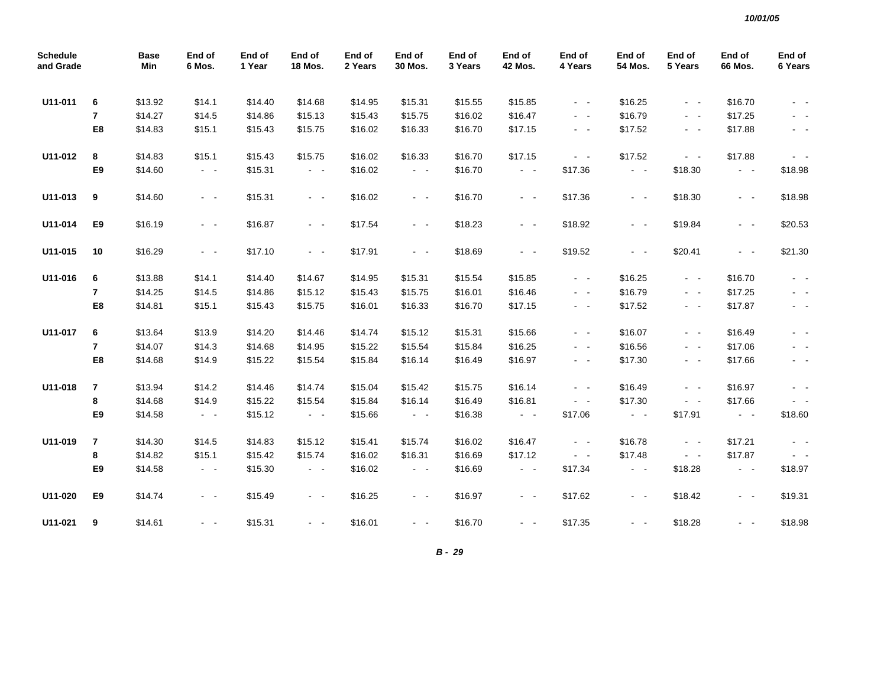| Schedule and Grade | | Base Min | End of 6 Mos. | End of 1 Year | End of 18 Mos. | End of 2 Years | End of 30 Mos. | End of 3 Years | End of 42 Mos. | End of 4 Years | End of 54 Mos. | End of 5 Years | End of 66 Mos. | End of 6 Years |
|---|---|---|---|---|---|---|---|---|---|---|---|---|---|---|
| **U11-011** | **6** | $13.92 | $14.1 | $14.40 | $14.68 | $14.95 | $15.31 | $15.55 | $15.85 | - - | $16.25 | - - | $16.70 | - - |
| | **7** | $14.27 | $14.5 | $14.86 | $15.13 | $15.43 | $15.75 | $16.02 | $16.47 | - - | $16.79 | - - | $17.25 | - - |
| | **E8** | $14.83 | $15.1 | $15.43 | $15.75 | $16.02 | $16.33 | $16.70 | $17.15 | - - | $17.52 | - - | $17.88 | - - |
| **U11-012** | **8** | $14.83 | $15.1 | $15.43 | $15.75 | $16.02 | $16.33 | $16.70 | $17.15 | - - | $17.52 | - - | $17.88 | - - |
| | **E9** | $14.60 | - - | $15.31 | - - | $16.02 | - - | $16.70 | - - | $17.36 | - - | $18.30 | - - | $18.98 |
| **U11-013** | **9** | $14.60 | - - | $15.31 | - - | $16.02 | - - | $16.70 | - - | $17.36 | - - | $18.30 | - - | $18.98 |
| **U11-014** | **E9** | $16.19 | - - | $16.87 | - - | $17.54 | - - | $18.23 | - - | $18.92 | - - | $19.84 | - - | $20.53 |
| **U11-015** | **10** | $16.29 | - - | $17.10 | - - | $17.91 | - - | $18.69 | - - | $19.52 | - - | $20.41 | - - | $21.30 |
| **U11-016** | **6** | $13.88 | $14.1 | $14.40 | $14.67 | $14.95 | $15.31 | $15.54 | $15.85 | - - | $16.25 | - - | $16.70 | - - |
| | **7** | $14.25 | $14.5 | $14.86 | $15.12 | $15.43 | $15.75 | $16.01 | $16.46 | - - | $16.79 | - - | $17.25 | - - |
| | **E8** | $14.81 | $15.1 | $15.43 | $15.75 | $16.01 | $16.33 | $16.70 | $17.15 | - - | $17.52 | - - | $17.87 | - - |
| **U11-017** | **6** | $13.64 | $13.9 | $14.20 | $14.46 | $14.74 | $15.12 | $15.31 | $15.66 | - - | $16.07 | - - | $16.49 | - - |
| | **7** | $14.07 | $14.3 | $14.68 | $14.95 | $15.22 | $15.54 | $15.84 | $16.25 | - - | $16.56 | - - | $17.06 | - - |
| | **E8** | $14.68 | $14.9 | $15.22 | $15.54 | $15.84 | $16.14 | $16.49 | $16.97 | - - | $17.30 | - - | $17.66 | - - |
| **U11-018** | **7** | $13.94 | $14.2 | $14.46 | $14.74 | $15.04 | $15.42 | $15.75 | $16.14 | - - | $16.49 | - - | $16.97 | - - |
| | **8** | $14.68 | $14.9 | $15.22 | $15.54 | $15.84 | $16.14 | $16.49 | $16.81 | - - | $17.30 | - - | $17.66 | - - |
| | **E9** | $14.58 | - - | $15.12 | - - | $15.66 | - - | $16.38 | - - | $17.06 | - - | $17.91 | - - | $18.60 |
| **U11-019** | **7** | $14.30 | $14.5 | $14.83 | $15.12 | $15.41 | $15.74 | $16.02 | $16.47 | - - | $16.78 | - - | $17.21 | - - |
| | **8** | $14.82 | $15.1 | $15.42 | $15.74 | $16.02 | $16.31 | $16.69 | $17.12 | - - | $17.48 | - - | $17.87 | - - |
| | **E9** | $14.58 | - - | $15.30 | - - | $16.02 | - - | $16.69 | - - | $17.34 | - - | $18.28 | - - | $18.97 |
| **U11-020** | **E9** | $14.74 | - - | $15.49 | - - | $16.25 | - - | $16.97 | - - | $17.62 | - - | $18.42 | - - | $19.31 |
| **U11-021** | **9** | $14.61 | - - | $15.31 | - - | $16.01 | - - | $16.70 | - - | $17.35 | - - | $18.28 | - - | $18.98 |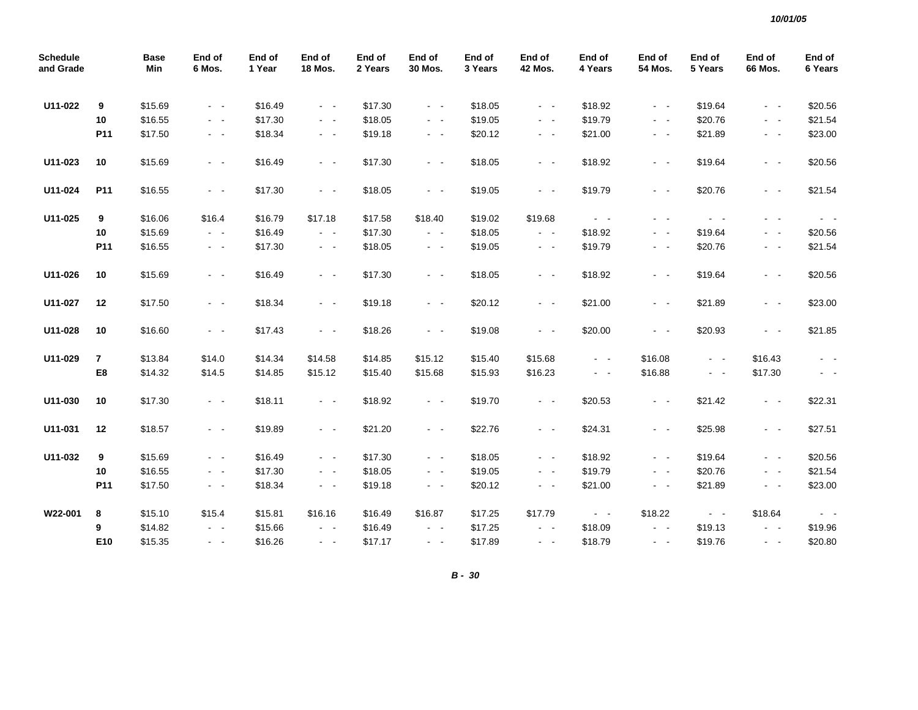*10/01/05*

| Schedule and Grade | | Base Min | End of 6 Mos. | End of 1 Year | End of 18 Mos. | End of 2 Years | End of 30 Mos. | End of 3 Years | End of 42 Mos. | End of 4 Years | End of 54 Mos. | End of 5 Years | End of 66 Mos. | End of 6 Years |
|---|---|---|---|---|---|---|---|---|---|---|---|---|---|---|
| U11-022 | 9 | $15.69 | - - | $16.49 | - - | $17.30 | - - | $18.05 | - - | $18.92 | - - | $19.64 | - - | $20.56 |
| | 10 | $16.55 | - - | $17.30 | - - | $18.05 | - - | $19.05 | - - | $19.79 | - - | $20.76 | - - | $21.54 |
| | P11 | $17.50 | - - | $18.34 | - - | $19.18 | - - | $20.12 | - - | $21.00 | - - | $21.89 | - - | $23.00 |
| U11-023 | 10 | $15.69 | - - | $16.49 | - - | $17.30 | - - | $18.05 | - - | $18.92 | - - | $19.64 | - - | $20.56 |
| U11-024 | P11 | $16.55 | - - | $17.30 | - - | $18.05 | - - | $19.05 | - - | $19.79 | - - | $20.76 | - - | $21.54 |
| U11-025 | 9 | $16.06 | $16.4 | $16.79 | $17.18 | $17.58 | $18.40 | $19.02 | $19.68 | - - | - - | - - | - - | - - |
| | 10 | $15.69 | - - | $16.49 | - - | $17.30 | - - | $18.05 | - - | $18.92 | - - | $19.64 | - - | $20.56 |
| | P11 | $16.55 | - - | $17.30 | - - | $18.05 | - - | $19.05 | - - | $19.79 | - - | $20.76 | - - | $21.54 |
| U11-026 | 10 | $15.69 | - - | $16.49 | - - | $17.30 | - - | $18.05 | - - | $18.92 | - - | $19.64 | - - | $20.56 |
| U11-027 | 12 | $17.50 | - - | $18.34 | - - | $19.18 | - - | $20.12 | - - | $21.00 | - - | $21.89 | - - | $23.00 |
| U11-028 | 10 | $16.60 | - - | $17.43 | - - | $18.26 | - - | $19.08 | - - | $20.00 | - - | $20.93 | - - | $21.85 |
| U11-029 | 7 | $13.84 | $14.0 | $14.34 | $14.58 | $14.85 | $15.12 | $15.40 | $15.68 | - - | $16.08 | - - | $16.43 | - - |
| | E8 | $14.32 | $14.5 | $14.85 | $15.12 | $15.40 | $15.68 | $15.93 | $16.23 | - - | $16.88 | - - | $17.30 | - - |
| U11-030 | 10 | $17.30 | - - | $18.11 | - - | $18.92 | - - | $19.70 | - - | $20.53 | - - | $21.42 | - - | $22.31 |
| U11-031 | 12 | $18.57 | - - | $19.89 | - - | $21.20 | - - | $22.76 | - - | $24.31 | - - | $25.98 | - - | $27.51 |
| U11-032 | 9 | $15.69 | - - | $16.49 | - - | $17.30 | - - | $18.05 | - - | $18.92 | - - | $19.64 | - - | $20.56 |
| | 10 | $16.55 | - - | $17.30 | - - | $18.05 | - - | $19.05 | - - | $19.79 | - - | $20.76 | - - | $21.54 |
| | P11 | $17.50 | - - | $18.34 | - - | $19.18 | - - | $20.12 | - - | $21.00 | - - | $21.89 | - - | $23.00 |
| W22-001 | 8 | $15.10 | $15.4 | $15.81 | $16.16 | $16.49 | $16.87 | $17.25 | $17.79 | - - | $18.22 | - - | $18.64 | - - |
| | 9 | $14.82 | - - | $15.66 | - - | $16.49 | - - | $17.25 | - - | $18.09 | - - | $19.13 | - - | $19.96 |
| | E10 | $15.35 | - - | $16.26 | - - | $17.17 | - - | $17.89 | - - | $18.79 | - - | $19.76 | - - | $20.80 |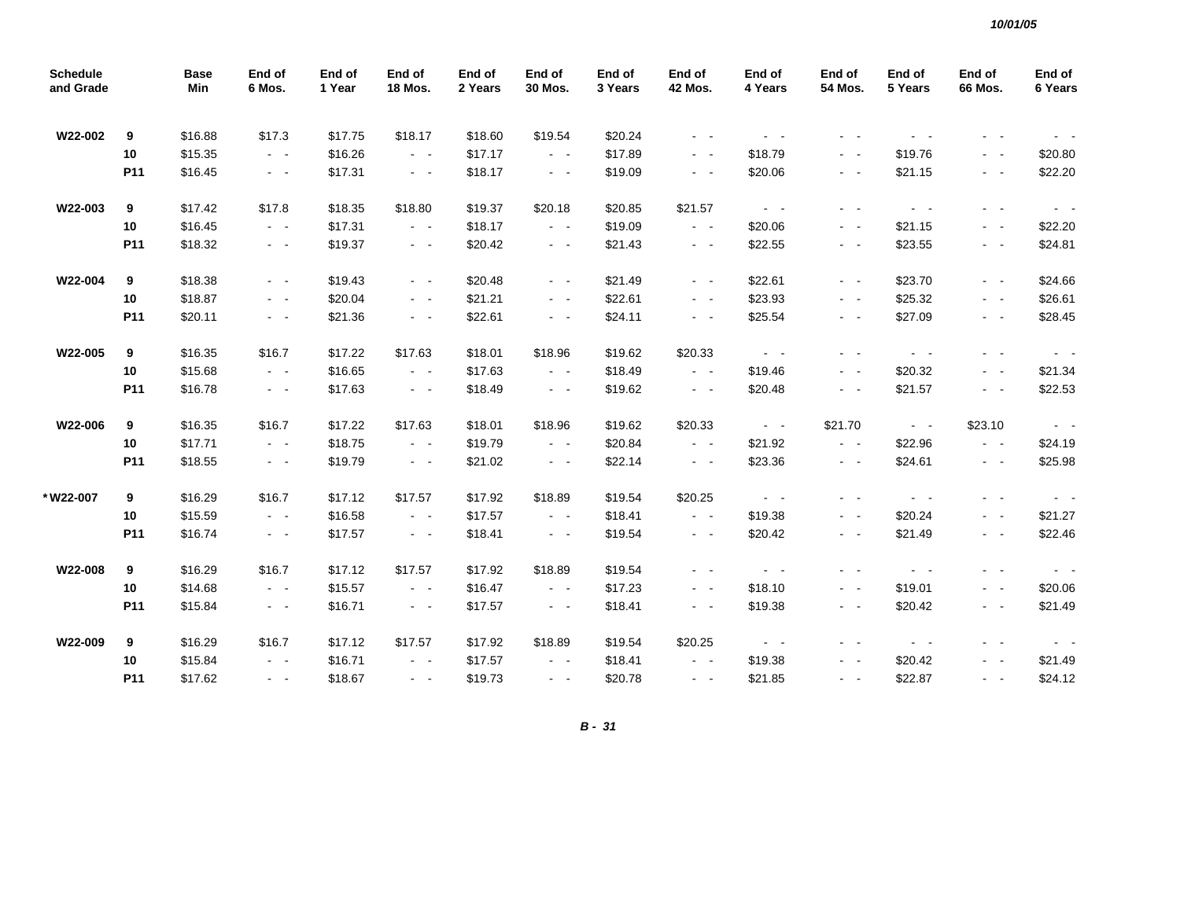| Schedule and Grade | | Base Min | End of 6 Mos. | End of 1 Year | End of 18 Mos. | End of 2 Years | End of 30 Mos. | End of 3 Years | End of 42 Mos. | End of 4 Years | End of 54 Mos. | End of 5 Years | End of 66 Mos. | End of 6 Years |
|---|---|---|---|---|---|---|---|---|---|---|---|---|---|---|
| **W22-002** | **9** | $16.88 | $17.3 | $17.75 | $18.17 | $18.60 | $19.54 | $20.24 | - - | - - | - - | - - | - - | - - |
| | **10** | $15.35 | - - | $16.26 | - - | $17.17 | - - | $17.89 | - - | $18.79 | - - | $19.76 | - - | $20.80 |
| | **P11** | $16.45 | - - | $17.31 | - - | $18.17 | - - | $19.09 | - - | $20.06 | - - | $21.15 | - - | $22.20 |
| **W22-003** | **9** | $17.42 | $17.8 | $18.35 | $18.80 | $19.37 | $20.18 | $20.85 | $21.57 | - - | - - | - - | - - | - - |
| | **10** | $16.45 | - - | $17.31 | - - | $18.17 | - - | $19.09 | - - | $20.06 | - - | $21.15 | - - | $22.20 |
| | **P11** | $18.32 | - - | $19.37 | - - | $20.42 | - - | $21.43 | - - | $22.55 | - - | $23.55 | - - | $24.81 |
| **W22-004** | **9** | $18.38 | - - | $19.43 | - - | $20.48 | - - | $21.49 | - - | $22.61 | - - | $23.70 | - - | $24.66 |
| | **10** | $18.87 | - - | $20.04 | - - | $21.21 | - - | $22.61 | - - | $23.93 | - - | $25.32 | - - | $26.61 |
| | **P11** | $20.11 | - - | $21.36 | - - | $22.61 | - - | $24.11 | - - | $25.54 | - - | $27.09 | - - | $28.45 |
| **W22-005** | **9** | $16.35 | $16.7 | $17.22 | $17.63 | $18.01 | $18.96 | $19.62 | $20.33 | - - | - - | - - | - - | - - |
| | **10** | $15.68 | - - | $16.65 | - - | $17.63 | - - | $18.49 | - - | $19.46 | - - | $20.32 | - - | $21.34 |
| | **P11** | $16.78 | - - | $17.63 | - - | $18.49 | - - | $19.62 | - - | $20.48 | - - | $21.57 | - - | $22.53 |
| **W22-006** | **9** | $16.35 | $16.7 | $17.22 | $17.63 | $18.01 | $18.96 | $19.62 | $20.33 | - - | $21.70 | - - | $23.10 | - - |
| | **10** | $17.71 | - - | $18.75 | - - | $19.79 | - - | $20.84 | - - | $21.92 | - - | $22.96 | - - | $24.19 |
| | **P11** | $18.55 | - - | $19.79 | - - | $21.02 | - - | $22.14 | - - | $23.36 | - - | $24.61 | - - | $25.98 |
| **\*W22-007** | **9** | $16.29 | $16.7 | $17.12 | $17.57 | $17.92 | $18.89 | $19.54 | $20.25 | - - | - - | - - | - - | - - |
| | **10** | $15.59 | - - | $16.58 | - - | $17.57 | - - | $18.41 | - - | $19.38 | - - | $20.24 | - - | $21.27 |
| | **P11** | $16.74 | - - | $17.57 | - - | $18.41 | - - | $19.54 | - - | $20.42 | - - | $21.49 | - - | $22.46 |
| **W22-008** | **9** | $16.29 | $16.7 | $17.12 | $17.57 | $17.92 | $18.89 | $19.54 | - - | - - | - - | - - | - - | - - |
| | **10** | $14.68 | - - | $15.57 | - - | $16.47 | - - | $17.23 | - - | $18.10 | - - | $19.01 | - - | $20.06 |
| | **P11** | $15.84 | - - | $16.71 | - - | $17.57 | - - | $18.41 | - - | $19.38 | - - | $20.42 | - - | $21.49 |
| **W22-009** | **9** | $16.29 | $16.7 | $17.12 | $17.57 | $17.92 | $18.89 | $19.54 | $20.25 | - - | - - | - - | - - | - - |
| | **10** | $15.84 | - - | $16.71 | - - | $17.57 | - - | $18.41 | - - | $19.38 | - - | $20.42 | - - | $21.49 |
| | **P11** | $17.62 | - - | $18.67 | - - | $19.73 | - - | $20.78 | - - | $21.85 | - - | $22.87 | - - | $24.12 |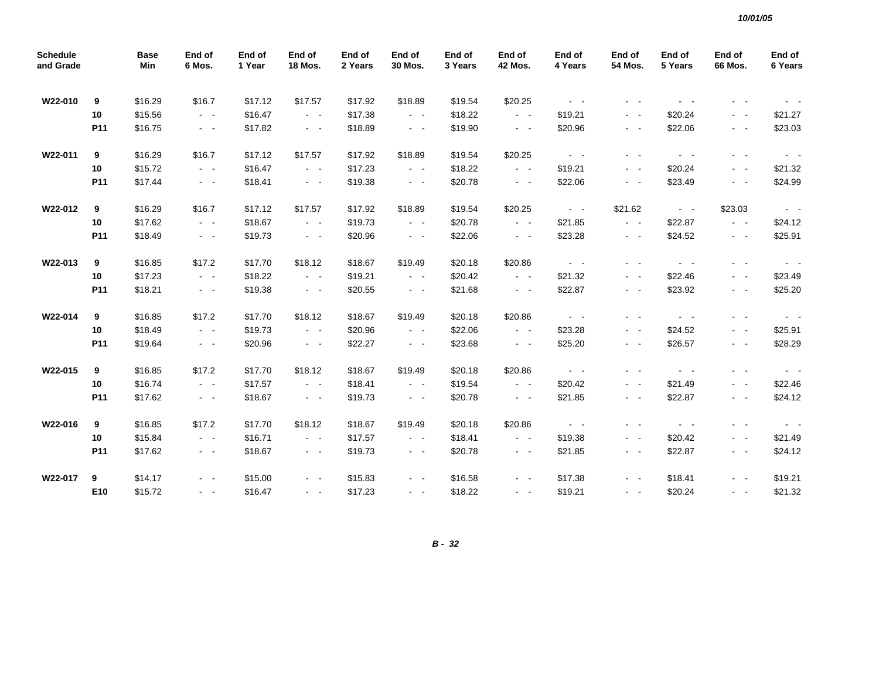10/01/05

| Schedule and Grade | | Base Min | End of 6 Mos. | End of 1 Year | End of 18 Mos. | End of 2 Years | End of 30 Mos. | End of 3 Years | End of 42 Mos. | End of 4 Years | End of 54 Mos. | End of 5 Years | End of 66 Mos. | End of 6 Years |
|---|---|---|---|---|---|---|---|---|---|---|---|---|---|---|
| W22-010 | 9 | $16.29 | $16.7 | $17.12 | $17.57 | $17.92 | $18.89 | $19.54 | $20.25 | - - | - - | - - | - - | - - |
| | 10 | $15.56 | - - | $16.47 | - - | $17.38 | - - | $18.22 | - - | $19.21 | - - | $20.24 | - - | $21.27 |
| | P11 | $16.75 | - - | $17.82 | - - | $18.89 | - - | $19.90 | - - | $20.96 | - - | $22.06 | - - | $23.03 |
| W22-011 | 9 | $16.29 | $16.7 | $17.12 | $17.57 | $17.92 | $18.89 | $19.54 | $20.25 | - - | - - | - - | - - | - - |
| | 10 | $15.72 | - - | $16.47 | - - | $17.23 | - - | $18.22 | - - | $19.21 | - - | $20.24 | - - | $21.32 |
| | P11 | $17.44 | - - | $18.41 | - - | $19.38 | - - | $20.78 | - - | $22.06 | - - | $23.49 | - - | $24.99 |
| W22-012 | 9 | $16.29 | $16.7 | $17.12 | $17.57 | $17.92 | $18.89 | $19.54 | $20.25 | - - | $21.62 | - - | $23.03 | - - |
| | 10 | $17.62 | - - | $18.67 | - - | $19.73 | - - | $20.78 | - - | $21.85 | - - | $22.87 | - - | $24.12 |
| | P11 | $18.49 | - - | $19.73 | - - | $20.96 | - - | $22.06 | - - | $23.28 | - - | $24.52 | - - | $25.91 |
| W22-013 | 9 | $16.85 | $17.2 | $17.70 | $18.12 | $18.67 | $19.49 | $20.18 | $20.86 | - - | - - | - - | - - | - - |
| | 10 | $17.23 | - - | $18.22 | - - | $19.21 | - - | $20.42 | - - | $21.32 | - - | $22.46 | - - | $23.49 |
| | P11 | $18.21 | - - | $19.38 | - - | $20.55 | - - | $21.68 | - - | $22.87 | - - | $23.92 | - - | $25.20 |
| W22-014 | 9 | $16.85 | $17.2 | $17.70 | $18.12 | $18.67 | $19.49 | $20.18 | $20.86 | - - | - - | - - | - - | - - |
| | 10 | $18.49 | - - | $19.73 | - - | $20.96 | - - | $22.06 | - - | $23.28 | - - | $24.52 | - - | $25.91 |
| | P11 | $19.64 | - - | $20.96 | - - | $22.27 | - - | $23.68 | - - | $25.20 | - - | $26.57 | - - | $28.29 |
| W22-015 | 9 | $16.85 | $17.2 | $17.70 | $18.12 | $18.67 | $19.49 | $20.18 | $20.86 | - - | - - | - - | - - | - - |
| | 10 | $16.74 | - - | $17.57 | - - | $18.41 | - - | $19.54 | - - | $20.42 | - - | $21.49 | - - | $22.46 |
| | P11 | $17.62 | - - | $18.67 | - - | $19.73 | - - | $20.78 | - - | $21.85 | - - | $22.87 | - - | $24.12 |
| W22-016 | 9 | $16.85 | $17.2 | $17.70 | $18.12 | $18.67 | $19.49 | $20.18 | $20.86 | - - | - - | - - | - - | - - |
| | 10 | $15.84 | - - | $16.71 | - - | $17.57 | - - | $18.41 | - - | $19.38 | - - | $20.42 | - - | $21.49 |
| | P11 | $17.62 | - - | $18.67 | - - | $19.73 | - - | $20.78 | - - | $21.85 | - - | $22.87 | - - | $24.12 |
| W22-017 | 9 | $14.17 | - - | $15.00 | - - | $15.83 | - - | $16.58 | - - | $17.38 | - - | $18.41 | - - | $19.21 |
| | E10 | $15.72 | - - | $16.47 | - - | $17.23 | - - | $18.22 | - - | $19.21 | - - | $20.24 | - - | $21.32 |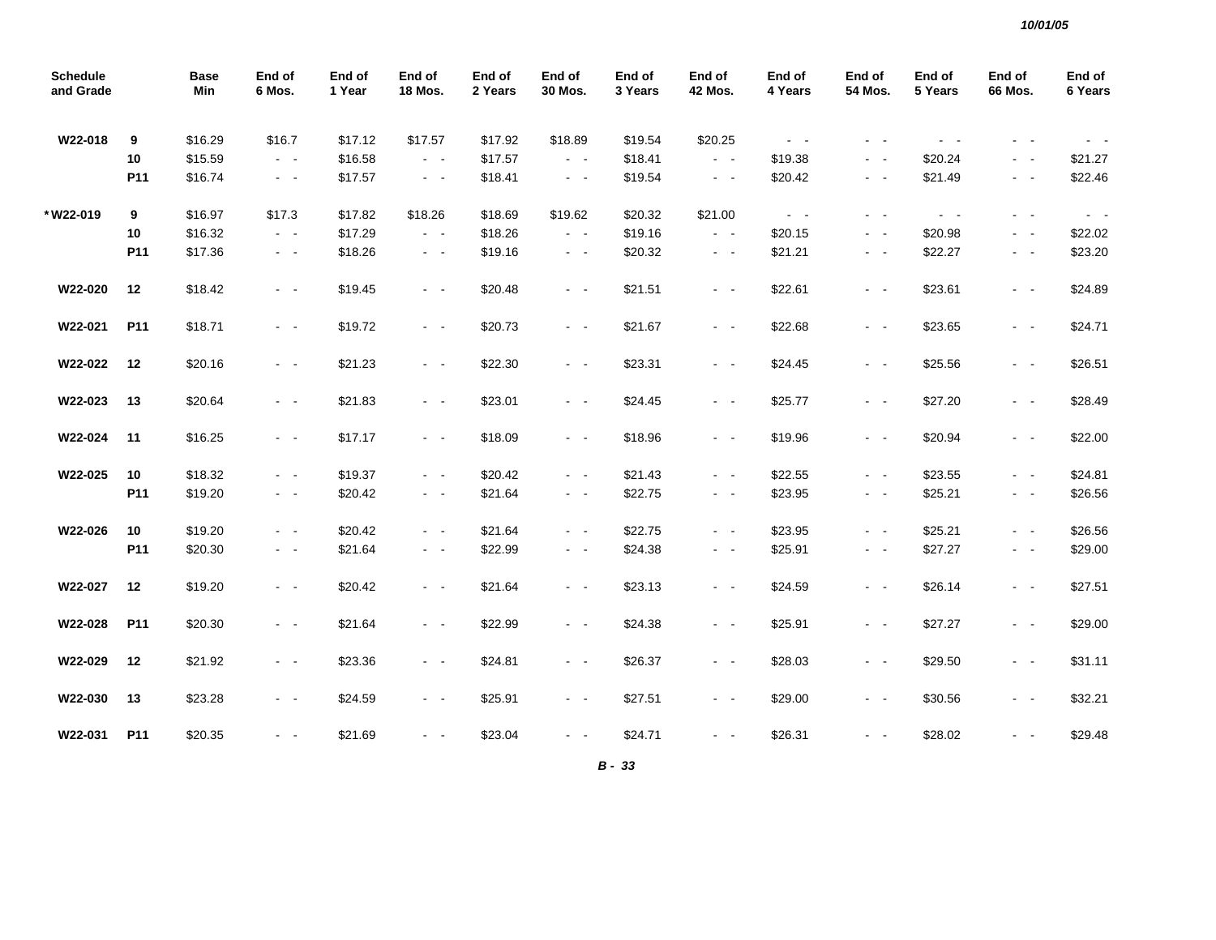| Schedule and Grade | | Base Min | End of 6 Mos. | End of 1 Year | End of 18 Mos. | End of 2 Years | End of 30 Mos. | End of 3 Years | End of 42 Mos. | End of 4 Years | End of 54 Mos. | End of 5 Years | End of 66 Mos. | End of 6 Years |
|---|---|---|---|---|---|---|---|---|---|---|---|---|---|---|
| W22-018 | 9 | $16.29 | $16.7 | $17.12 | $17.57 | $17.92 | $18.89 | $19.54 | $20.25 | - - | - - | - - | - - | - - |
| | 10 | $15.59 | - - | $16.58 | - - | $17.57 | - - | $18.41 | - - | $19.38 | - - | $20.24 | - - | $21.27 |
| | P11 | $16.74 | - - | $17.57 | - - | $18.41 | - - | $19.54 | - - | $20.42 | - - | $21.49 | - - | $22.46 |
| *W22-019 | 9 | $16.97 | $17.3 | $17.82 | $18.26 | $18.69 | $19.62 | $20.32 | $21.00 | - - | - - | - - | - - | - - |
| | 10 | $16.32 | - - | $17.29 | - - | $18.26 | - - | $19.16 | - - | $20.15 | - - | $20.98 | - - | $22.02 |
| | P11 | $17.36 | - - | $18.26 | - - | $19.16 | - - | $20.32 | - - | $21.21 | - - | $22.27 | - - | $23.20 |
| W22-020 | 12 | $18.42 | - - | $19.45 | - - | $20.48 | - - | $21.51 | - - | $22.61 | - - | $23.61 | - - | $24.89 |
| W22-021 | P11 | $18.71 | - - | $19.72 | - - | $20.73 | - - | $21.67 | - - | $22.68 | - - | $23.65 | - - | $24.71 |
| W22-022 | 12 | $20.16 | - - | $21.23 | - - | $22.30 | - - | $23.31 | - - | $24.45 | - - | $25.56 | - - | $26.51 |
| W22-023 | 13 | $20.64 | - - | $21.83 | - - | $23.01 | - - | $24.45 | - - | $25.77 | - - | $27.20 | - - | $28.49 |
| W22-024 | 11 | $16.25 | - - | $17.17 | - - | $18.09 | - - | $18.96 | - - | $19.96 | - - | $20.94 | - - | $22.00 |
| W22-025 | 10 | $18.32 | - - | $19.37 | - - | $20.42 | - - | $21.43 | - - | $22.55 | - - | $23.55 | - - | $24.81 |
| | P11 | $19.20 | - - | $20.42 | - - | $21.64 | - - | $22.75 | - - | $23.95 | - - | $25.21 | - - | $26.56 |
| W22-026 | 10 | $19.20 | - - | $20.42 | - - | $21.64 | - - | $22.75 | - - | $23.95 | - - | $25.21 | - - | $26.56 |
| | P11 | $20.30 | - - | $21.64 | - - | $22.99 | - - | $24.38 | - - | $25.91 | - - | $27.27 | - - | $29.00 |
| W22-027 | 12 | $19.20 | - - | $20.42 | - - | $21.64 | - - | $23.13 | - - | $24.59 | - - | $26.14 | - - | $27.51 |
| W22-028 | P11 | $20.30 | - - | $21.64 | - - | $22.99 | - - | $24.38 | - - | $25.91 | - - | $27.27 | - - | $29.00 |
| W22-029 | 12 | $21.92 | - - | $23.36 | - - | $24.81 | - - | $26.37 | - - | $28.03 | - - | $29.50 | - - | $31.11 |
| W22-030 | 13 | $23.28 | - - | $24.59 | - - | $25.91 | - - | $27.51 | - - | $29.00 | - - | $30.56 | - - | $32.21 |
| W22-031 | P11 | $20.35 | - - | $21.69 | - - | $23.04 | - - | $24.71 | - - | $26.31 | - - | $28.02 | - - | $29.48 |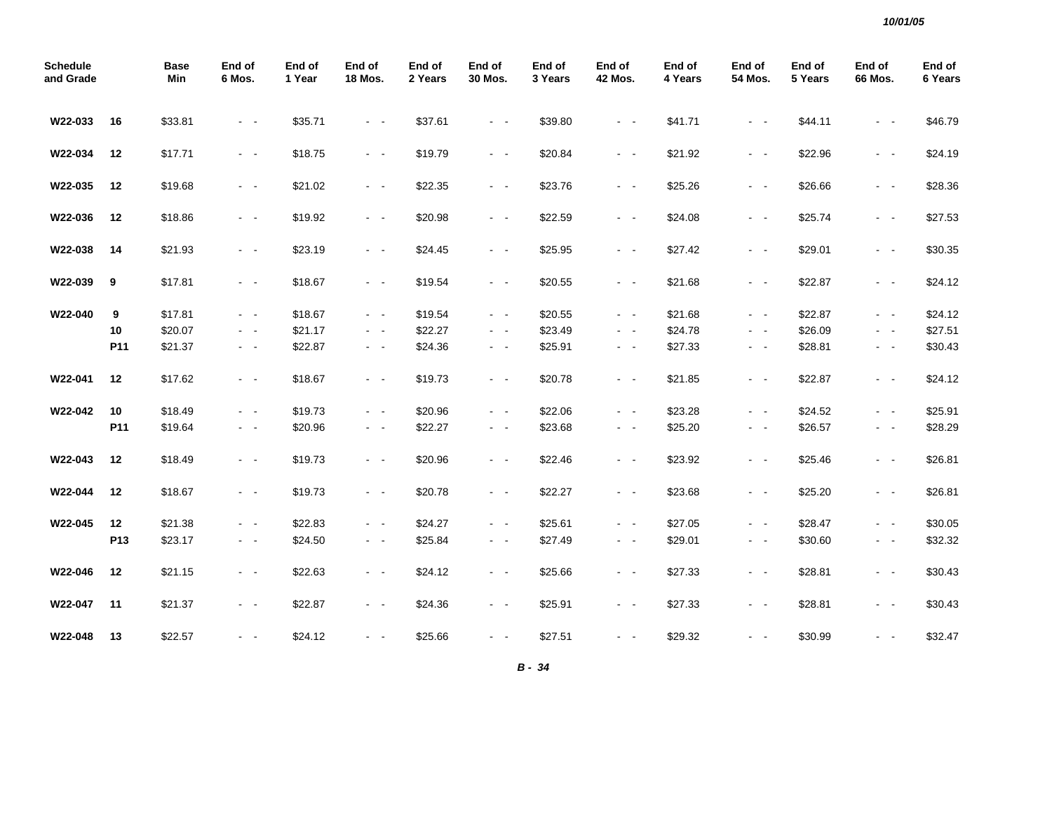| Schedule and Grade | | Base Min | End of 6 Mos. | End of 1 Year | End of 18 Mos. | End of 2 Years | End of 30 Mos. | End of 3 Years | End of 42 Mos. | End of 4 Years | End of 54 Mos. | End of 5 Years | End of 66 Mos. | End of 6 Years |
|---|---|---|---|---|---|---|---|---|---|---|---|---|---|---|
| W22-033 | 16 | $33.81 | - - | $35.71 | - - | $37.61 | - - | $39.80 | - - | $41.71 | - - | $44.11 | - - | $46.79 |
| W22-034 | 12 | $17.71 | - - | $18.75 | - - | $19.79 | - - | $20.84 | - - | $21.92 | - - | $22.96 | - - | $24.19 |
| W22-035 | 12 | $19.68 | - - | $21.02 | - - | $22.35 | - - | $23.76 | - - | $25.26 | - - | $26.66 | - - | $28.36 |
| W22-036 | 12 | $18.86 | - - | $19.92 | - - | $20.98 | - - | $22.59 | - - | $24.08 | - - | $25.74 | - - | $27.53 |
| W22-038 | 14 | $21.93 | - - | $23.19 | - - | $24.45 | - - | $25.95 | - - | $27.42 | - - | $29.01 | - - | $30.35 |
| W22-039 | 9 | $17.81 | - - | $18.67 | - - | $19.54 | - - | $20.55 | - - | $21.68 | - - | $22.87 | - - | $24.12 |
| W22-040 | 9 | $17.81 | - - | $18.67 | - - | $19.54 | - - | $20.55 | - - | $21.68 | - - | $22.87 | - - | $24.12 |
| | 10 | $20.07 | - - | $21.17 | - - | $22.27 | - - | $23.49 | - - | $24.78 | - - | $26.09 | - - | $27.51 |
| | P11 | $21.37 | - - | $22.87 | - - | $24.36 | - - | $25.91 | - - | $27.33 | - - | $28.81 | - - | $30.43 |
| W22-041 | 12 | $17.62 | - - | $18.67 | - - | $19.73 | - - | $20.78 | - - | $21.85 | - - | $22.87 | - - | $24.12 |
| W22-042 | 10 | $18.49 | - - | $19.73 | - - | $20.96 | - - | $22.06 | - - | $23.28 | - - | $24.52 | - - | $25.91 |
| | P11 | $19.64 | - - | $20.96 | - - | $22.27 | - - | $23.68 | - - | $25.20 | - - | $26.57 | - - | $28.29 |
| W22-043 | 12 | $18.49 | - - | $19.73 | - - | $20.96 | - - | $22.46 | - - | $23.92 | - - | $25.46 | - - | $26.81 |
| W22-044 | 12 | $18.67 | - - | $19.73 | - - | $20.78 | - - | $22.27 | - - | $23.68 | - - | $25.20 | - - | $26.81 |
| W22-045 | 12 | $21.38 | - - | $22.83 | - - | $24.27 | - - | $25.61 | - - | $27.05 | - - | $28.47 | - - | $30.05 |
| | P13 | $23.17 | - - | $24.50 | - - | $25.84 | - - | $27.49 | - - | $29.01 | - - | $30.60 | - - | $32.32 |
| W22-046 | 12 | $21.15 | - - | $22.63 | - - | $24.12 | - - | $25.66 | - - | $27.33 | - - | $28.81 | - - | $30.43 |
| W22-047 | 11 | $21.37 | - - | $22.87 | - - | $24.36 | - - | $25.91 | - - | $27.33 | - - | $28.81 | - - | $30.43 |
| W22-048 | 13 | $22.57 | - - | $24.12 | - - | $25.66 | - - | $27.51 | - - | $29.32 | - - | $30.99 | - - | $32.47 |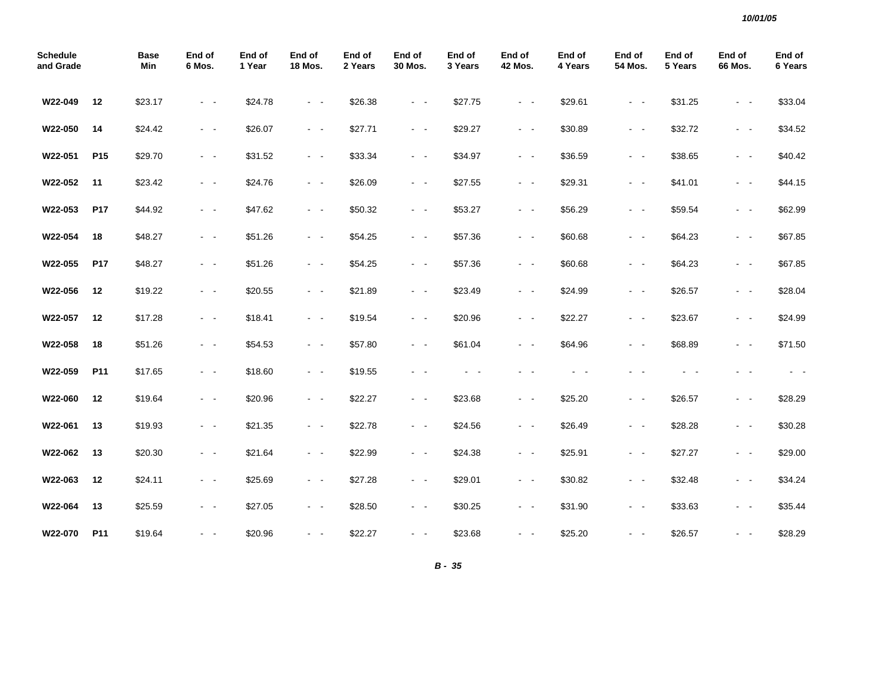| Schedule and Grade | | Base Min | End of 6 Mos. | End of 1 Year | End of 18 Mos. | End of 2 Years | End of 30 Mos. | End of 3 Years | End of 42 Mos. | End of 4 Years | End of 54 Mos. | End of 5 Years | End of 66 Mos. | End of 6 Years |
|---|---|---|---|---|---|---|---|---|---|---|---|---|---|---|
| **W22-049** | **12** | $23.17 | - - | $24.78 | - - | $26.38 | - - | $27.75 | - - | $29.61 | - - | $31.25 | - - | $33.04 |
| **W22-050** | **14** | $24.42 | - - | $26.07 | - - | $27.71 | - - | $29.27 | - - | $30.89 | - - | $32.72 | - - | $34.52 |
| **W22-051** | **P15** | $29.70 | - - | $31.52 | - - | $33.34 | - - | $34.97 | - - | $36.59 | - - | $38.65 | - - | $40.42 |
| **W22-052** | **11** | $23.42 | - - | $24.76 | - - | $26.09 | - - | $27.55 | - - | $29.31 | - - | $41.01 | - - | $44.15 |
| **W22-053** | **P17** | $44.92 | - - | $47.62 | - - | $50.32 | - - | $53.27 | - - | $56.29 | - - | $59.54 | - - | $62.99 |
| **W22-054** | **18** | $48.27 | - - | $51.26 | - - | $54.25 | - - | $57.36 | - - | $60.68 | - - | $64.23 | - - | $67.85 |
| **W22-055** | **P17** | $48.27 | - - | $51.26 | - - | $54.25 | - - | $57.36 | - - | $60.68 | - - | $64.23 | - - | $67.85 |
| **W22-056** | **12** | $19.22 | - - | $20.55 | - - | $21.89 | - - | $23.49 | - - | $24.99 | - - | $26.57 | - - | $28.04 |
| **W22-057** | **12** | $17.28 | - - | $18.41 | - - | $19.54 | - - | $20.96 | - - | $22.27 | - - | $23.67 | - - | $24.99 |
| **W22-058** | **18** | $51.26 | - - | $54.53 | - - | $57.80 | - - | $61.04 | - - | $64.96 | - - | $68.89 | - - | $71.50 |
| **W22-059** | **P11** | $17.65 | - - | $18.60 | - - | $19.55 | - - | - - | - - | - - | - - | - - | - - | - - |
| **W22-060** | **12** | $19.64 | - - | $20.96 | - - | $22.27 | - - | $23.68 | - - | $25.20 | - - | $26.57 | - - | $28.29 |
| **W22-061** | **13** | $19.93 | - - | $21.35 | - - | $22.78 | - - | $24.56 | - - | $26.49 | - - | $28.28 | - - | $30.28 |
| **W22-062** | **13** | $20.30 | - - | $21.64 | - - | $22.99 | - - | $24.38 | - - | $25.91 | - - | $27.27 | - - | $29.00 |
| **W22-063** | **12** | $24.11 | - - | $25.69 | - - | $27.28 | - - | $29.01 | - - | $30.82 | - - | $32.48 | - - | $34.24 |
| **W22-064** | **13** | $25.59 | - - | $27.05 | - - | $28.50 | - - | $30.25 | - - | $31.90 | - - | $33.63 | - - | $35.44 |
| **W22-070** | **P11** | $19.64 | - - | $20.96 | - - | $22.27 | - - | $23.68 | - - | $25.20 | - - | $26.57 | - - | $28.29 |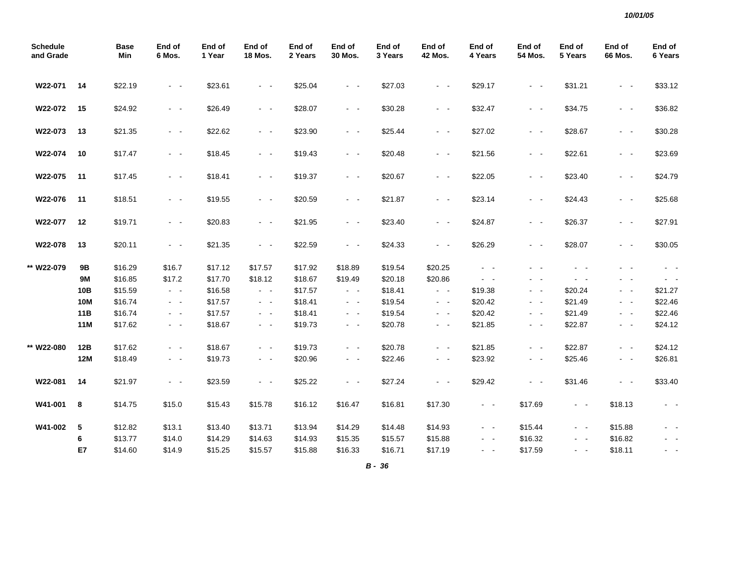10/01/05

| Schedule and Grade | | Base Min | End of 6 Mos. | End of 1 Year | End of 18 Mos. | End of 2 Years | End of 30 Mos. | End of 3 Years | End of 42 Mos. | End of 4 Years | End of 54 Mos. | End of 5 Years | End of 66 Mos. | End of 6 Years |
|---|---|---|---|---|---|---|---|---|---|---|---|---|---|---|
| W22-071 | 14 | $22.19 | - - | $23.61 | - - | $25.04 | - - | $27.03 | - - | $29.17 | - - | $31.21 | - - | $33.12 |
| W22-072 | 15 | $24.92 | - - | $26.49 | - - | $28.07 | - - | $30.28 | - - | $32.47 | - - | $34.75 | - - | $36.82 |
| W22-073 | 13 | $21.35 | - - | $22.62 | - - | $23.90 | - - | $25.44 | - - | $27.02 | - - | $28.67 | - - | $30.28 |
| W22-074 | 10 | $17.47 | - - | $18.45 | - - | $19.43 | - - | $20.48 | - - | $21.56 | - - | $22.61 | - - | $23.69 |
| W22-075 | 11 | $17.45 | - - | $18.41 | - - | $19.37 | - - | $20.67 | - - | $22.05 | - - | $23.40 | - - | $24.79 |
| W22-076 | 11 | $18.51 | - - | $19.55 | - - | $20.59 | - - | $21.87 | - - | $23.14 | - - | $24.43 | - - | $25.68 |
| W22-077 | 12 | $19.71 | - - | $20.83 | - - | $21.95 | - - | $23.40 | - - | $24.87 | - - | $26.37 | - - | $27.91 |
| W22-078 | 13 | $20.11 | - - | $21.35 | - - | $22.59 | - - | $24.33 | - - | $26.29 | - - | $28.07 | - - | $30.05 |
| ** W22-079 | 9B | $16.29 | $16.7 | $17.12 | $17.57 | $17.92 | $18.89 | $19.54 | $20.25 | - - | - - | - - | - - | - - |
| | 9M | $16.85 | $17.2 | $17.70 | $18.12 | $18.67 | $19.49 | $20.18 | $20.86 | - - | - - | - - | - - | - - |
| | 10B | $15.59 | - - | $16.58 | - - | $17.57 | - - | $18.41 | - - | $19.38 | - - | $20.24 | - - | $21.27 |
| | 10M | $16.74 | - - | $17.57 | - - | $18.41 | - - | $19.54 | - - | $20.42 | - - | $21.49 | - - | $22.46 |
| | 11B | $16.74 | - - | $17.57 | - - | $18.41 | - - | $19.54 | - - | $20.42 | - - | $21.49 | - - | $22.46 |
| | 11M | $17.62 | - - | $18.67 | - - | $19.73 | - - | $20.78 | - - | $21.85 | - - | $22.87 | - - | $24.12 |
| ** W22-080 | 12B | $17.62 | - - | $18.67 | - - | $19.73 | - - | $20.78 | - - | $21.85 | - - | $22.87 | - - | $24.12 |
| | 12M | $18.49 | - - | $19.73 | - - | $20.96 | - - | $22.46 | - - | $23.92 | - - | $25.46 | - - | $26.81 |
| W22-081 | 14 | $21.97 | - - | $23.59 | - - | $25.22 | - - | $27.24 | - - | $29.42 | - - | $31.46 | - - | $33.40 |
| W41-001 | 8 | $14.75 | $15.0 | $15.43 | $15.78 | $16.12 | $16.47 | $16.81 | $17.30 | - - | $17.69 | - - | $18.13 | - - |
| W41-002 | 5 | $12.82 | $13.1 | $13.40 | $13.71 | $13.94 | $14.29 | $14.48 | $14.93 | - - | $15.44 | - - | $15.88 | - - |
| | 6 | $13.77 | $14.0 | $14.29 | $14.63 | $14.93 | $15.35 | $15.57 | $15.88 | - - | $16.32 | - - | $16.82 | - - |
| | E7 | $14.60 | $14.9 | $15.25 | $15.57 | $15.88 | $16.33 | $16.71 | $17.19 | - - | $17.59 | - - | $18.11 | - - |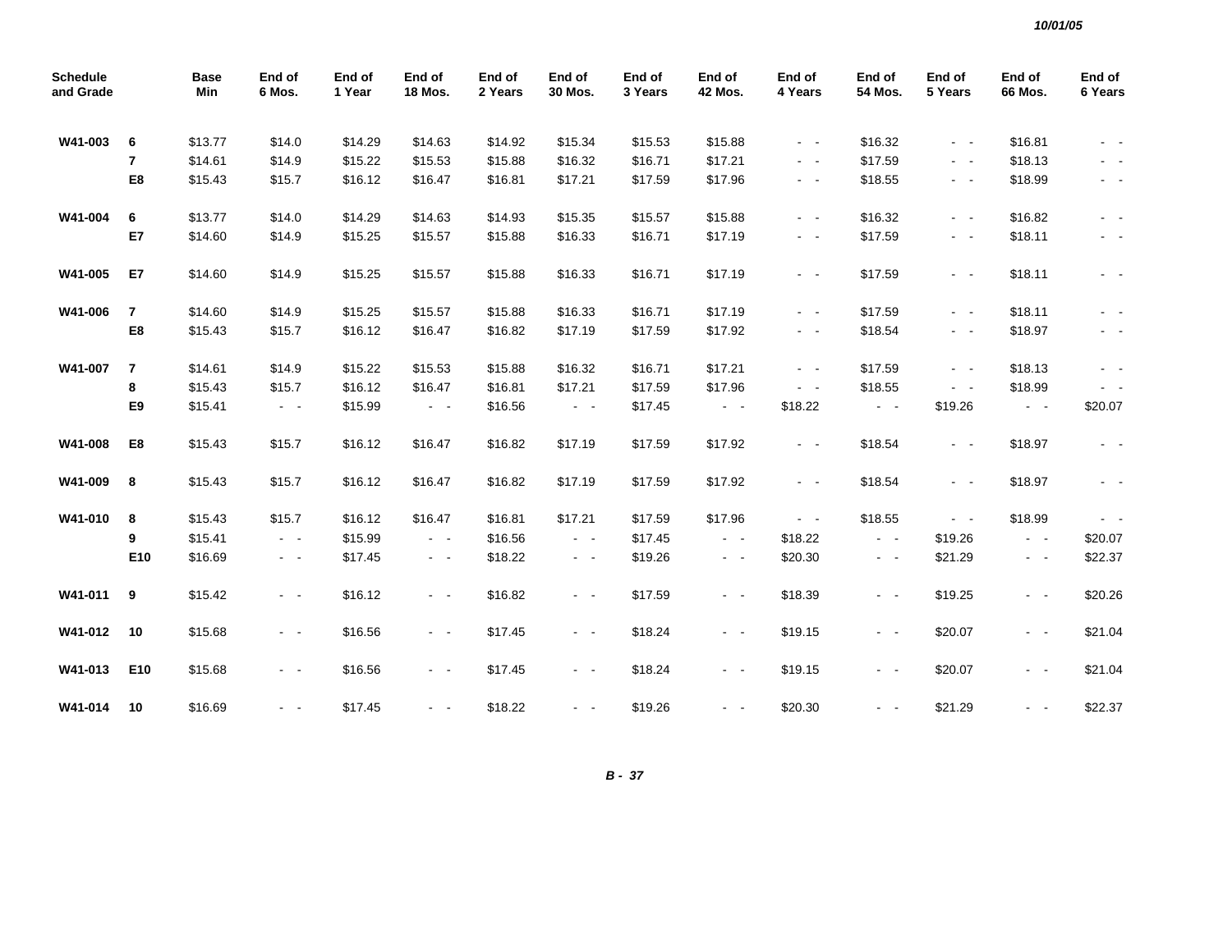| Schedule and Grade | | Base Min | End of 6 Mos. | End of 1 Year | End of 18 Mos. | End of 2 Years | End of 30 Mos. | End of 3 Years | End of 42 Mos. | End of 4 Years | End of 54 Mos. | End of 5 Years | End of 66 Mos. | End of 6 Years |
|---|---|---|---|---|---|---|---|---|---|---|---|---|---|---|
| **W41-003** | **6** | $13.77 | $14.0 | $14.29 | $14.63 | $14.92 | $15.34 | $15.53 | $15.88 | - - | $16.32 | - - | $16.81 | - - |
| | **7** | $14.61 | $14.9 | $15.22 | $15.53 | $15.88 | $16.32 | $16.71 | $17.21 | - - | $17.59 | - - | $18.13 | - - |
| | **E8** | $15.43 | $15.7 | $16.12 | $16.47 | $16.81 | $17.21 | $17.59 | $17.96 | - - | $18.55 | - - | $18.99 | - - |
| **W41-004** | **6** | $13.77 | $14.0 | $14.29 | $14.63 | $14.93 | $15.35 | $15.57 | $15.88 | - - | $16.32 | - - | $16.82 | - - |
| | **E7** | $14.60 | $14.9 | $15.25 | $15.57 | $15.88 | $16.33 | $16.71 | $17.19 | - - | $17.59 | - - | $18.11 | - - |
| **W41-005** | **E7** | $14.60 | $14.9 | $15.25 | $15.57 | $15.88 | $16.33 | $16.71 | $17.19 | - - | $17.59 | - - | $18.11 | - - |
| **W41-006** | **7** | $14.60 | $14.9 | $15.25 | $15.57 | $15.88 | $16.33 | $16.71 | $17.19 | - - | $17.59 | - - | $18.11 | - - |
| | **E8** | $15.43 | $15.7 | $16.12 | $16.47 | $16.82 | $17.19 | $17.59 | $17.92 | - - | $18.54 | - - | $18.97 | - - |
| **W41-007** | **7** | $14.61 | $14.9 | $15.22 | $15.53 | $15.88 | $16.32 | $16.71 | $17.21 | - - | $17.59 | - - | $18.13 | - - |
| | **8** | $15.43 | $15.7 | $16.12 | $16.47 | $16.81 | $17.21 | $17.59 | $17.96 | - - | $18.55 | - - | $18.99 | - - |
| | **E9** | $15.41 | - - | $15.99 | - - | $16.56 | - - | $17.45 | - - | $18.22 | - - | $19.26 | - - | $20.07 |
| **W41-008** | **E8** | $15.43 | $15.7 | $16.12 | $16.47 | $16.82 | $17.19 | $17.59 | $17.92 | - - | $18.54 | - - | $18.97 | - - |
| **W41-009** | **8** | $15.43 | $15.7 | $16.12 | $16.47 | $16.82 | $17.19 | $17.59 | $17.92 | - - | $18.54 | - - | $18.97 | - - |
| **W41-010** | **8** | $15.43 | $15.7 | $16.12 | $16.47 | $16.81 | $17.21 | $17.59 | $17.96 | - - | $18.55 | - - | $18.99 | - - |
| | **9** | $15.41 | - - | $15.99 | - - | $16.56 | - - | $17.45 | - - | $18.22 | - - | $19.26 | - - | $20.07 |
| | **E10** | $16.69 | - - | $17.45 | - - | $18.22 | - - | $19.26 | - - | $20.30 | - - | $21.29 | - - | $22.37 |
| **W41-011** | **9** | $15.42 | - - | $16.12 | - - | $16.82 | - - | $17.59 | - - | $18.39 | - - | $19.25 | - - | $20.26 |
| **W41-012** | **10** | $15.68 | - - | $16.56 | - - | $17.45 | - - | $18.24 | - - | $19.15 | - - | $20.07 | - - | $21.04 |
| **W41-013** | **E10** | $15.68 | - - | $16.56 | - - | $17.45 | - - | $18.24 | - - | $19.15 | - - | $20.07 | - - | $21.04 |
| **W41-014** | **10** | $16.69 | - - | $17.45 | - - | $18.22 | - - | $19.26 | - - | $20.30 | - - | $21.29 | - - | $22.37 |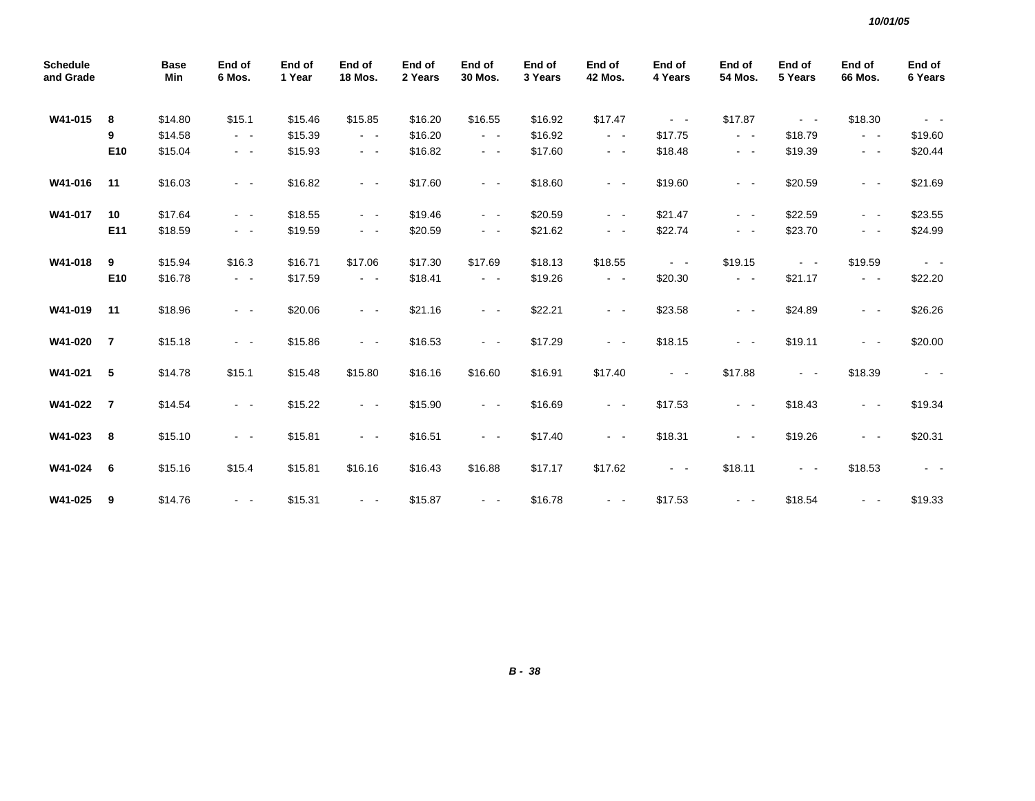| Schedule and Grade | | Base Min | End of 6 Mos. | End of 1 Year | End of 18 Mos. | End of 2 Years | End of 30 Mos. | End of 3 Years | End of 42 Mos. | End of 4 Years | End of 54 Mos. | End of 5 Years | End of 66 Mos. | End of 6 Years |
|---|---|---|---|---|---|---|---|---|---|---|---|---|---|---|
| **W41-015** | **8** | $14.80 | $15.1 | $15.46 | $15.85 | $16.20 | $16.55 | $16.92 | $17.47 | - - | $17.87 | - - | $18.30 | - - |
| | **9** | $14.58 | - - | $15.39 | - - | $16.20 | - - | $16.92 | - - | $17.75 | - - | $18.79 | - - | $19.60 |
| | **E10** | $15.04 | - - | $15.93 | - - | $16.82 | - - | $17.60 | - - | $18.48 | - - | $19.39 | - - | $20.44 |
| **W41-016** | **11** | $16.03 | - - | $16.82 | - - | $17.60 | - - | $18.60 | - - | $19.60 | - - | $20.59 | - - | $21.69 |
| **W41-017** | **10** | $17.64 | - - | $18.55 | - - | $19.46 | - - | $20.59 | - - | $21.47 | - - | $22.59 | - - | $23.55 |
| | **E11** | $18.59 | - - | $19.59 | - - | $20.59 | - - | $21.62 | - - | $22.74 | - - | $23.70 | - - | $24.99 |
| **W41-018** | **9** | $15.94 | $16.3 | $16.71 | $17.06 | $17.30 | $17.69 | $18.13 | $18.55 | - - | $19.15 | - - | $19.59 | - - |
| | **E10** | $16.78 | - - | $17.59 | - - | $18.41 | - - | $19.26 | - - | $20.30 | - - | $21.17 | - - | $22.20 |
| **W41-019** | **11** | $18.96 | - - | $20.06 | - - | $21.16 | - - | $22.21 | - - | $23.58 | - - | $24.89 | - - | $26.26 |
| **W41-020** | **7** | $15.18 | - - | $15.86 | - - | $16.53 | - - | $17.29 | - - | $18.15 | - - | $19.11 | - - | $20.00 |
| **W41-021** | **5** | $14.78 | $15.1 | $15.48 | $15.80 | $16.16 | $16.60 | $16.91 | $17.40 | - - | $17.88 | - - | $18.39 | - - |
| **W41-022** | **7** | $14.54 | - - | $15.22 | - - | $15.90 | - - | $16.69 | - - | $17.53 | - - | $18.43 | - - | $19.34 |
| **W41-023** | **8** | $15.10 | - - | $15.81 | - - | $16.51 | - - | $17.40 | - - | $18.31 | - - | $19.26 | - - | $20.31 |
| **W41-024** | **6** | $15.16 | $15.4 | $15.81 | $16.16 | $16.43 | $16.88 | $17.17 | $17.62 | - - | $18.11 | - - | $18.53 | - - |
| **W41-025** | **9** | $14.76 | - - | $15.31 | - - | $15.87 | - - | $16.78 | - - | $17.53 | - - | $18.54 | - - | $19.33 |